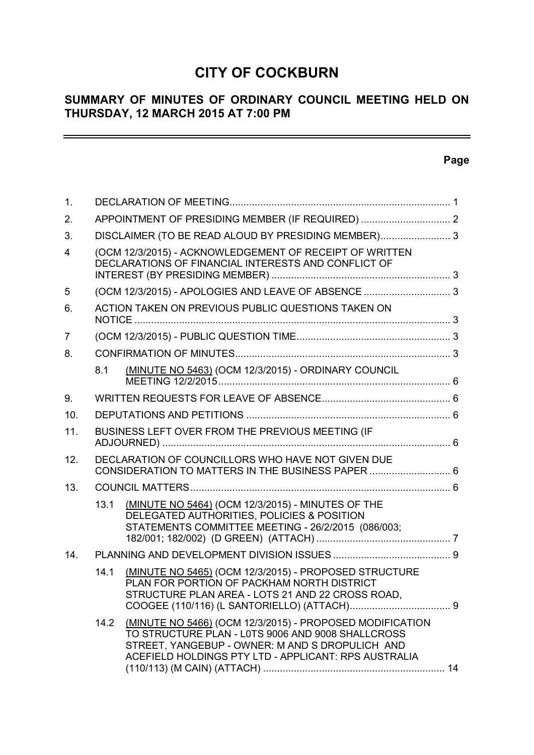# CITY OF COCKBURN

## SUMMARY OF MINUTES OF ORDINARY COUNCIL MEETING HELD ON THURSDAY, 12 MARCH 2015 AT 7:00 PM

**Page**

| | | | |
|---|---|---|---|
| 1. | DECLARATION OF MEETING | | 1 |
| 2. | APPOINTMENT OF PRESIDING MEMBER (IF REQUIRED) | | 2 |
| 3. | DISCLAIMER (TO BE READ ALOUD BY PRESIDING MEMBER) | | 3 |
| 4 | (OCM 12/3/2015) - ACKNOWLEDGEMENT OF RECEIPT OF WRITTEN DECLARATIONS OF FINANCIAL INTERESTS AND CONFLICT OF INTEREST (BY PRESIDING MEMBER) | | 3 |
| 5 | (OCM 12/3/2015) - APOLOGIES AND LEAVE OF ABSENCE | | 3 |
| 6. | ACTION TAKEN ON PREVIOUS PUBLIC QUESTIONS TAKEN ON NOTICE | | 3 |
| 7 | (OCM 12/3/2015) - PUBLIC QUESTION TIME | | 3 |
| 8. | CONFIRMATION OF MINUTES | | 3 |
| | 8.1 | (MINUTE NO 5463) (OCM 12/3/2015) - ORDINARY COUNCIL MEETING 12/2/2015 | 6 |
| 9. | WRITTEN REQUESTS FOR LEAVE OF ABSENCE | | 6 |
| 10. | DEPUTATIONS AND PETITIONS | | 6 |
| 11. | BUSINESS LEFT OVER FROM THE PREVIOUS MEETING (IF ADJOURNED) | | 6 |
| 12. | DECLARATION OF COUNCILLORS WHO HAVE NOT GIVEN DUE CONSIDERATION TO MATTERS IN THE BUSINESS PAPER | | 6 |
| 13. | COUNCIL MATTERS | | 6 |
| | 13.1 | (MINUTE NO 5464) (OCM 12/3/2015) - MINUTES OF THE DELEGATED AUTHORITIES, POLICIES & POSITION STATEMENTS COMMITTEE MEETING - 26/2/2015 (086/003; 182/001; 182/002) (D GREEN) (ATTACH) | 7 |
| 14. | PLANNING AND DEVELOPMENT DIVISION ISSUES | | 9 |
| | 14.1 | (MINUTE NO 5465) (OCM 12/3/2015) - PROPOSED STRUCTURE PLAN FOR PORTION OF PACKHAM NORTH DISTRICT STRUCTURE PLAN AREA - LOTS 21 AND 22 CROSS ROAD, COOGEE (110/116) (L SANTORIELLO) (ATTACH) | 9 |
| | 14.2 | (MINUTE NO 5466) (OCM 12/3/2015) - PROPOSED MODIFICATION TO STRUCTURE PLAN - L0TS 9006 AND 9008 SHALLCROSS STREET, YANGEBUP - OWNER: M AND S DROPULICH AND ACEFIELD HOLDINGS PTY LTD - APPLICANT: RPS AUSTRALIA (110/113) (M CAIN) (ATTACH) | 14 |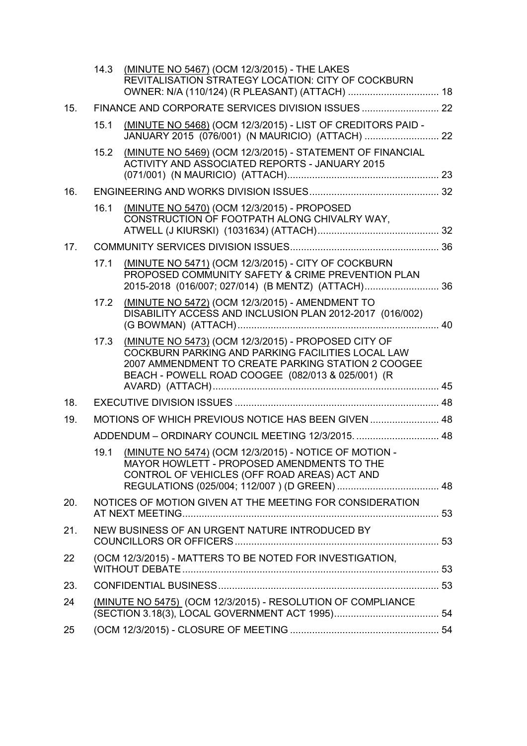| | | | |
|---|---|---|---|
| | 14.3 | <u>(MINUTE NO 5467)</u> (OCM 12/3/2015) - THE LAKES REVITALISATION STRATEGY LOCATION: CITY OF COCKBURN OWNER: N/A (110/124) (R PLEASANT) (ATTACH) | 18 |
| 15. | | FINANCE AND CORPORATE SERVICES DIVISION ISSUES | 22 |
| | 15.1 | <u>(MINUTE NO 5468)</u> (OCM 12/3/2015) - LIST OF CREDITORS PAID - JANUARY 2015 (076/001) (N MAURICIO) (ATTACH) | 22 |
| | 15.2 | <u>(MINUTE NO 5469)</u> (OCM 12/3/2015) - STATEMENT OF FINANCIAL ACTIVITY AND ASSOCIATED REPORTS - JANUARY 2015 (071/001) (N MAURICIO) (ATTACH) | 23 |
| 16. | | ENGINEERING AND WORKS DIVISION ISSUES | 32 |
| | 16.1 | <u>(MINUTE NO 5470)</u> (OCM 12/3/2015) - PROPOSED CONSTRUCTION OF FOOTPATH ALONG CHIVALRY WAY, ATWELL (J KIURSKI) (1031634) (ATTACH) | 32 |
| 17. | | COMMUNITY SERVICES DIVISION ISSUES | 36 |
| | 17.1 | <u>(MINUTE NO 5471)</u> (OCM 12/3/2015) - CITY OF COCKBURN PROPOSED COMMUNITY SAFETY & CRIME PREVENTION PLAN 2015-2018 (016/007; 027/014) (B MENTZ) (ATTACH) | 36 |
| | 17.2 | <u>(MINUTE NO 5472)</u> (OCM 12/3/2015) - AMENDMENT TO DISABILITY ACCESS AND INCLUSION PLAN 2012-2017 (016/002) (G BOWMAN) (ATTACH) | 40 |
| | 17.3 | <u>(MINUTE NO 5473)</u> (OCM 12/3/2015) - PROPOSED CITY OF COCKBURN PARKING AND PARKING FACILITIES LOCAL LAW 2007 AMMENDMENT TO CREATE PARKING STATION 2 COOGEE BEACH - POWELL ROAD COOGEE (082/013 & 025/001) (R AVARD) (ATTACH) | 45 |
| 18. | | EXECUTIVE DIVISION ISSUES | 48 |
| 19. | | MOTIONS OF WHICH PREVIOUS NOTICE HAS BEEN GIVEN | 48 |
| | | ADDENDUM – ORDINARY COUNCIL MEETING 12/3/2015. | 48 |
| | 19.1 | <u>(MINUTE NO 5474)</u> (OCM 12/3/2015) - NOTICE OF MOTION - MAYOR HOWLETT - PROPOSED AMENDMENTS TO THE CONTROL OF VEHICLES (OFF ROAD AREAS) ACT AND REGULATIONS (025/004; 112/007 ) (D GREEN) | 48 |
| 20. | | NOTICES OF MOTION GIVEN AT THE MEETING FOR CONSIDERATION AT NEXT MEETING | 53 |
| 21. | | NEW BUSINESS OF AN URGENT NATURE INTRODUCED BY COUNCILLORS OR OFFICERS | 53 |
| 22 | | (OCM 12/3/2015) - MATTERS TO BE NOTED FOR INVESTIGATION, WITHOUT DEBATE | 53 |
| 23. | | CONFIDENTIAL BUSINESS | 53 |
| 24 | | <u>(MINUTE NO 5475)</u> (OCM 12/3/2015) - RESOLUTION OF COMPLIANCE (SECTION 3.18(3), LOCAL GOVERNMENT ACT 1995) | 54 |
| 25 | | (OCM 12/3/2015) - CLOSURE OF MEETING | 54 |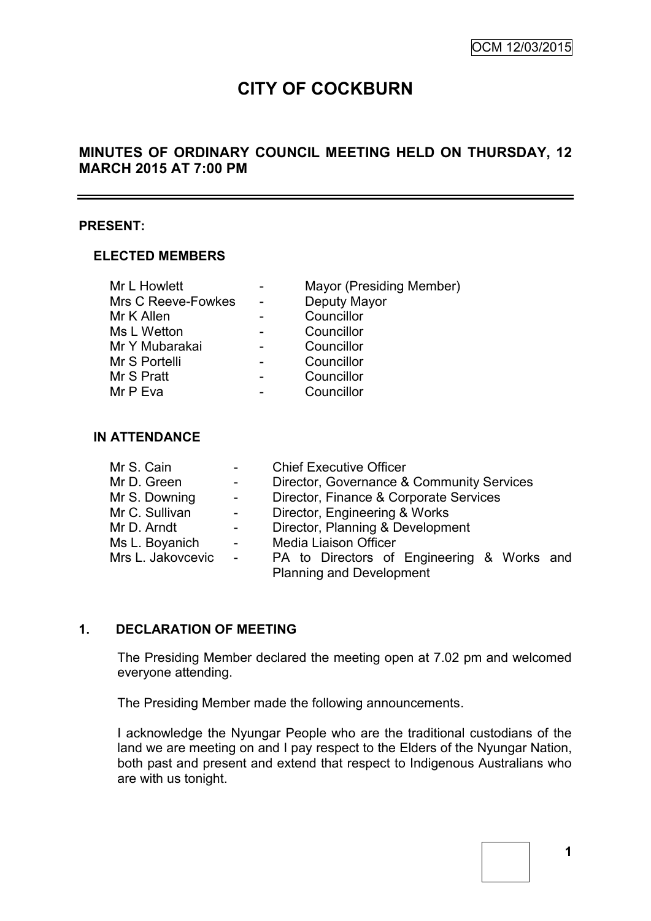# CITY OF COCKBURN

## MINUTES OF ORDINARY COUNCIL MEETING HELD ON THURSDAY, 12 MARCH 2015 AT 7:00 PM

---

### PRESENT:

#### ELECTED MEMBERS

| | | |
|---|---|---|
| Mr L Howlett | - | Mayor (Presiding Member) |
| Mrs C Reeve-Fowkes | - | Deputy Mayor |
| Mr K Allen | - | Councillor |
| Ms L Wetton | - | Councillor |
| Mr Y Mubarakai | - | Councillor |
| Mr S Portelli | - | Councillor |
| Mr S Pratt | - | Councillor |
| Mr P Eva | - | Councillor |

#### IN ATTENDANCE

| | | |
|---|---|---|
| Mr S. Cain | - | Chief Executive Officer |
| Mr D. Green | - | Director, Governance & Community Services |
| Mr S. Downing | - | Director, Finance & Corporate Services |
| Mr C. Sullivan | - | Director, Engineering & Works |
| Mr D. Arndt | - | Director, Planning & Development |
| Ms L. Boyanich | - | Media Liaison Officer |
| Mrs L. Jakovcevic | - | PA to Directors of Engineering & Works and Planning and Development |

### 1. DECLARATION OF MEETING

The Presiding Member declared the meeting open at 7.02 pm and welcomed everyone attending.

The Presiding Member made the following announcements.

I acknowledge the Nyungar People who are the traditional custodians of the land we are meeting on and I pay respect to the Elders of the Nyungar Nation, both past and present and extend that respect to Indigenous Australians who are with us tonight.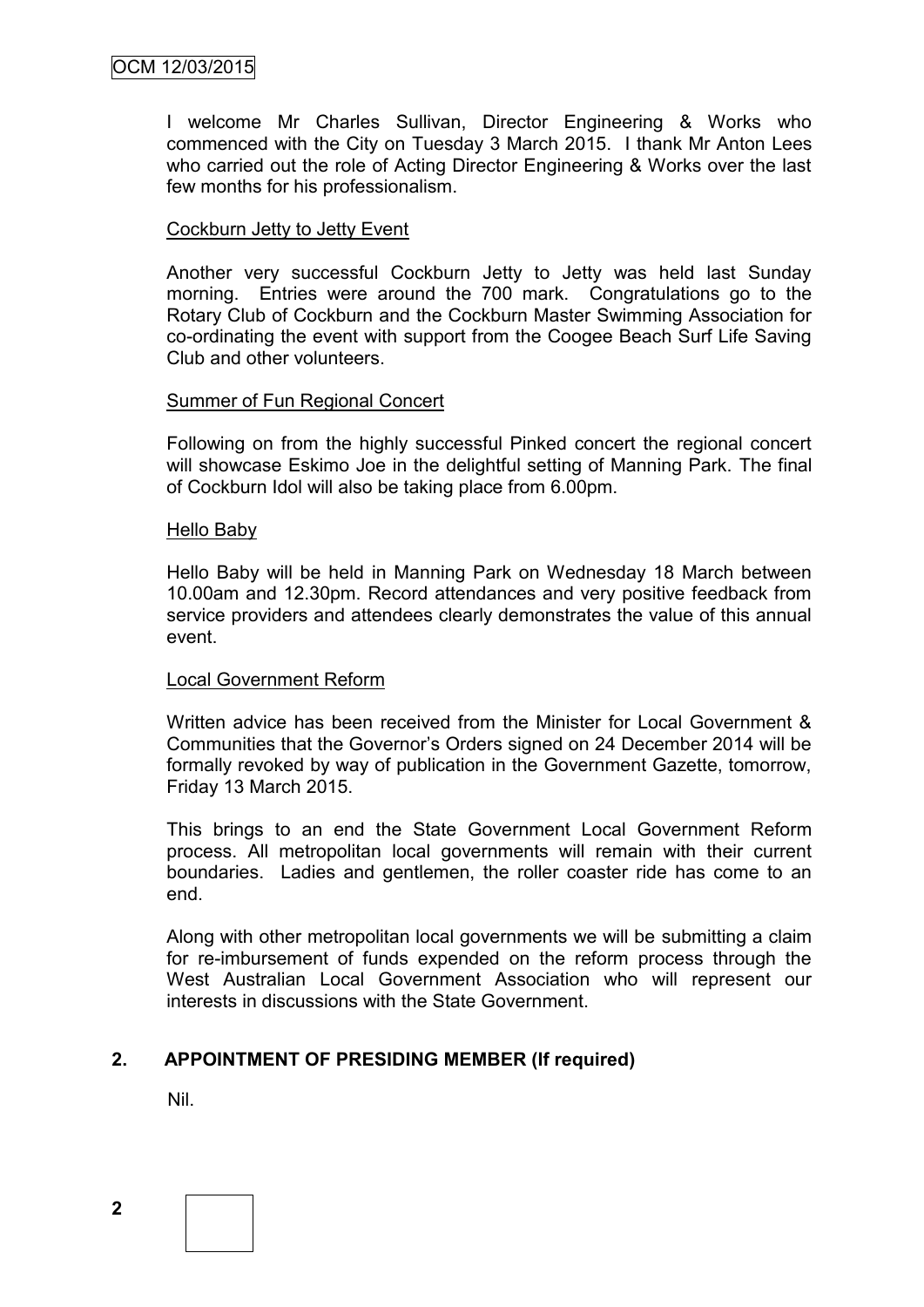I welcome Mr Charles Sullivan, Director Engineering & Works who commenced with the City on Tuesday 3 March 2015. I thank Mr Anton Lees who carried out the role of Acting Director Engineering & Works over the last few months for his professionalism.

Cockburn Jetty to Jetty Event

Another very successful Cockburn Jetty to Jetty was held last Sunday morning. Entries were around the 700 mark. Congratulations go to the Rotary Club of Cockburn and the Cockburn Master Swimming Association for co-ordinating the event with support from the Coogee Beach Surf Life Saving Club and other volunteers.

Summer of Fun Regional Concert

Following on from the highly successful Pinked concert the regional concert will showcase Eskimo Joe in the delightful setting of Manning Park. The final of Cockburn Idol will also be taking place from 6.00pm.

Hello Baby

Hello Baby will be held in Manning Park on Wednesday 18 March between 10.00am and 12.30pm. Record attendances and very positive feedback from service providers and attendees clearly demonstrates the value of this annual event.

Local Government Reform

Written advice has been received from the Minister for Local Government & Communities that the Governor's Orders signed on 24 December 2014 will be formally revoked by way of publication in the Government Gazette, tomorrow, Friday 13 March 2015.

This brings to an end the State Government Local Government Reform process. All metropolitan local governments will remain with their current boundaries. Ladies and gentlemen, the roller coaster ride has come to an end.

Along with other metropolitan local governments we will be submitting a claim for re-imbursement of funds expended on the reform process through the West Australian Local Government Association who will represent our interests in discussions with the State Government.

## 2. APPOINTMENT OF PRESIDING MEMBER (If required)

Nil.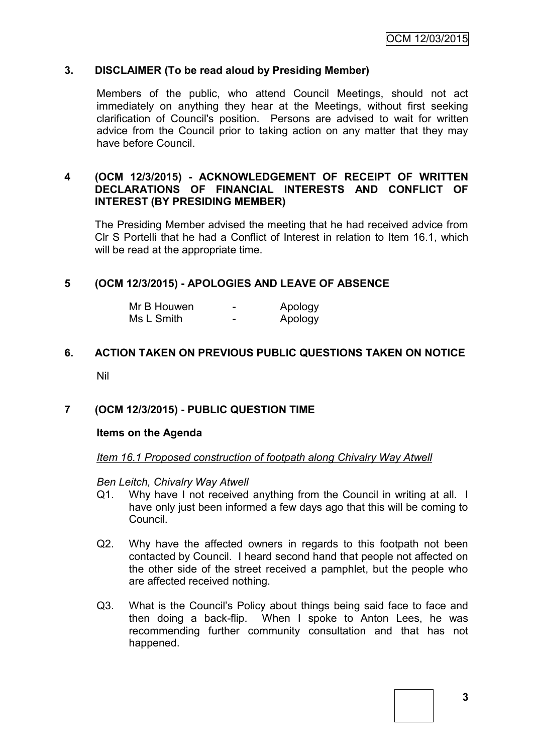## 3. DISCLAIMER (To be read aloud by Presiding Member)

Members of the public, who attend Council Meetings, should not act immediately on anything they hear at the Meetings, without first seeking clarification of Council's position. Persons are advised to wait for written advice from the Council prior to taking action on any matter that they may have before Council.

## 4 (OCM 12/3/2015) - ACKNOWLEDGEMENT OF RECEIPT OF WRITTEN DECLARATIONS OF FINANCIAL INTERESTS AND CONFLICT OF INTEREST (BY PRESIDING MEMBER)

The Presiding Member advised the meeting that he had received advice from Clr S Portelli that he had a Conflict of Interest in relation to Item 16.1, which will be read at the appropriate time.

## 5 (OCM 12/3/2015) - APOLOGIES AND LEAVE OF ABSENCE

| | | |
|---|---|---|
| Mr B Houwen | - | Apology |
| Ms L Smith | - | Apology |

## 6. ACTION TAKEN ON PREVIOUS PUBLIC QUESTIONS TAKEN ON NOTICE

Nil

## 7 (OCM 12/3/2015) - PUBLIC QUESTION TIME

### Items on the Agenda

*Item 16.1 Proposed construction of footpath along Chivalry Way Atwell*

*Ben Leitch, Chivalry Way Atwell*

Q1. Why have I not received anything from the Council in writing at all. I have only just been informed a few days ago that this will be coming to Council.

Q2. Why have the affected owners in regards to this footpath not been contacted by Council. I heard second hand that people not affected on the other side of the street received a pamphlet, but the people who are affected received nothing.

Q3. What is the Council's Policy about things being said face to face and then doing a back-flip. When I spoke to Anton Lees, he was recommending further community consultation and that has not happened.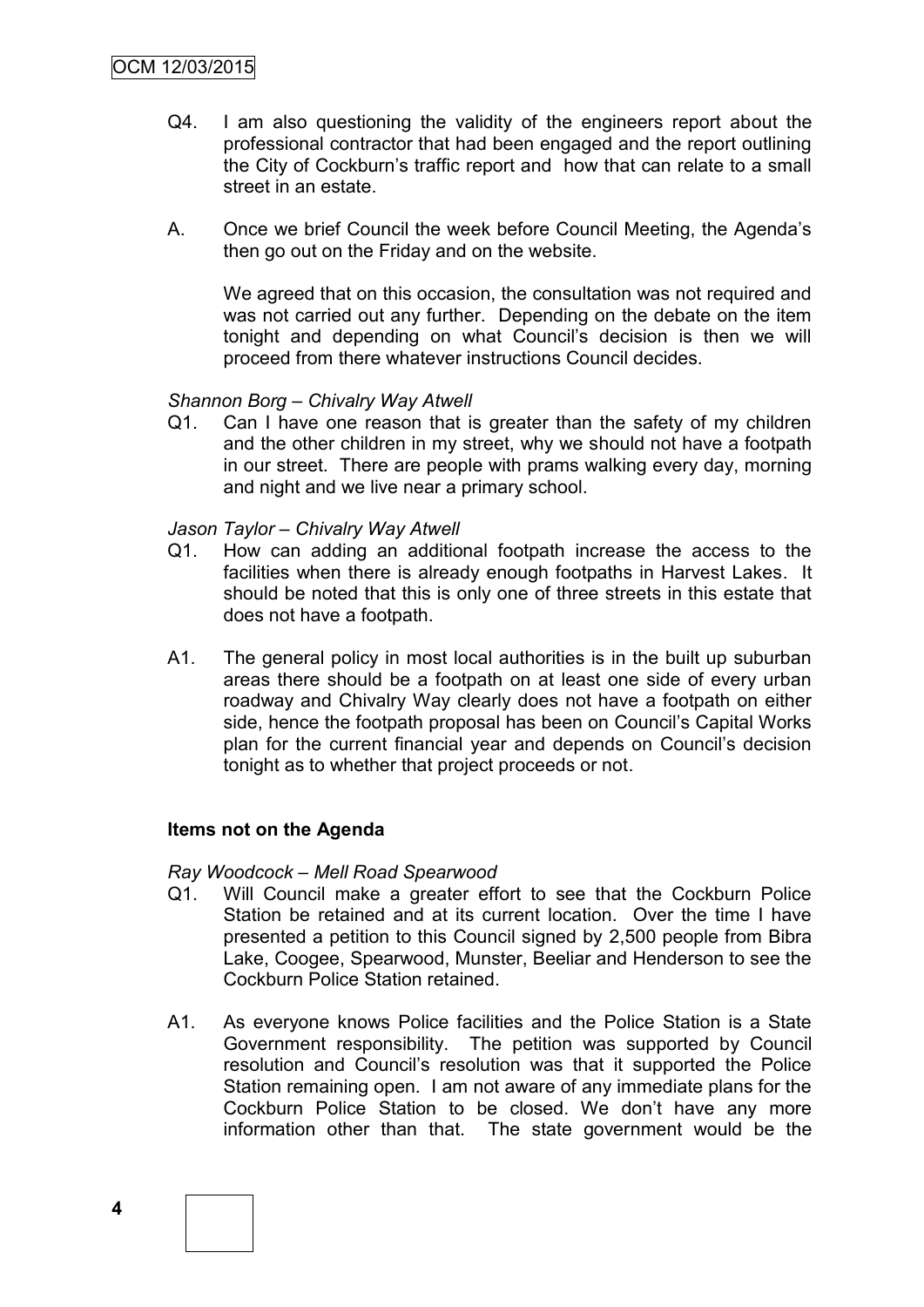Q4. I am also questioning the validity of the engineers report about the professional contractor that had been engaged and the report outlining the City of Cockburn's traffic report and how that can relate to a small street in an estate.

A. Once we brief Council the week before Council Meeting, the Agenda's then go out on the Friday and on the website.

   We agreed that on this occasion, the consultation was not required and was not carried out any further. Depending on the debate on the item tonight and depending on what Council's decision is then we will proceed from there whatever instructions Council decides.

*Shannon Borg – Chivalry Way Atwell*

Q1. Can I have one reason that is greater than the safety of my children and the other children in my street, why we should not have a footpath in our street. There are people with prams walking every day, morning and night and we live near a primary school.

*Jason Taylor – Chivalry Way Atwell*

Q1. How can adding an additional footpath increase the access to the facilities when there is already enough footpaths in Harvest Lakes. It should be noted that this is only one of three streets in this estate that does not have a footpath.

A1. The general policy in most local authorities is in the built up suburban areas there should be a footpath on at least one side of every urban roadway and Chivalry Way clearly does not have a footpath on either side, hence the footpath proposal has been on Council's Capital Works plan for the current financial year and depends on Council's decision tonight as to whether that project proceeds or not.

**Items not on the Agenda**

*Ray Woodcock – Mell Road Spearwood*

Q1. Will Council make a greater effort to see that the Cockburn Police Station be retained and at its current location. Over the time I have presented a petition to this Council signed by 2,500 people from Bibra Lake, Coogee, Spearwood, Munster, Beeliar and Henderson to see the Cockburn Police Station retained.

A1. As everyone knows Police facilities and the Police Station is a State Government responsibility. The petition was supported by Council resolution and Council's resolution was that it supported the Police Station remaining open. I am not aware of any immediate plans for the Cockburn Police Station to be closed. We don't have any more information other than that. The state government would be the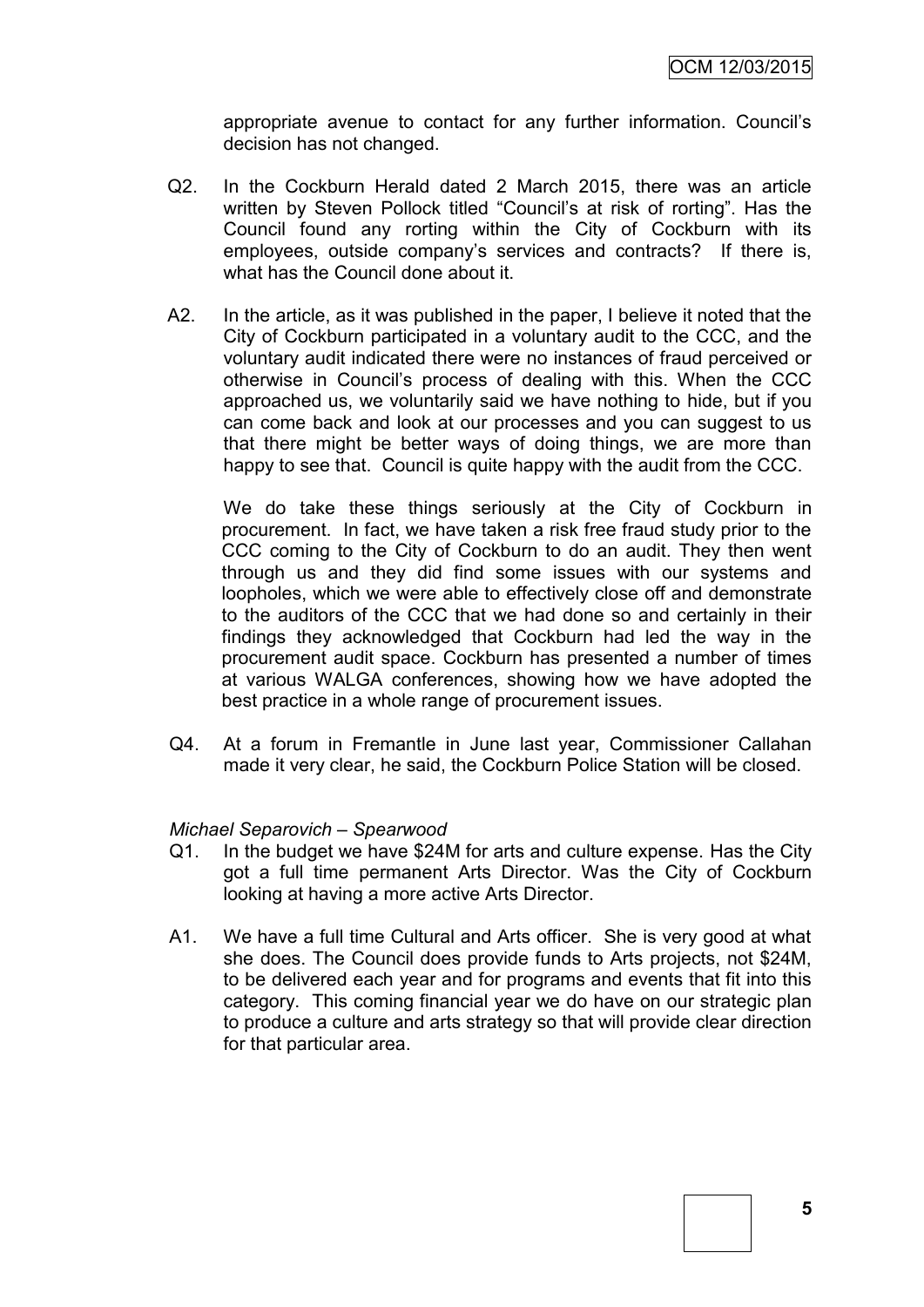appropriate avenue to contact for any further information. Council's decision has not changed.

Q2. In the Cockburn Herald dated 2 March 2015, there was an article written by Steven Pollock titled "Council's at risk of rorting". Has the Council found any rorting within the City of Cockburn with its employees, outside company's services and contracts? If there is, what has the Council done about it.

A2. In the article, as it was published in the paper, I believe it noted that the City of Cockburn participated in a voluntary audit to the CCC, and the voluntary audit indicated there were no instances of fraud perceived or otherwise in Council's process of dealing with this. When the CCC approached us, we voluntarily said we have nothing to hide, but if you can come back and look at our processes and you can suggest to us that there might be better ways of doing things, we are more than happy to see that. Council is quite happy with the audit from the CCC.

We do take these things seriously at the City of Cockburn in procurement. In fact, we have taken a risk free fraud study prior to the CCC coming to the City of Cockburn to do an audit. They then went through us and they did find some issues with our systems and loopholes, which we were able to effectively close off and demonstrate to the auditors of the CCC that we had done so and certainly in their findings they acknowledged that Cockburn had led the way in the procurement audit space. Cockburn has presented a number of times at various WALGA conferences, showing how we have adopted the best practice in a whole range of procurement issues.

Q4. At a forum in Fremantle in June last year, Commissioner Callahan made it very clear, he said, the Cockburn Police Station will be closed.

*Michael Separovich – Spearwood*

Q1. In the budget we have $24M for arts and culture expense. Has the City got a full time permanent Arts Director. Was the City of Cockburn looking at having a more active Arts Director.

A1. We have a full time Cultural and Arts officer. She is very good at what she does. The Council does provide funds to Arts projects, not $24M, to be delivered each year and for programs and events that fit into this category. This coming financial year we do have on our strategic plan to produce a culture and arts strategy so that will provide clear direction for that particular area.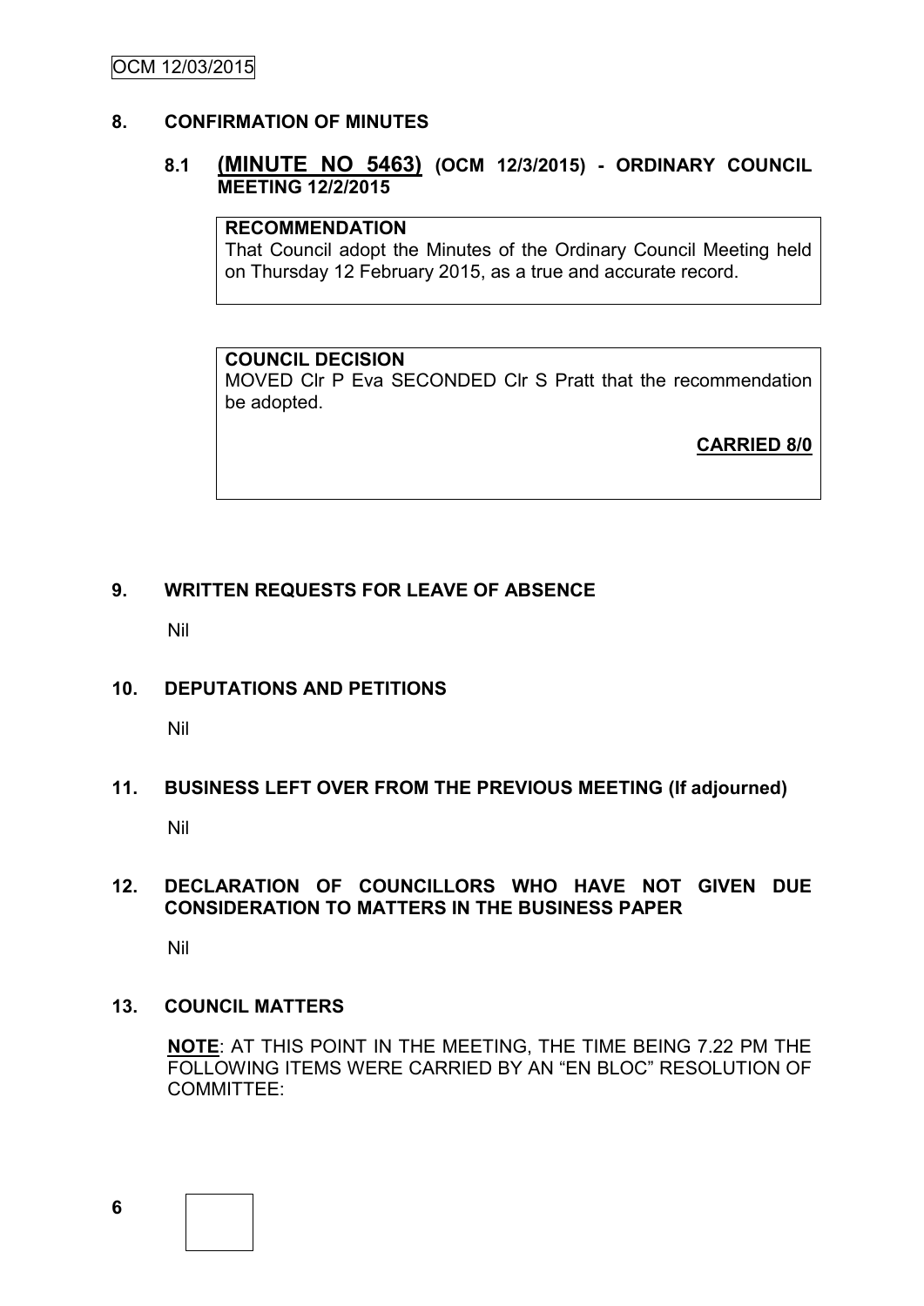## 8. CONFIRMATION OF MINUTES

### 8.1 **(MINUTE NO 5463)** (OCM 12/3/2015) - ORDINARY COUNCIL MEETING 12/2/2015

**RECOMMENDATION**

That Council adopt the Minutes of the Ordinary Council Meeting held on Thursday 12 February 2015, as a true and accurate record.

**COUNCIL DECISION**

MOVED Clr P Eva SECONDED Clr S Pratt that the recommendation be adopted.

**CARRIED 8/0**

## 9. WRITTEN REQUESTS FOR LEAVE OF ABSENCE

Nil

## 10. DEPUTATIONS AND PETITIONS

Nil

## 11. BUSINESS LEFT OVER FROM THE PREVIOUS MEETING (If adjourned)

Nil

## 12. DECLARATION OF COUNCILLORS WHO HAVE NOT GIVEN DUE CONSIDERATION TO MATTERS IN THE BUSINESS PAPER

Nil

## 13. COUNCIL MATTERS

**NOTE**: AT THIS POINT IN THE MEETING, THE TIME BEING 7.22 PM THE FOLLOWING ITEMS WERE CARRIED BY AN "EN BLOC" RESOLUTION OF COMMITTEE: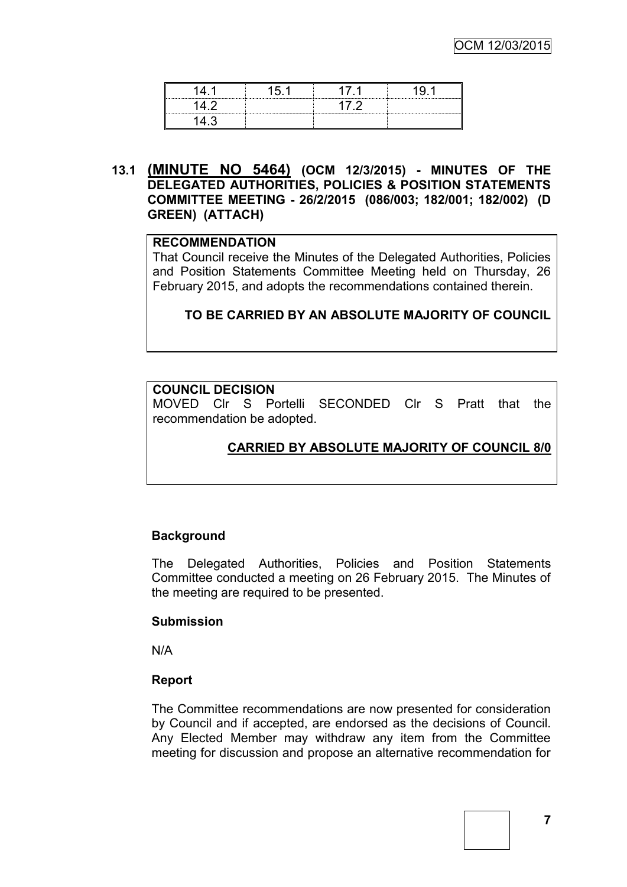| 14.1 | 15.1 | 17.1 | 19.1 |
|---|---|---|---|
| 14.2 | | 17.2 | |
| 14.3 | | | |

## 13.1 (MINUTE NO 5464) (OCM 12/3/2015) - MINUTES OF THE DELEGATED AUTHORITIES, POLICIES & POSITION STATEMENTS COMMITTEE MEETING - 26/2/2015 (086/003; 182/001; 182/002) (D GREEN) (ATTACH)

**RECOMMENDATION**

That Council receive the Minutes of the Delegated Authorities, Policies and Position Statements Committee Meeting held on Thursday, 26 February 2015, and adopts the recommendations contained therein.

**TO BE CARRIED BY AN ABSOLUTE MAJORITY OF COUNCIL**

**COUNCIL DECISION**

MOVED Clr S Portelli SECONDED Clr S Pratt that the recommendation be adopted.

**CARRIED BY ABSOLUTE MAJORITY OF COUNCIL 8/0**

### Background

The Delegated Authorities, Policies and Position Statements Committee conducted a meeting on 26 February 2015. The Minutes of the meeting are required to be presented.

### Submission

N/A

### Report

The Committee recommendations are now presented for consideration by Council and if accepted, are endorsed as the decisions of Council. Any Elected Member may withdraw any item from the Committee meeting for discussion and propose an alternative recommendation for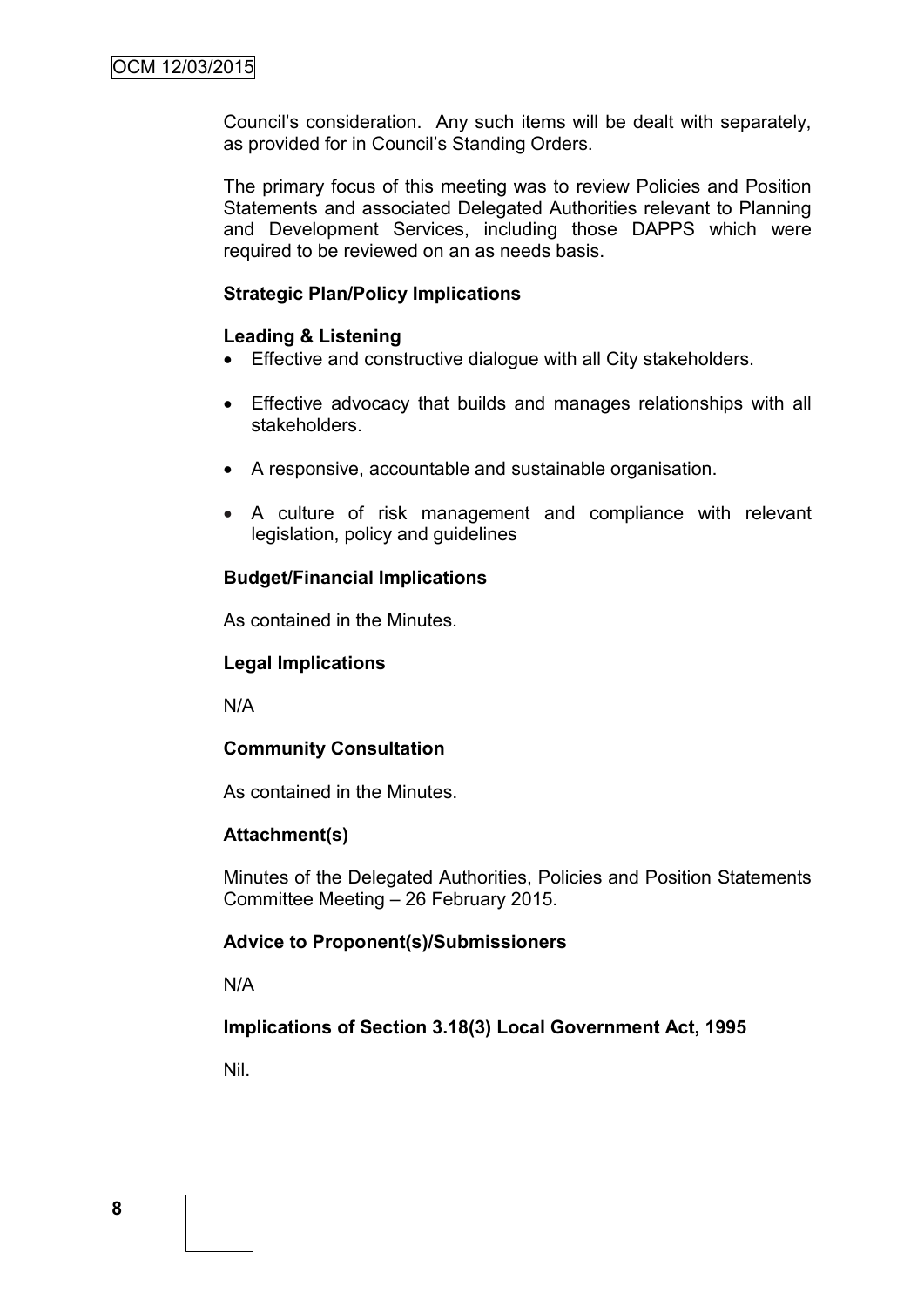Council's consideration. Any such items will be dealt with separately, as provided for in Council's Standing Orders.

The primary focus of this meeting was to review Policies and Position Statements and associated Delegated Authorities relevant to Planning and Development Services, including those DAPPS which were required to be reviewed on an as needs basis.

**Strategic Plan/Policy Implications**

**Leading & Listening**

- Effective and constructive dialogue with all City stakeholders.
- Effective advocacy that builds and manages relationships with all stakeholders.
- A responsive, accountable and sustainable organisation.
- A culture of risk management and compliance with relevant legislation, policy and guidelines

**Budget/Financial Implications**

As contained in the Minutes.

**Legal Implications**

N/A

**Community Consultation**

As contained in the Minutes.

**Attachment(s)**

Minutes of the Delegated Authorities, Policies and Position Statements Committee Meeting – 26 February 2015.

**Advice to Proponent(s)/Submissioners**

N/A

**Implications of Section 3.18(3) Local Government Act, 1995**

Nil.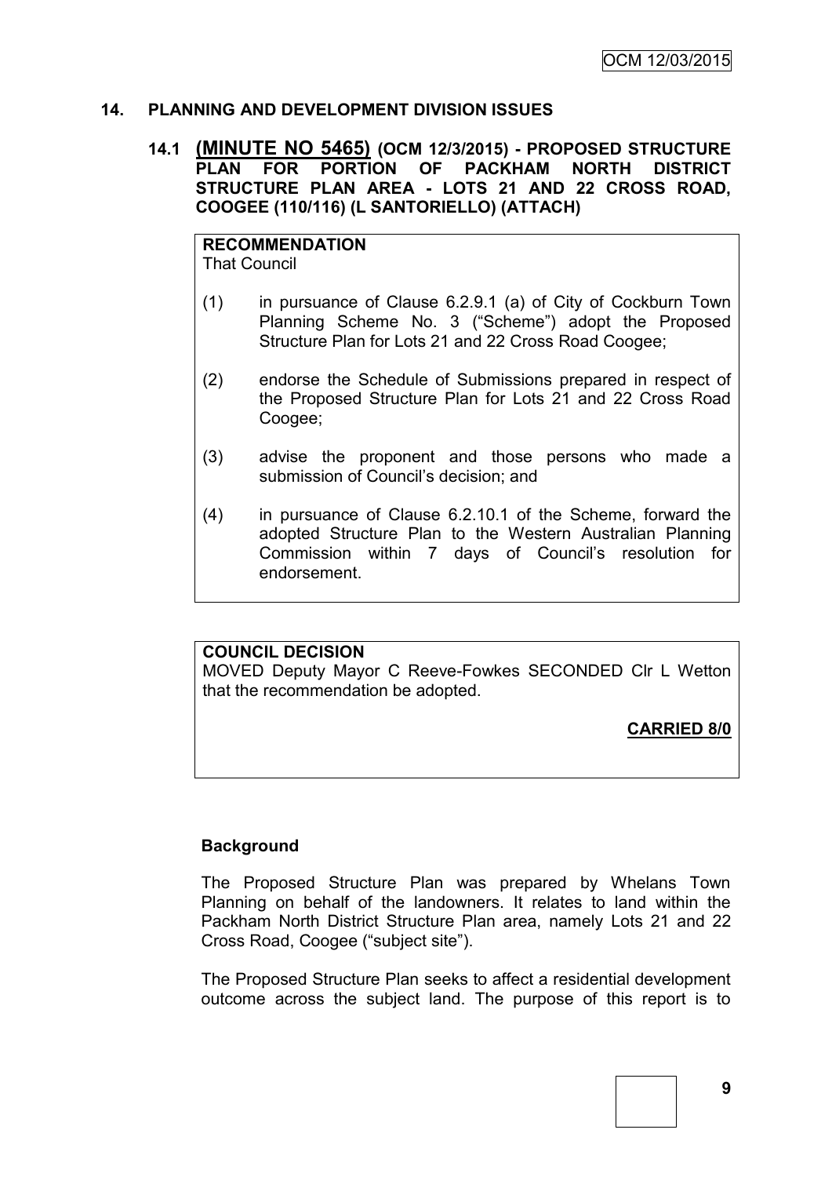## 14. PLANNING AND DEVELOPMENT DIVISION ISSUES

### 14.1 (MINUTE NO 5465) (OCM 12/3/2015) - PROPOSED STRUCTURE PLAN FOR PORTION OF PACKHAM NORTH DISTRICT STRUCTURE PLAN AREA - LOTS 21 AND 22 CROSS ROAD, COOGEE (110/116) (L SANTORIELLO) (ATTACH)

**RECOMMENDATION**
That Council

(1) in pursuance of Clause 6.2.9.1 (a) of City of Cockburn Town Planning Scheme No. 3 ("Scheme") adopt the Proposed Structure Plan for Lots 21 and 22 Cross Road Coogee;

(2) endorse the Schedule of Submissions prepared in respect of the Proposed Structure Plan for Lots 21 and 22 Cross Road Coogee;

(3) advise the proponent and those persons who made a submission of Council's decision; and

(4) in pursuance of Clause 6.2.10.1 of the Scheme, forward the adopted Structure Plan to the Western Australian Planning Commission within 7 days of Council's resolution for endorsement.

**COUNCIL DECISION**
MOVED Deputy Mayor C Reeve-Fowkes SECONDED Clr L Wetton that the recommendation be adopted.

**CARRIED 8/0**

**Background**

The Proposed Structure Plan was prepared by Whelans Town Planning on behalf of the landowners. It relates to land within the Packham North District Structure Plan area, namely Lots 21 and 22 Cross Road, Coogee ("subject site").

The Proposed Structure Plan seeks to affect a residential development outcome across the subject land. The purpose of this report is to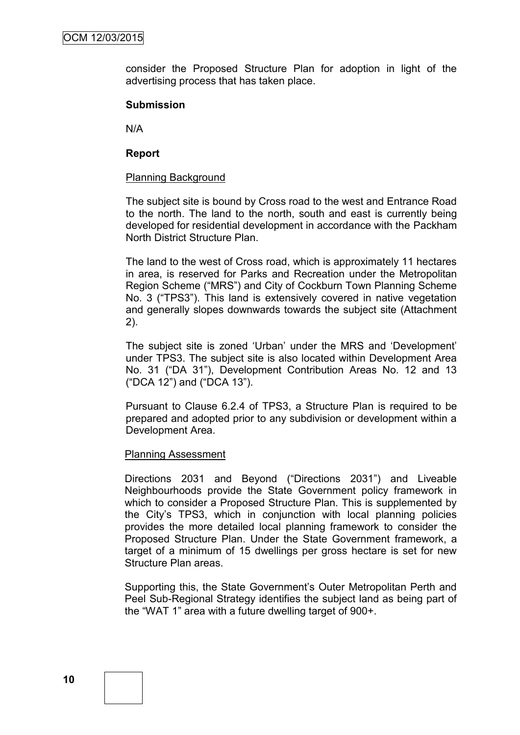consider the Proposed Structure Plan for adoption in light of the advertising process that has taken place.

**Submission**

N/A

**Report**

Planning Background

The subject site is bound by Cross road to the west and Entrance Road to the north. The land to the north, south and east is currently being developed for residential development in accordance with the Packham North District Structure Plan.

The land to the west of Cross road, which is approximately 11 hectares in area, is reserved for Parks and Recreation under the Metropolitan Region Scheme ("MRS") and City of Cockburn Town Planning Scheme No. 3 ("TPS3"). This land is extensively covered in native vegetation and generally slopes downwards towards the subject site (Attachment 2).

The subject site is zoned 'Urban' under the MRS and 'Development' under TPS3. The subject site is also located within Development Area No. 31 ("DA 31"), Development Contribution Areas No. 12 and 13 ("DCA 12") and ("DCA 13").

Pursuant to Clause 6.2.4 of TPS3, a Structure Plan is required to be prepared and adopted prior to any subdivision or development within a Development Area.

Planning Assessment

Directions 2031 and Beyond ("Directions 2031") and Liveable Neighbourhoods provide the State Government policy framework in which to consider a Proposed Structure Plan. This is supplemented by the City's TPS3, which in conjunction with local planning policies provides the more detailed local planning framework to consider the Proposed Structure Plan. Under the State Government framework, a target of a minimum of 15 dwellings per gross hectare is set for new Structure Plan areas.

Supporting this, the State Government's Outer Metropolitan Perth and Peel Sub-Regional Strategy identifies the subject land as being part of the "WAT 1" area with a future dwelling target of 900+.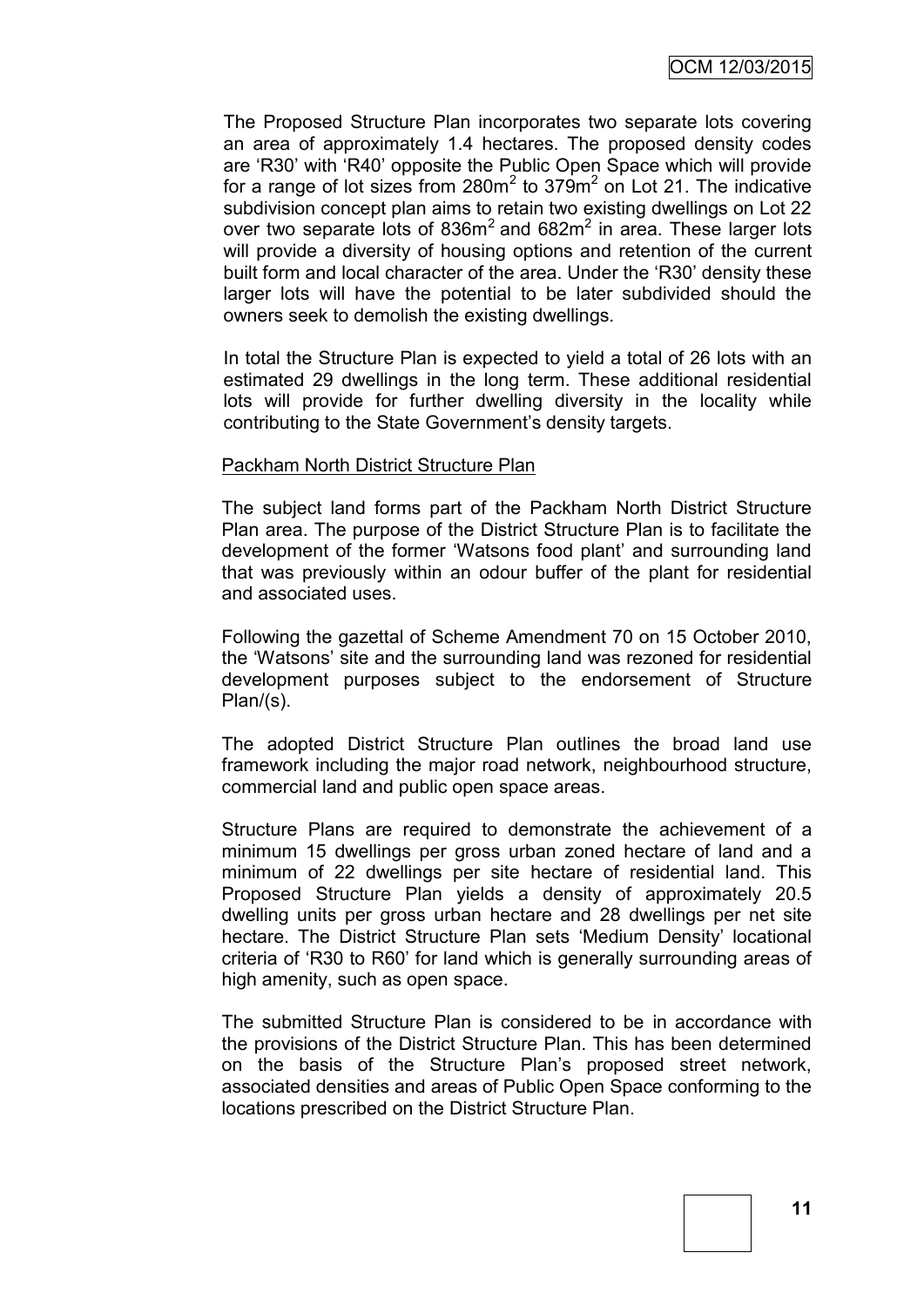The Proposed Structure Plan incorporates two separate lots covering an area of approximately 1.4 hectares. The proposed density codes are 'R30' with 'R40' opposite the Public Open Space which will provide for a range of lot sizes from $280m^2$ to $379m^2$ on Lot 21. The indicative subdivision concept plan aims to retain two existing dwellings on Lot 22 over two separate lots of $836m^2$ and $682m^2$ in area. These larger lots will provide a diversity of housing options and retention of the current built form and local character of the area. Under the 'R30' density these larger lots will have the potential to be later subdivided should the owners seek to demolish the existing dwellings.

In total the Structure Plan is expected to yield a total of 26 lots with an estimated 29 dwellings in the long term. These additional residential lots will provide for further dwelling diversity in the locality while contributing to the State Government's density targets.

Packham North District Structure Plan

The subject land forms part of the Packham North District Structure Plan area. The purpose of the District Structure Plan is to facilitate the development of the former 'Watsons food plant' and surrounding land that was previously within an odour buffer of the plant for residential and associated uses.

Following the gazettal of Scheme Amendment 70 on 15 October 2010, the 'Watsons' site and the surrounding land was rezoned for residential development purposes subject to the endorsement of Structure Plan/(s).

The adopted District Structure Plan outlines the broad land use framework including the major road network, neighbourhood structure, commercial land and public open space areas.

Structure Plans are required to demonstrate the achievement of a minimum 15 dwellings per gross urban zoned hectare of land and a minimum of 22 dwellings per site hectare of residential land. This Proposed Structure Plan yields a density of approximately 20.5 dwelling units per gross urban hectare and 28 dwellings per net site hectare. The District Structure Plan sets 'Medium Density' locational criteria of 'R30 to R60' for land which is generally surrounding areas of high amenity, such as open space.

The submitted Structure Plan is considered to be in accordance with the provisions of the District Structure Plan. This has been determined on the basis of the Structure Plan's proposed street network, associated densities and areas of Public Open Space conforming to the locations prescribed on the District Structure Plan.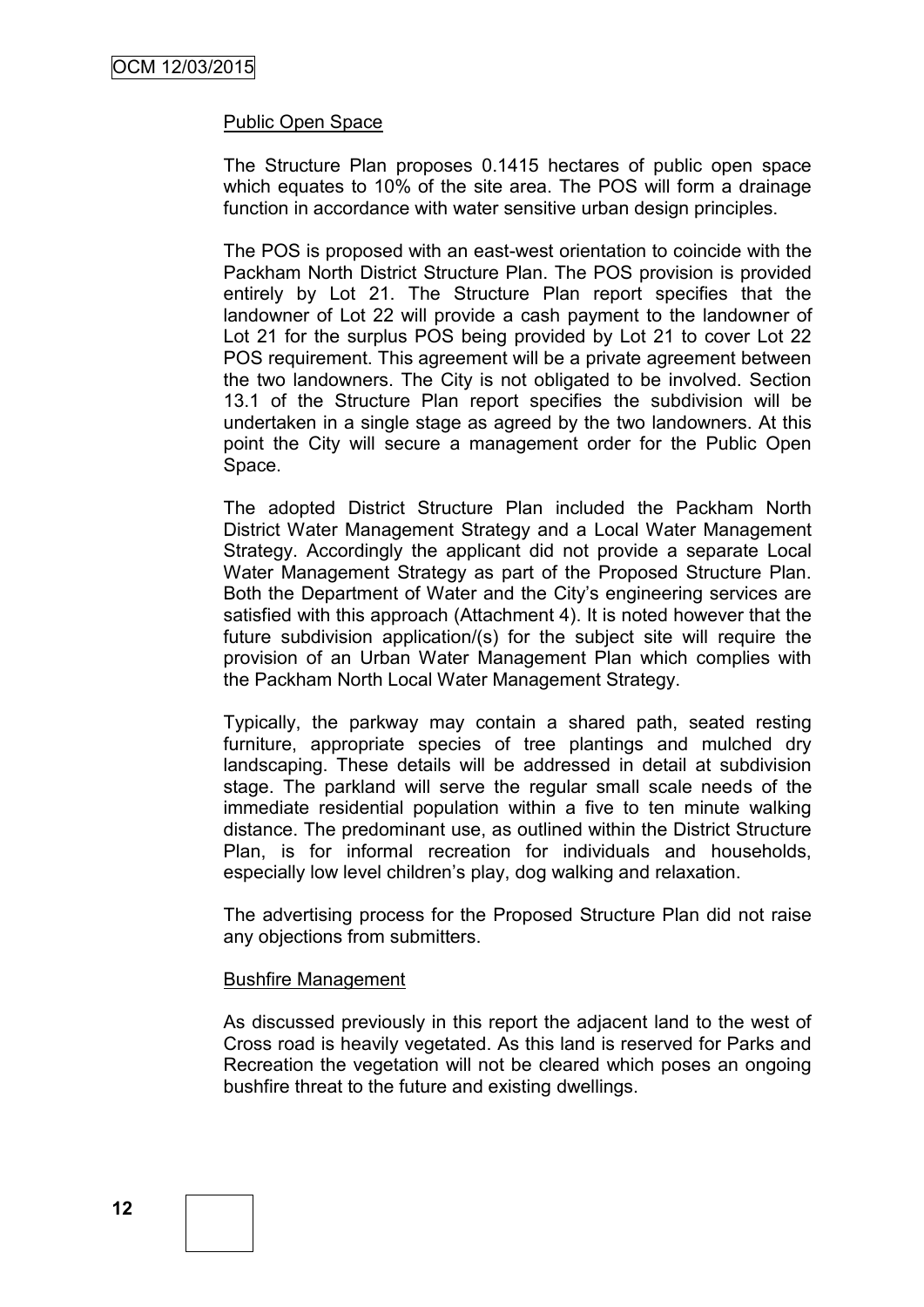Public Open Space

The Structure Plan proposes 0.1415 hectares of public open space which equates to 10% of the site area. The POS will form a drainage function in accordance with water sensitive urban design principles.

The POS is proposed with an east-west orientation to coincide with the Packham North District Structure Plan. The POS provision is provided entirely by Lot 21. The Structure Plan report specifies that the landowner of Lot 22 will provide a cash payment to the landowner of Lot 21 for the surplus POS being provided by Lot 21 to cover Lot 22 POS requirement. This agreement will be a private agreement between the two landowners. The City is not obligated to be involved. Section 13.1 of the Structure Plan report specifies the subdivision will be undertaken in a single stage as agreed by the two landowners. At this point the City will secure a management order for the Public Open Space.

The adopted District Structure Plan included the Packham North District Water Management Strategy and a Local Water Management Strategy. Accordingly the applicant did not provide a separate Local Water Management Strategy as part of the Proposed Structure Plan. Both the Department of Water and the City's engineering services are satisfied with this approach (Attachment 4). It is noted however that the future subdivision application/(s) for the subject site will require the provision of an Urban Water Management Plan which complies with the Packham North Local Water Management Strategy.

Typically, the parkway may contain a shared path, seated resting furniture, appropriate species of tree plantings and mulched dry landscaping. These details will be addressed in detail at subdivision stage. The parkland will serve the regular small scale needs of the immediate residential population within a five to ten minute walking distance. The predominant use, as outlined within the District Structure Plan, is for informal recreation for individuals and households, especially low level children's play, dog walking and relaxation.

The advertising process for the Proposed Structure Plan did not raise any objections from submitters.

Bushfire Management

As discussed previously in this report the adjacent land to the west of Cross road is heavily vegetated. As this land is reserved for Parks and Recreation the vegetation will not be cleared which poses an ongoing bushfire threat to the future and existing dwellings.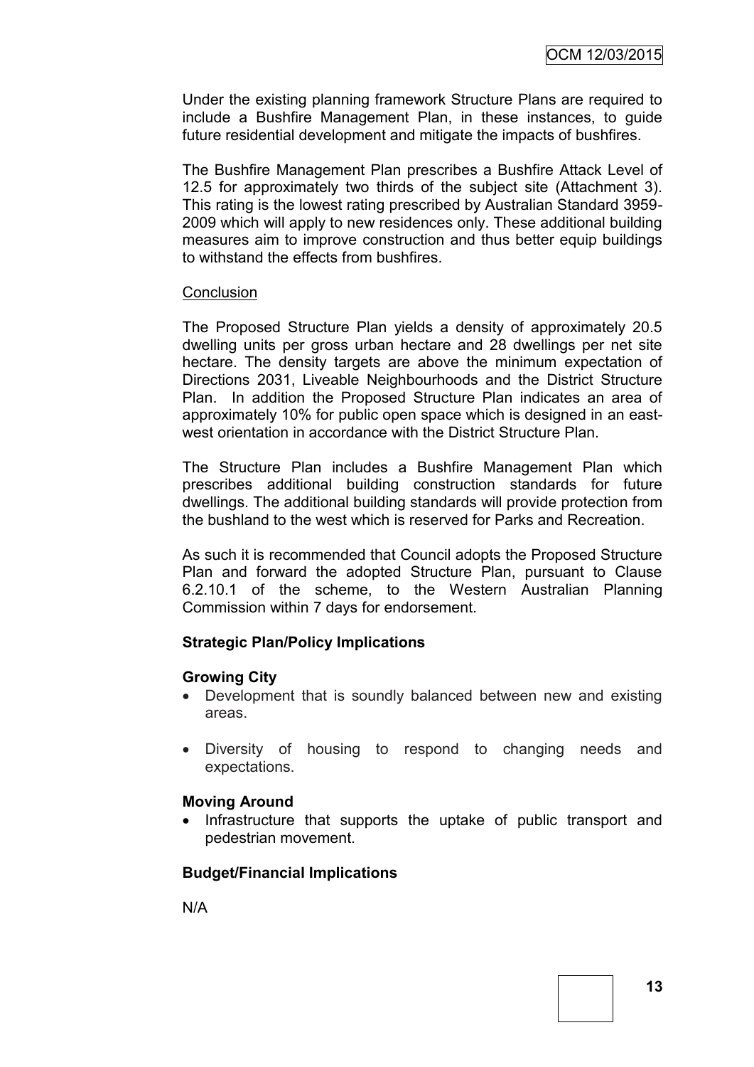Under the existing planning framework Structure Plans are required to include a Bushfire Management Plan, in these instances, to guide future residential development and mitigate the impacts of bushfires.

The Bushfire Management Plan prescribes a Bushfire Attack Level of 12.5 for approximately two thirds of the subject site (Attachment 3). This rating is the lowest rating prescribed by Australian Standard 3959-2009 which will apply to new residences only. These additional building measures aim to improve construction and thus better equip buildings to withstand the effects from bushfires.

Conclusion

The Proposed Structure Plan yields a density of approximately 20.5 dwelling units per gross urban hectare and 28 dwellings per net site hectare. The density targets are above the minimum expectation of Directions 2031, Liveable Neighbourhoods and the District Structure Plan. In addition the Proposed Structure Plan indicates an area of approximately 10% for public open space which is designed in an east-west orientation in accordance with the District Structure Plan.

The Structure Plan includes a Bushfire Management Plan which prescribes additional building construction standards for future dwellings. The additional building standards will provide protection from the bushland to the west which is reserved for Parks and Recreation.

As such it is recommended that Council adopts the Proposed Structure Plan and forward the adopted Structure Plan, pursuant to Clause 6.2.10.1 of the scheme, to the Western Australian Planning Commission within 7 days for endorsement.

**Strategic Plan/Policy Implications**

**Growing City**

- Development that is soundly balanced between new and existing areas.
- Diversity of housing to respond to changing needs and expectations.

**Moving Around**

- Infrastructure that supports the uptake of public transport and pedestrian movement.

**Budget/Financial Implications**

N/A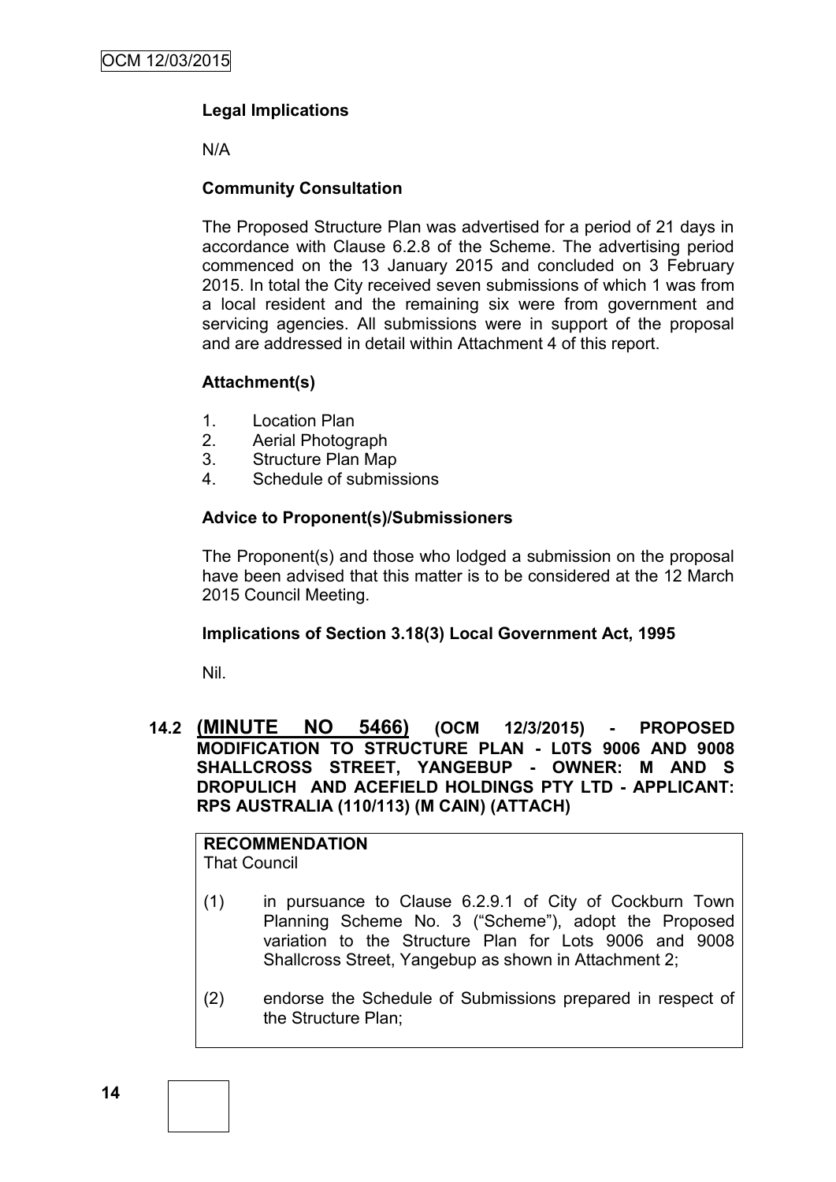**Legal Implications**

N/A

**Community Consultation**

The Proposed Structure Plan was advertised for a period of 21 days in accordance with Clause 6.2.8 of the Scheme. The advertising period commenced on the 13 January 2015 and concluded on 3 February 2015. In total the City received seven submissions of which 1 was from a local resident and the remaining six were from government and servicing agencies. All submissions were in support of the proposal and are addressed in detail within Attachment 4 of this report.

**Attachment(s)**

1. Location Plan
2. Aerial Photograph
3. Structure Plan Map
4. Schedule of submissions

**Advice to Proponent(s)/Submissioners**

The Proponent(s) and those who lodged a submission on the proposal have been advised that this matter is to be considered at the 12 March 2015 Council Meeting.

**Implications of Section 3.18(3) Local Government Act, 1995**

Nil.

## 14.2 (MINUTE NO 5466) (OCM 12/3/2015) - PROPOSED MODIFICATION TO STRUCTURE PLAN - L0TS 9006 AND 9008 SHALLCROSS STREET, YANGEBUP - OWNER: M AND S DROPULICH AND ACEFIELD HOLDINGS PTY LTD - APPLICANT: RPS AUSTRALIA (110/113) (M CAIN) (ATTACH)

**RECOMMENDATION**
That Council

(1) in pursuance to Clause 6.2.9.1 of City of Cockburn Town Planning Scheme No. 3 ("Scheme"), adopt the Proposed variation to the Structure Plan for Lots 9006 and 9008 Shallcross Street, Yangebup as shown in Attachment 2;

(2) endorse the Schedule of Submissions prepared in respect of the Structure Plan;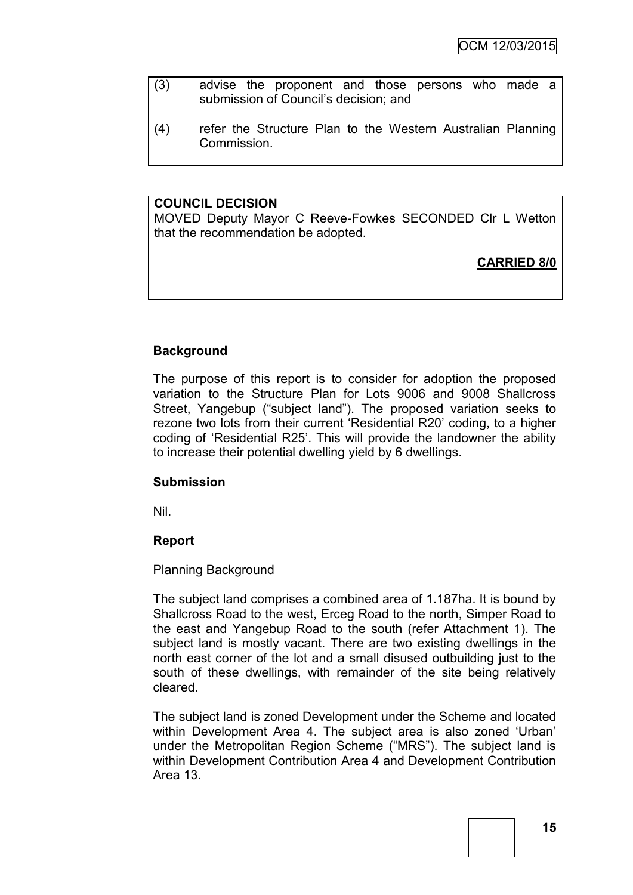(3) advise the proponent and those persons who made a submission of Council's decision; and

(4) refer the Structure Plan to the Western Australian Planning Commission.

**COUNCIL DECISION**

MOVED Deputy Mayor C Reeve-Fowkes SECONDED Clr L Wetton that the recommendation be adopted.

**CARRIED 8/0**

**Background**

The purpose of this report is to consider for adoption the proposed variation to the Structure Plan for Lots 9006 and 9008 Shallcross Street, Yangebup ("subject land"). The proposed variation seeks to rezone two lots from their current 'Residential R20' coding, to a higher coding of 'Residential R25'. This will provide the landowner the ability to increase their potential dwelling yield by 6 dwellings.

**Submission**

Nil.

**Report**

Planning Background

The subject land comprises a combined area of 1.187ha. It is bound by Shallcross Road to the west, Erceg Road to the north, Simper Road to the east and Yangebup Road to the south (refer Attachment 1). The subject land is mostly vacant. There are two existing dwellings in the north east corner of the lot and a small disused outbuilding just to the south of these dwellings, with remainder of the site being relatively cleared.

The subject land is zoned Development under the Scheme and located within Development Area 4. The subject area is also zoned 'Urban' under the Metropolitan Region Scheme ("MRS"). The subject land is within Development Contribution Area 4 and Development Contribution Area 13.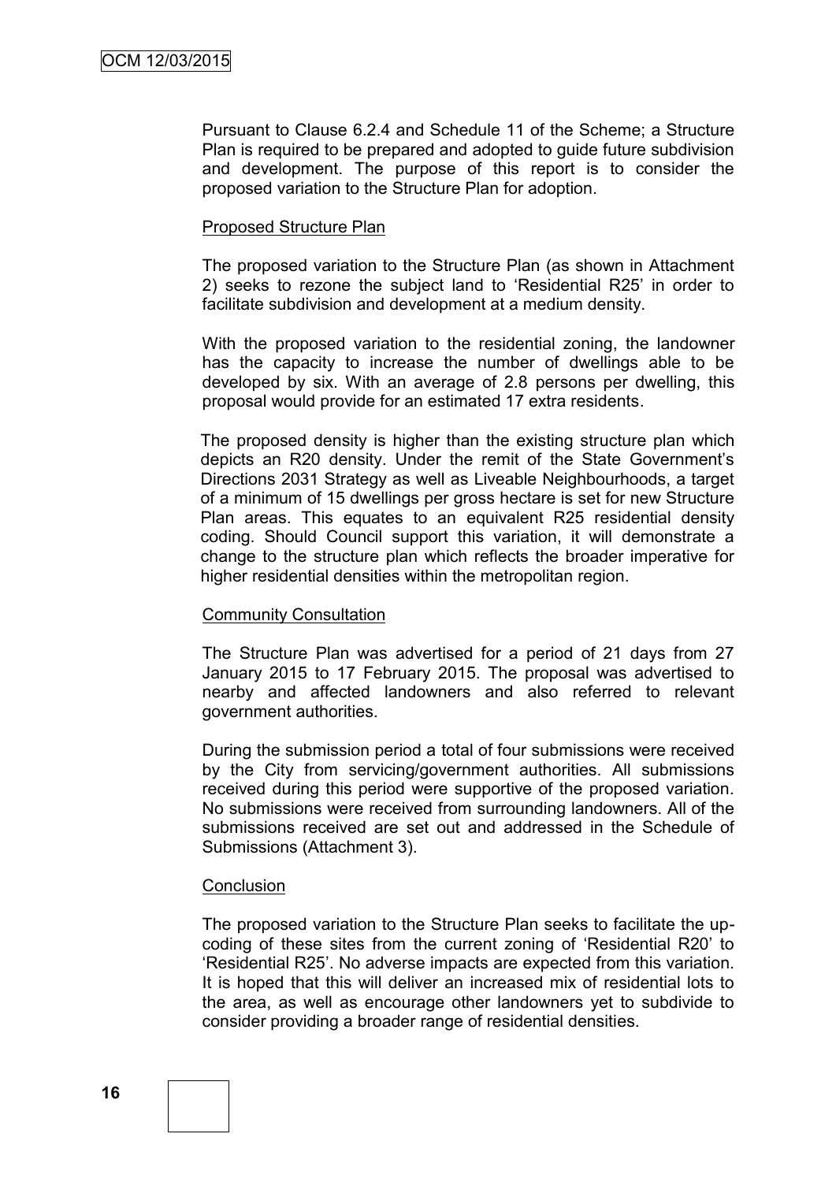Pursuant to Clause 6.2.4 and Schedule 11 of the Scheme; a Structure Plan is required to be prepared and adopted to guide future subdivision and development. The purpose of this report is to consider the proposed variation to the Structure Plan for adoption.

Proposed Structure Plan

The proposed variation to the Structure Plan (as shown in Attachment 2) seeks to rezone the subject land to 'Residential R25' in order to facilitate subdivision and development at a medium density.

With the proposed variation to the residential zoning, the landowner has the capacity to increase the number of dwellings able to be developed by six. With an average of 2.8 persons per dwelling, this proposal would provide for an estimated 17 extra residents.

The proposed density is higher than the existing structure plan which depicts an R20 density. Under the remit of the State Government's Directions 2031 Strategy as well as Liveable Neighbourhoods, a target of a minimum of 15 dwellings per gross hectare is set for new Structure Plan areas. This equates to an equivalent R25 residential density coding. Should Council support this variation, it will demonstrate a change to the structure plan which reflects the broader imperative for higher residential densities within the metropolitan region.

Community Consultation

The Structure Plan was advertised for a period of 21 days from 27 January 2015 to 17 February 2015. The proposal was advertised to nearby and affected landowners and also referred to relevant government authorities.

During the submission period a total of four submissions were received by the City from servicing/government authorities. All submissions received during this period were supportive of the proposed variation. No submissions were received from surrounding landowners. All of the submissions received are set out and addressed in the Schedule of Submissions (Attachment 3).

Conclusion

The proposed variation to the Structure Plan seeks to facilitate the up-coding of these sites from the current zoning of 'Residential R20' to 'Residential R25'. No adverse impacts are expected from this variation. It is hoped that this will deliver an increased mix of residential lots to the area, as well as encourage other landowners yet to subdivide to consider providing a broader range of residential densities.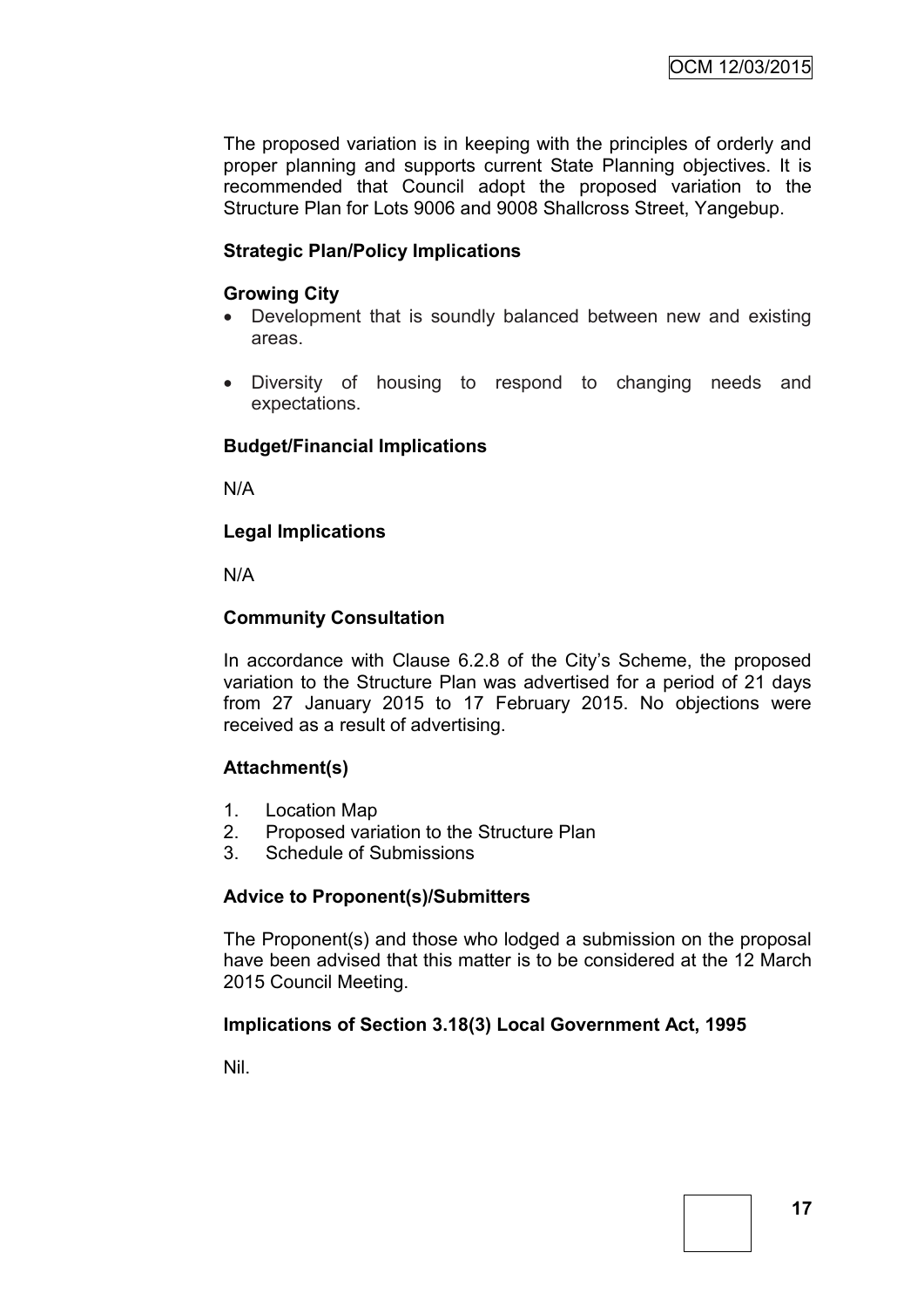The proposed variation is in keeping with the principles of orderly and proper planning and supports current State Planning objectives. It is recommended that Council adopt the proposed variation to the Structure Plan for Lots 9006 and 9008 Shallcross Street, Yangebup.

**Strategic Plan/Policy Implications**

**Growing City**

- Development that is soundly balanced between new and existing areas.
- Diversity of housing to respond to changing needs and expectations.

**Budget/Financial Implications**

N/A

**Legal Implications**

N/A

**Community Consultation**

In accordance with Clause 6.2.8 of the City's Scheme, the proposed variation to the Structure Plan was advertised for a period of 21 days from 27 January 2015 to 17 February 2015. No objections were received as a result of advertising.

**Attachment(s)**

1. Location Map
2. Proposed variation to the Structure Plan
3. Schedule of Submissions

**Advice to Proponent(s)/Submitters**

The Proponent(s) and those who lodged a submission on the proposal have been advised that this matter is to be considered at the 12 March 2015 Council Meeting.

**Implications of Section 3.18(3) Local Government Act, 1995**

Nil.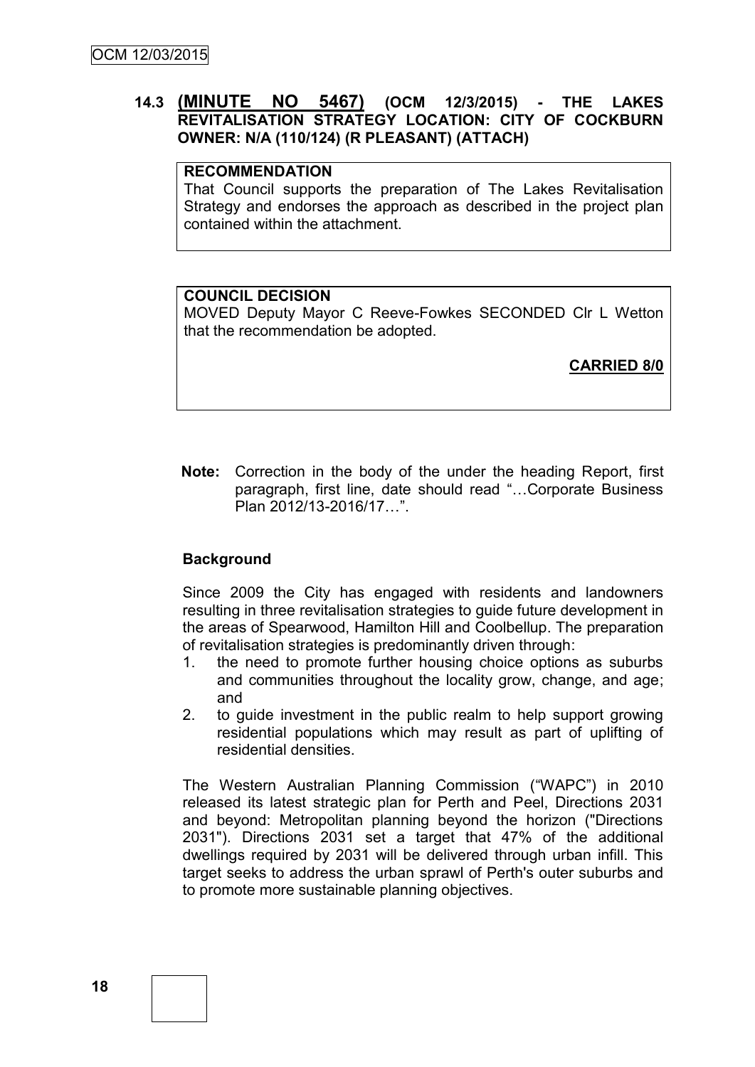### 14.3 (MINUTE NO 5467) (OCM 12/3/2015) - THE LAKES REVITALISATION STRATEGY LOCATION: CITY OF COCKBURN OWNER: N/A (110/124) (R PLEASANT) (ATTACH)

**RECOMMENDATION**

That Council supports the preparation of The Lakes Revitalisation Strategy and endorses the approach as described in the project plan contained within the attachment.

**COUNCIL DECISION**

MOVED Deputy Mayor C Reeve-Fowkes SECONDED Clr L Wetton that the recommendation be adopted.

**CARRIED 8/0**

**Note:** Correction in the body of the under the heading Report, first paragraph, first line, date should read "…Corporate Business Plan 2012/13-2016/17…".

**Background**

Since 2009 the City has engaged with residents and landowners resulting in three revitalisation strategies to guide future development in the areas of Spearwood, Hamilton Hill and Coolbellup. The preparation of revitalisation strategies is predominantly driven through:

1. the need to promote further housing choice options as suburbs and communities throughout the locality grow, change, and age; and
2. to guide investment in the public realm to help support growing residential populations which may result as part of uplifting of residential densities.

The Western Australian Planning Commission ("WAPC") in 2010 released its latest strategic plan for Perth and Peel, Directions 2031 and beyond: Metropolitan planning beyond the horizon ("Directions 2031"). Directions 2031 set a target that 47% of the additional dwellings required by 2031 will be delivered through urban infill. This target seeks to address the urban sprawl of Perth's outer suburbs and to promote more sustainable planning objectives.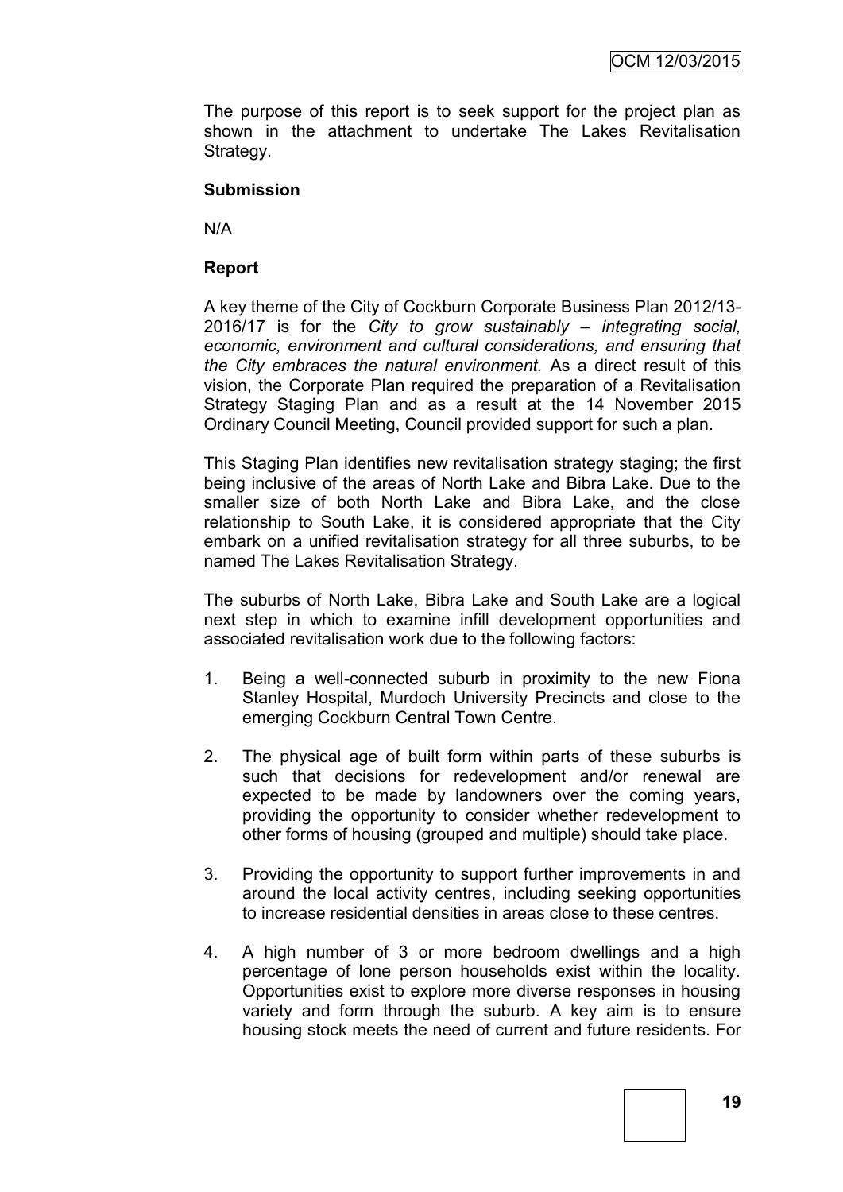The purpose of this report is to seek support for the project plan as shown in the attachment to undertake The Lakes Revitalisation Strategy.

**Submission**

N/A

**Report**

A key theme of the City of Cockburn Corporate Business Plan 2012/13-2016/17 is for the *City to grow sustainably – integrating social, economic, environment and cultural considerations, and ensuring that the City embraces the natural environment.* As a direct result of this vision, the Corporate Plan required the preparation of a Revitalisation Strategy Staging Plan and as a result at the 14 November 2015 Ordinary Council Meeting, Council provided support for such a plan.

This Staging Plan identifies new revitalisation strategy staging; the first being inclusive of the areas of North Lake and Bibra Lake. Due to the smaller size of both North Lake and Bibra Lake, and the close relationship to South Lake, it is considered appropriate that the City embark on a unified revitalisation strategy for all three suburbs, to be named The Lakes Revitalisation Strategy.

The suburbs of North Lake, Bibra Lake and South Lake are a logical next step in which to examine infill development opportunities and associated revitalisation work due to the following factors:

1. Being a well-connected suburb in proximity to the new Fiona Stanley Hospital, Murdoch University Precincts and close to the emerging Cockburn Central Town Centre.

2. The physical age of built form within parts of these suburbs is such that decisions for redevelopment and/or renewal are expected to be made by landowners over the coming years, providing the opportunity to consider whether redevelopment to other forms of housing (grouped and multiple) should take place.

3. Providing the opportunity to support further improvements in and around the local activity centres, including seeking opportunities to increase residential densities in areas close to these centres.

4. A high number of 3 or more bedroom dwellings and a high percentage of lone person households exist within the locality. Opportunities exist to explore more diverse responses in housing variety and form through the suburb. A key aim is to ensure housing stock meets the need of current and future residents. For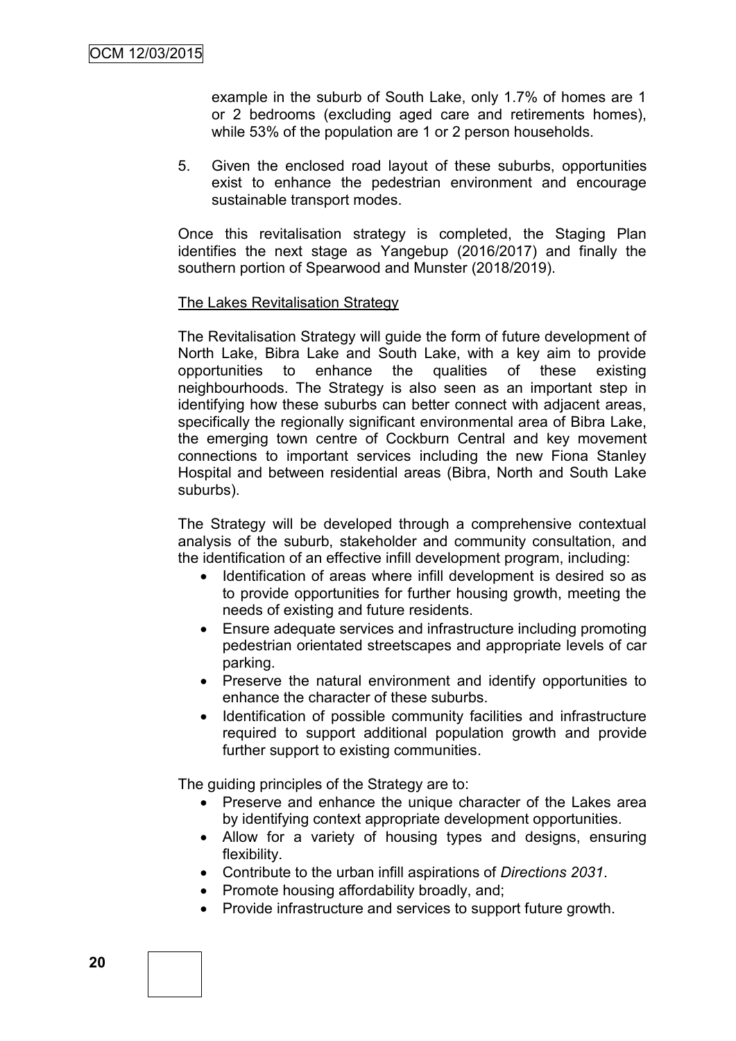example in the suburb of South Lake, only 1.7% of homes are 1 or 2 bedrooms (excluding aged care and retirements homes), while 53% of the population are 1 or 2 person households.

5. Given the enclosed road layout of these suburbs, opportunities exist to enhance the pedestrian environment and encourage sustainable transport modes.

Once this revitalisation strategy is completed, the Staging Plan identifies the next stage as Yangebup (2016/2017) and finally the southern portion of Spearwood and Munster (2018/2019).

The Lakes Revitalisation Strategy

The Revitalisation Strategy will guide the form of future development of North Lake, Bibra Lake and South Lake, with a key aim to provide opportunities to enhance the qualities of these existing neighbourhoods. The Strategy is also seen as an important step in identifying how these suburbs can better connect with adjacent areas, specifically the regionally significant environmental area of Bibra Lake, the emerging town centre of Cockburn Central and key movement connections to important services including the new Fiona Stanley Hospital and between residential areas (Bibra, North and South Lake suburbs).

The Strategy will be developed through a comprehensive contextual analysis of the suburb, stakeholder and community consultation, and the identification of an effective infill development program, including:

- Identification of areas where infill development is desired so as to provide opportunities for further housing growth, meeting the needs of existing and future residents.
- Ensure adequate services and infrastructure including promoting pedestrian orientated streetscapes and appropriate levels of car parking.
- Preserve the natural environment and identify opportunities to enhance the character of these suburbs.
- Identification of possible community facilities and infrastructure required to support additional population growth and provide further support to existing communities.

The guiding principles of the Strategy are to:

- Preserve and enhance the unique character of the Lakes area by identifying context appropriate development opportunities.
- Allow for a variety of housing types and designs, ensuring flexibility.
- Contribute to the urban infill aspirations of *Directions 2031*.
- Promote housing affordability broadly, and;
- Provide infrastructure and services to support future growth.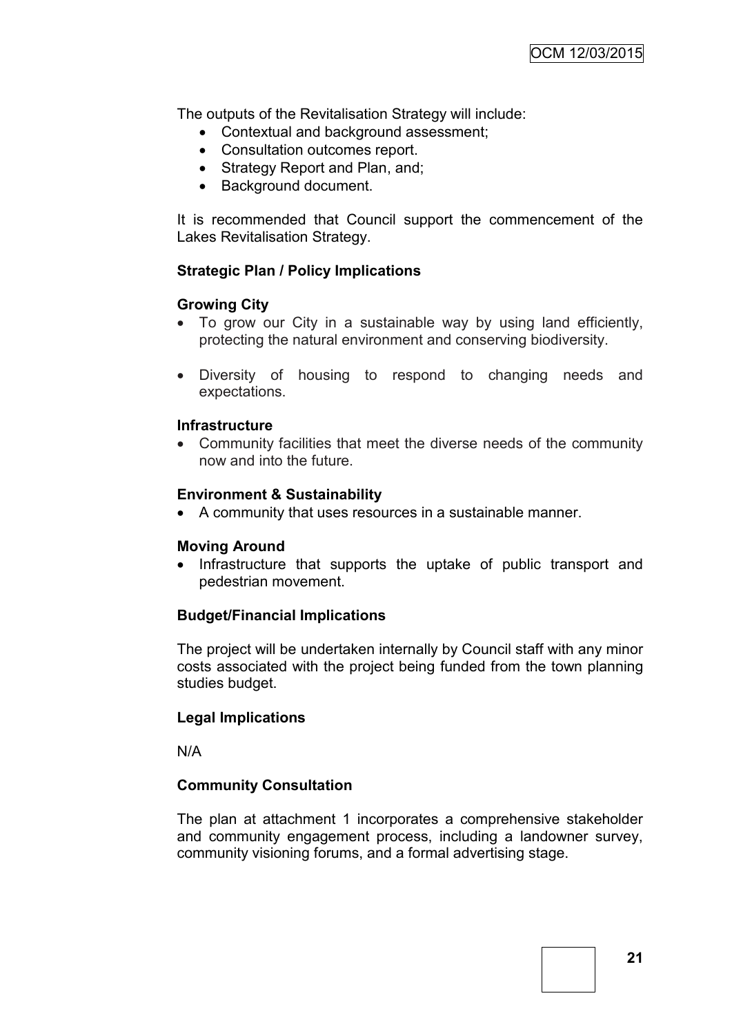The outputs of the Revitalisation Strategy will include:

- Contextual and background assessment;
- Consultation outcomes report.
- Strategy Report and Plan, and;
- Background document.

It is recommended that Council support the commencement of the Lakes Revitalisation Strategy.

**Strategic Plan / Policy Implications**

**Growing City**

- To grow our City in a sustainable way by using land efficiently, protecting the natural environment and conserving biodiversity.
- Diversity of housing to respond to changing needs and expectations.

**Infrastructure**

- Community facilities that meet the diverse needs of the community now and into the future.

**Environment & Sustainability**

- A community that uses resources in a sustainable manner.

**Moving Around**

- Infrastructure that supports the uptake of public transport and pedestrian movement.

**Budget/Financial Implications**

The project will be undertaken internally by Council staff with any minor costs associated with the project being funded from the town planning studies budget.

**Legal Implications**

N/A

**Community Consultation**

The plan at attachment 1 incorporates a comprehensive stakeholder and community engagement process, including a landowner survey, community visioning forums, and a formal advertising stage.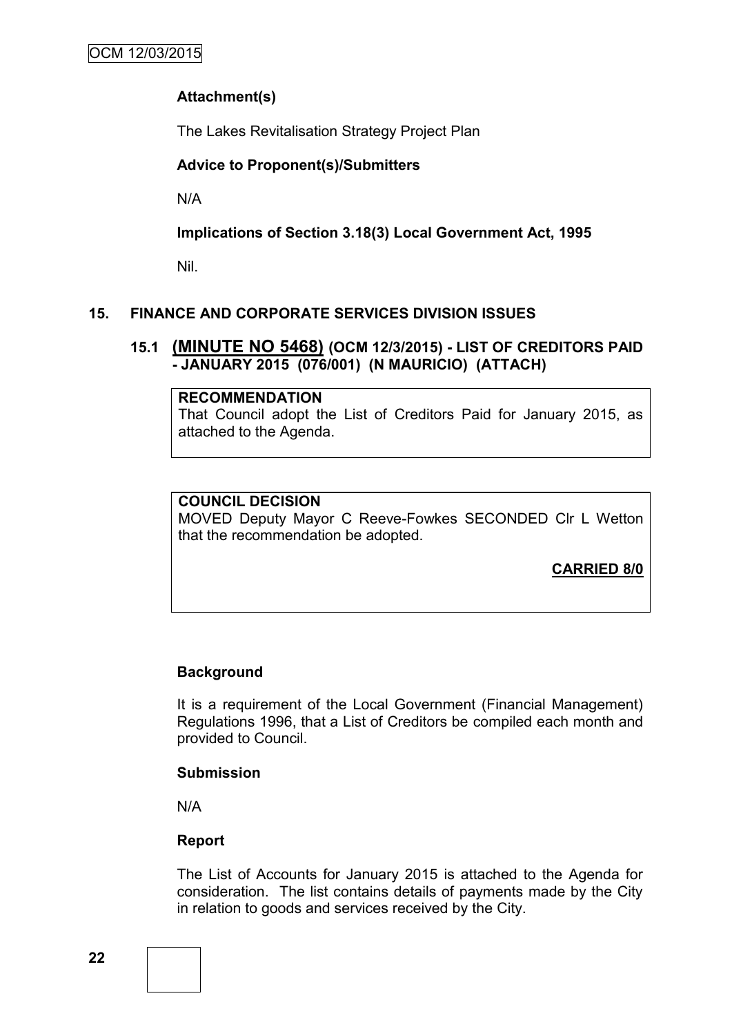### Attachment(s)

The Lakes Revitalisation Strategy Project Plan

### Advice to Proponent(s)/Submitters

N/A

### Implications of Section 3.18(3) Local Government Act, 1995

Nil.

## 15. FINANCE AND CORPORATE SERVICES DIVISION ISSUES

### 15.1 (MINUTE NO 5468) (OCM 12/3/2015) - LIST OF CREDITORS PAID - JANUARY 2015 (076/001) (N MAURICIO) (ATTACH)

**RECOMMENDATION**

That Council adopt the List of Creditors Paid for January 2015, as attached to the Agenda.

**COUNCIL DECISION**

MOVED Deputy Mayor C Reeve-Fowkes SECONDED Clr L Wetton that the recommendation be adopted.

**CARRIED 8/0**

### Background

It is a requirement of the Local Government (Financial Management) Regulations 1996, that a List of Creditors be compiled each month and provided to Council.

### Submission

N/A

### Report

The List of Accounts for January 2015 is attached to the Agenda for consideration. The list contains details of payments made by the City in relation to goods and services received by the City.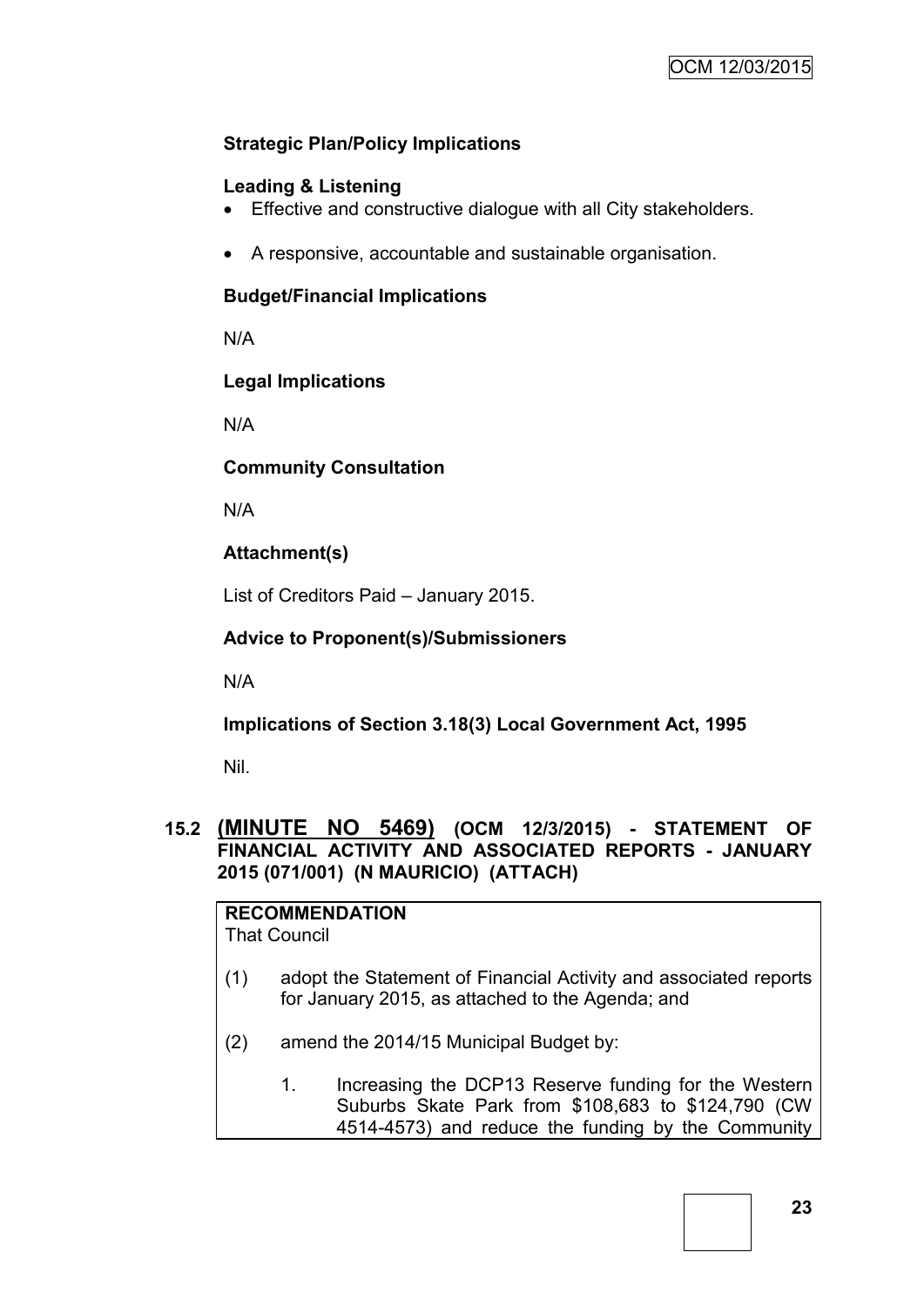### Strategic Plan/Policy Implications

#### Leading & Listening

- Effective and constructive dialogue with all City stakeholders.
- A responsive, accountable and sustainable organisation.

### Budget/Financial Implications

N/A

### Legal Implications

N/A

### Community Consultation

N/A

### Attachment(s)

List of Creditors Paid – January 2015.

### Advice to Proponent(s)/Submissioners

N/A

### Implications of Section 3.18(3) Local Government Act, 1995

Nil.

## 15.2 (MINUTE NO 5469) (OCM 12/3/2015) - STATEMENT OF FINANCIAL ACTIVITY AND ASSOCIATED REPORTS - JANUARY 2015 (071/001) (N MAURICIO) (ATTACH)

**RECOMMENDATION**
That Council

(1) adopt the Statement of Financial Activity and associated reports for January 2015, as attached to the Agenda; and

(2) amend the 2014/15 Municipal Budget by:

1. Increasing the DCP13 Reserve funding for the Western Suburbs Skate Park from $108,683 to $124,790 (CW 4514-4573) and reduce the funding by the Community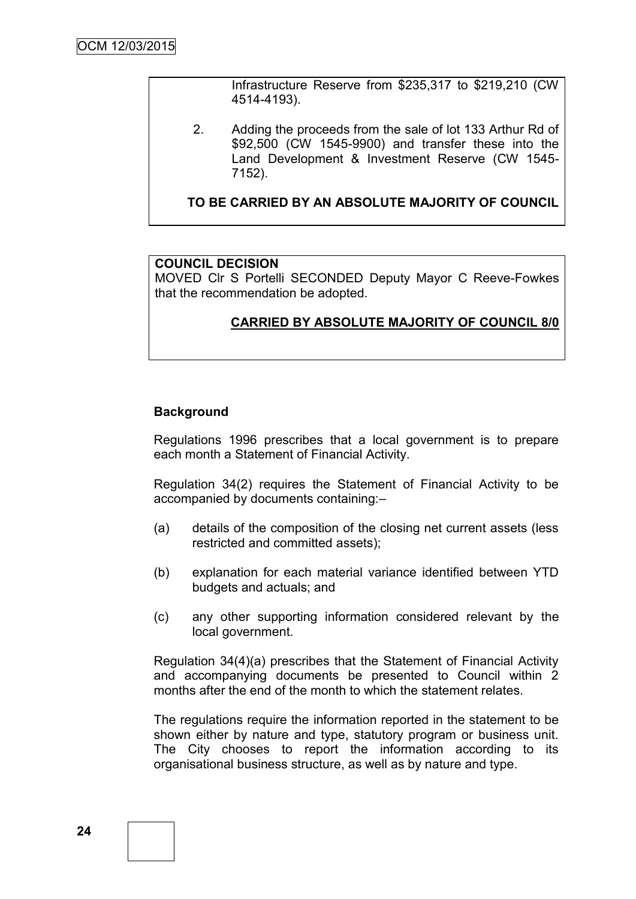Infrastructure Reserve from $235,317 to $219,210 (CW 4514-4193).

2. Adding the proceeds from the sale of lot 133 Arthur Rd of $92,500 (CW 1545-9900) and transfer these into the Land Development & Investment Reserve (CW 1545-7152).

**TO BE CARRIED BY AN ABSOLUTE MAJORITY OF COUNCIL**

**COUNCIL DECISION**

MOVED Clr S Portelli SECONDED Deputy Mayor C Reeve-Fowkes that the recommendation be adopted.

**CARRIED BY ABSOLUTE MAJORITY OF COUNCIL 8/0**

### Background

Regulations 1996 prescribes that a local government is to prepare each month a Statement of Financial Activity.

Regulation 34(2) requires the Statement of Financial Activity to be accompanied by documents containing:–

(a) details of the composition of the closing net current assets (less restricted and committed assets);

(b) explanation for each material variance identified between YTD budgets and actuals; and

(c) any other supporting information considered relevant by the local government.

Regulation 34(4)(a) prescribes that the Statement of Financial Activity and accompanying documents be presented to Council within 2 months after the end of the month to which the statement relates.

The regulations require the information reported in the statement to be shown either by nature and type, statutory program or business unit. The City chooses to report the information according to its organisational business structure, as well as by nature and type.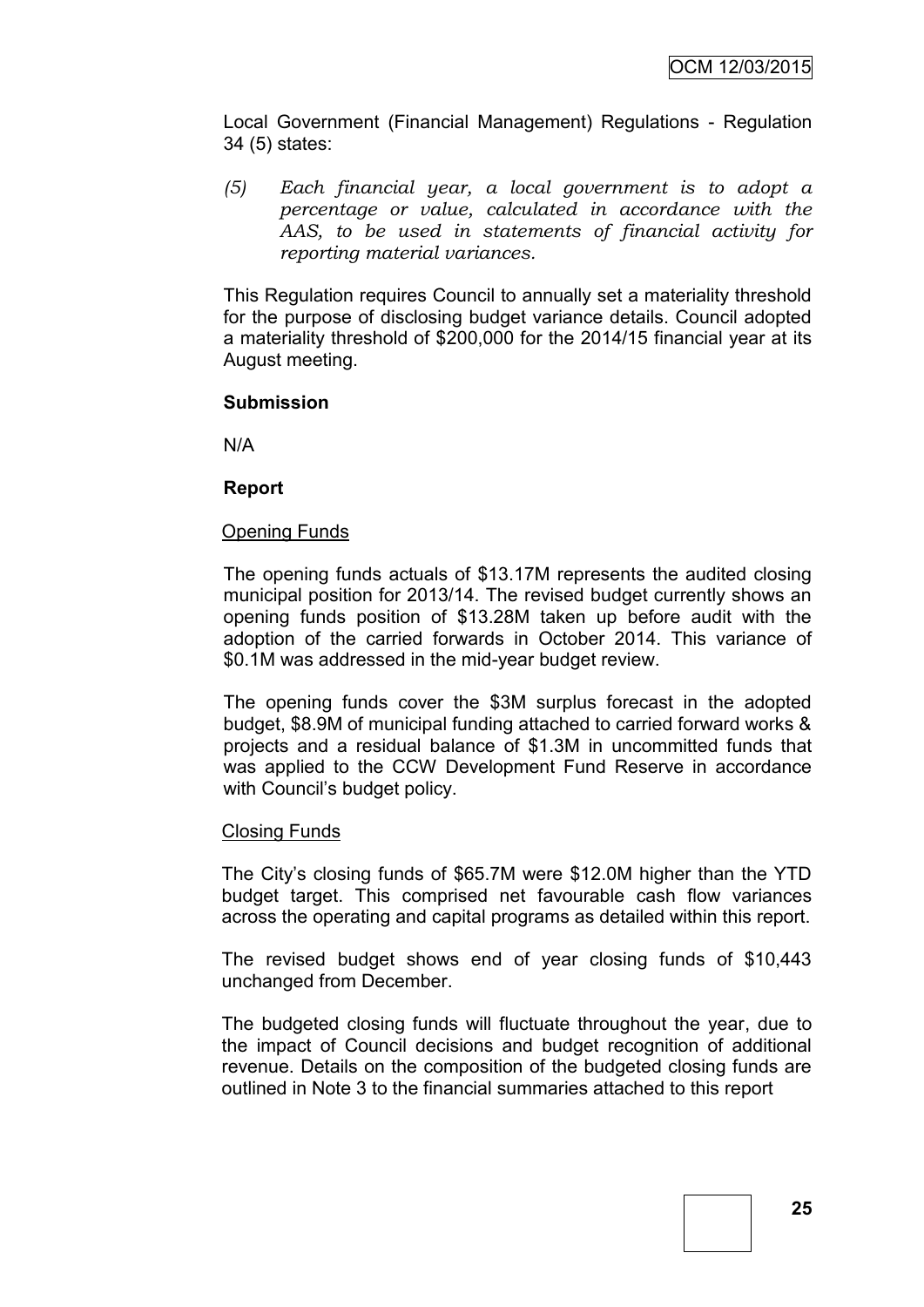Local Government (Financial Management) Regulations - Regulation 34 (5) states:

*(5) Each financial year, a local government is to adopt a percentage or value, calculated in accordance with the AAS, to be used in statements of financial activity for reporting material variances.*

This Regulation requires Council to annually set a materiality threshold for the purpose of disclosing budget variance details. Council adopted a materiality threshold of $200,000 for the 2014/15 financial year at its August meeting.

**Submission**

N/A

**Report**

Opening Funds

The opening funds actuals of $13.17M represents the audited closing municipal position for 2013/14. The revised budget currently shows an opening funds position of $13.28M taken up before audit with the adoption of the carried forwards in October 2014. This variance of $0.1M was addressed in the mid-year budget review.

The opening funds cover the $3M surplus forecast in the adopted budget, $8.9M of municipal funding attached to carried forward works & projects and a residual balance of $1.3M in uncommitted funds that was applied to the CCW Development Fund Reserve in accordance with Council's budget policy.

Closing Funds

The City's closing funds of $65.7M were $12.0M higher than the YTD budget target. This comprised net favourable cash flow variances across the operating and capital programs as detailed within this report.

The revised budget shows end of year closing funds of $10,443 unchanged from December.

The budgeted closing funds will fluctuate throughout the year, due to the impact of Council decisions and budget recognition of additional revenue. Details on the composition of the budgeted closing funds are outlined in Note 3 to the financial summaries attached to this report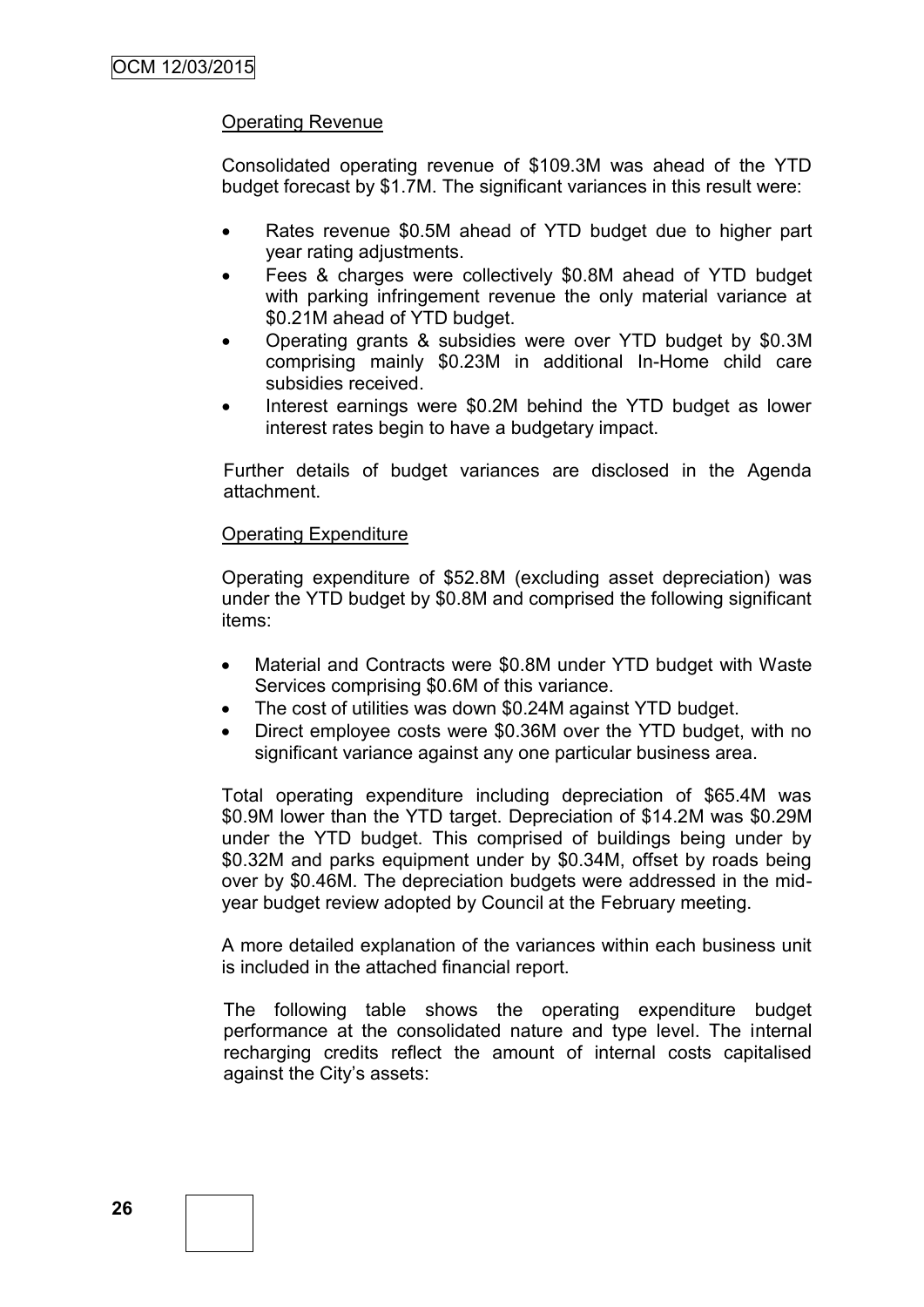### Operating Revenue

Consolidated operating revenue of $109.3M was ahead of the YTD budget forecast by $1.7M. The significant variances in this result were:

- Rates revenue $0.5M ahead of YTD budget due to higher part year rating adjustments.
- Fees & charges were collectively $0.8M ahead of YTD budget with parking infringement revenue the only material variance at $0.21M ahead of YTD budget.
- Operating grants & subsidies were over YTD budget by $0.3M comprising mainly $0.23M in additional In-Home child care subsidies received.
- Interest earnings were $0.2M behind the YTD budget as lower interest rates begin to have a budgetary impact.

Further details of budget variances are disclosed in the Agenda attachment.

### Operating Expenditure

Operating expenditure of $52.8M (excluding asset depreciation) was under the YTD budget by $0.8M and comprised the following significant items:

- Material and Contracts were $0.8M under YTD budget with Waste Services comprising $0.6M of this variance.
- The cost of utilities was down $0.24M against YTD budget.
- Direct employee costs were $0.36M over the YTD budget, with no significant variance against any one particular business area.

Total operating expenditure including depreciation of $65.4M was $0.9M lower than the YTD target. Depreciation of $14.2M was $0.29M under the YTD budget. This comprised of buildings being under by $0.32M and parks equipment under by $0.34M, offset by roads being over by $0.46M. The depreciation budgets were addressed in the mid-year budget review adopted by Council at the February meeting.

A more detailed explanation of the variances within each business unit is included in the attached financial report.

The following table shows the operating expenditure budget performance at the consolidated nature and type level. The internal recharging credits reflect the amount of internal costs capitalised against the City's assets: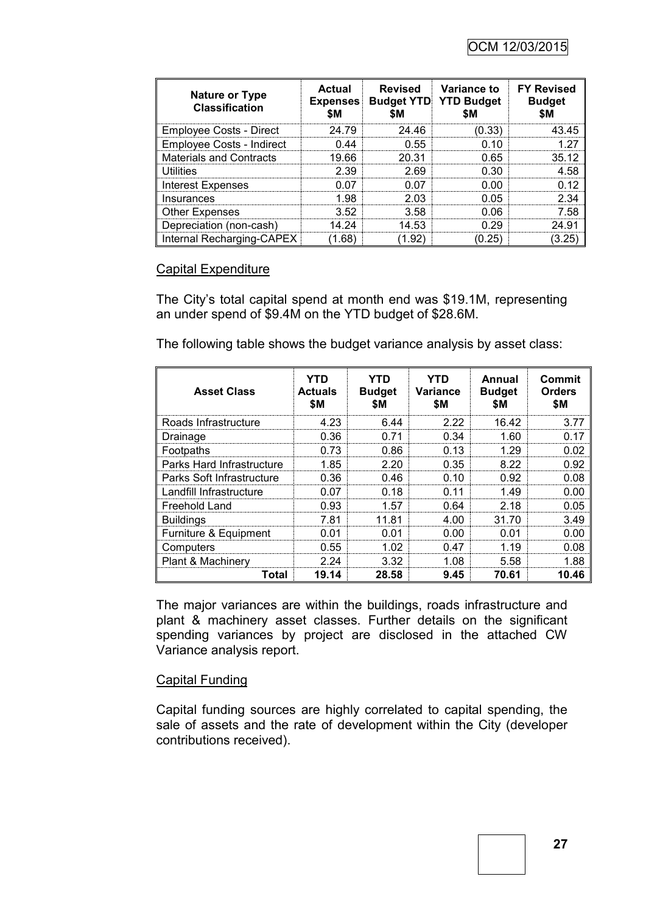| Nature or Type Classification | Actual Expenses $M | Revised Budget YTD $M | Variance to YTD Budget $M | FY Revised Budget $M |
|---|---|---|---|---|
| Employee Costs - Direct | 24.79 | 24.46 | (0.33) | 43.45 |
| Employee Costs - Indirect | 0.44 | 0.55 | 0.10 | 1.27 |
| Materials and Contracts | 19.66 | 20.31 | 0.65 | 35.12 |
| Utilities | 2.39 | 2.69 | 0.30 | 4.58 |
| Interest Expenses | 0.07 | 0.07 | 0.00 | 0.12 |
| Insurances | 1.98 | 2.03 | 0.05 | 2.34 |
| Other Expenses | 3.52 | 3.58 | 0.06 | 7.58 |
| Depreciation (non-cash) | 14.24 | 14.53 | 0.29 | 24.91 |
| Internal Recharging-CAPEX | (1.68) | (1.92) | (0.25) | (3.25) |

## Capital Expenditure

The City's total capital spend at month end was $19.1M, representing an under spend of $9.4M on the YTD budget of $28.6M.

The following table shows the budget variance analysis by asset class:

| Asset Class | YTD Actuals $M | YTD Budget $M | YTD Variance $M | Annual Budget $M | Commit Orders $M |
|---|---|---|---|---|---|
| Roads Infrastructure | 4.23 | 6.44 | 2.22 | 16.42 | 3.77 |
| Drainage | 0.36 | 0.71 | 0.34 | 1.60 | 0.17 |
| Footpaths | 0.73 | 0.86 | 0.13 | 1.29 | 0.02 |
| Parks Hard Infrastructure | 1.85 | 2.20 | 0.35 | 8.22 | 0.92 |
| Parks Soft Infrastructure | 0.36 | 0.46 | 0.10 | 0.92 | 0.08 |
| Landfill Infrastructure | 0.07 | 0.18 | 0.11 | 1.49 | 0.00 |
| Freehold Land | 0.93 | 1.57 | 0.64 | 2.18 | 0.05 |
| Buildings | 7.81 | 11.81 | 4.00 | 31.70 | 3.49 |
| Furniture & Equipment | 0.01 | 0.01 | 0.00 | 0.01 | 0.00 |
| Computers | 0.55 | 1.02 | 0.47 | 1.19 | 0.08 |
| Plant & Machinery | 2.24 | 3.32 | 1.08 | 5.58 | 1.88 |
| **Total** | **19.14** | **28.58** | **9.45** | **70.61** | **10.46** |

The major variances are within the buildings, roads infrastructure and plant & machinery asset classes. Further details on the significant spending variances by project are disclosed in the attached CW Variance analysis report.

## Capital Funding

Capital funding sources are highly correlated to capital spending, the sale of assets and the rate of development within the City (developer contributions received).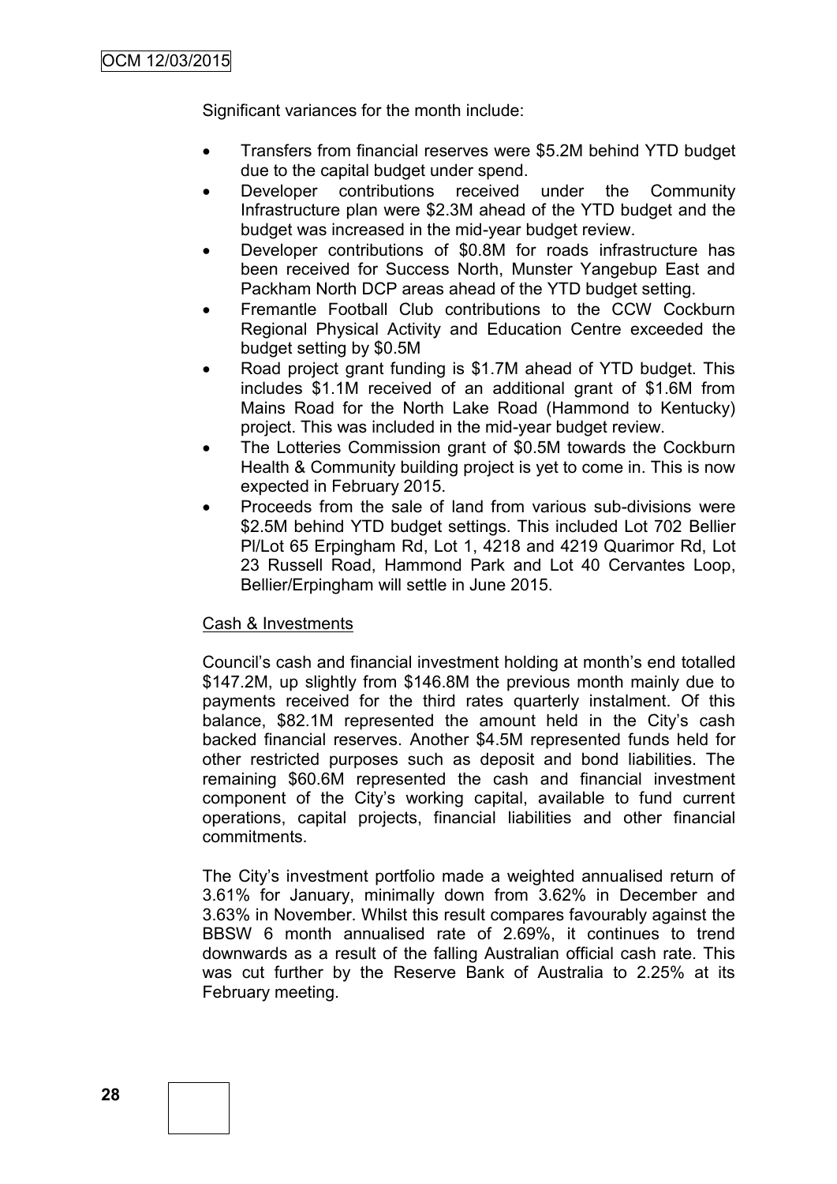Significant variances for the month include:

- Transfers from financial reserves were $5.2M behind YTD budget due to the capital budget under spend.
- Developer contributions received under the Community Infrastructure plan were $2.3M ahead of the YTD budget and the budget was increased in the mid-year budget review.
- Developer contributions of $0.8M for roads infrastructure has been received for Success North, Munster Yangebup East and Packham North DCP areas ahead of the YTD budget setting.
- Fremantle Football Club contributions to the CCW Cockburn Regional Physical Activity and Education Centre exceeded the budget setting by $0.5M
- Road project grant funding is $1.7M ahead of YTD budget. This includes $1.1M received of an additional grant of $1.6M from Mains Road for the North Lake Road (Hammond to Kentucky) project. This was included in the mid-year budget review.
- The Lotteries Commission grant of $0.5M towards the Cockburn Health & Community building project is yet to come in. This is now expected in February 2015.
- Proceeds from the sale of land from various sub-divisions were $2.5M behind YTD budget settings. This included Lot 702 Bellier Pl/Lot 65 Erpingham Rd, Lot 1, 4218 and 4219 Quarimor Rd, Lot 23 Russell Road, Hammond Park and Lot 40 Cervantes Loop, Bellier/Erpingham will settle in June 2015.

Cash & Investments

Council's cash and financial investment holding at month's end totalled $147.2M, up slightly from $146.8M the previous month mainly due to payments received for the third rates quarterly instalment. Of this balance, $82.1M represented the amount held in the City's cash backed financial reserves. Another $4.5M represented funds held for other restricted purposes such as deposit and bond liabilities. The remaining $60.6M represented the cash and financial investment component of the City's working capital, available to fund current operations, capital projects, financial liabilities and other financial commitments.

The City's investment portfolio made a weighted annualised return of 3.61% for January, minimally down from 3.62% in December and 3.63% in November. Whilst this result compares favourably against the BBSW 6 month annualised rate of 2.69%, it continues to trend downwards as a result of the falling Australian official cash rate. This was cut further by the Reserve Bank of Australia to 2.25% at its February meeting.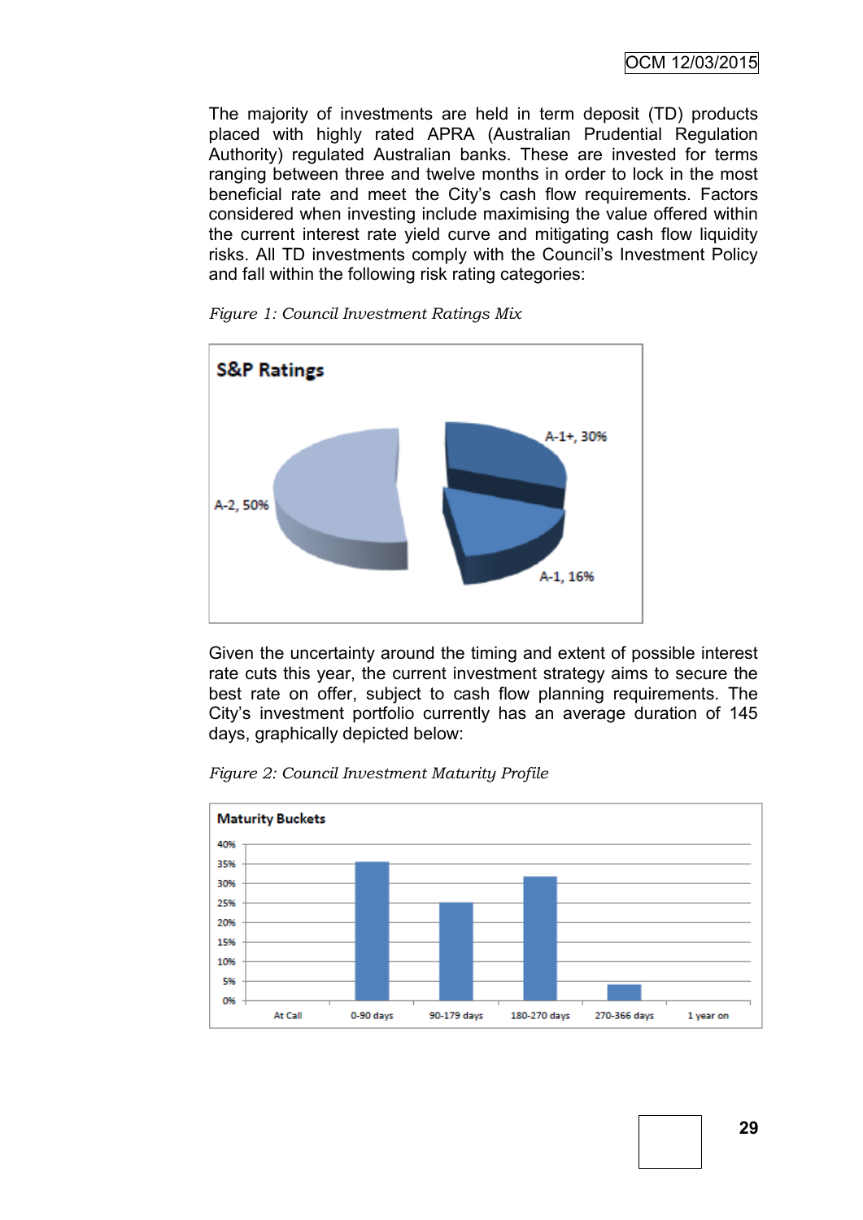The majority of investments are held in term deposit (TD) products placed with highly rated APRA (Australian Prudential Regulation Authority) regulated Australian banks. These are invested for terms ranging between three and twelve months in order to lock in the most beneficial rate and meet the City's cash flow requirements. Factors considered when investing include maximising the value offered within the current interest rate yield curve and mitigating cash flow liquidity risks. All TD investments comply with the Council's Investment Policy and fall within the following risk rating categories:

*Figure 1: Council Investment Ratings Mix*

**S&P Ratings**

- A-1+, 30%
- A-1, 16%
- A-2, 50%

Given the uncertainty around the timing and extent of possible interest rate cuts this year, the current investment strategy aims to secure the best rate on offer, subject to cash flow planning requirements. The City's investment portfolio currently has an average duration of 145 days, graphically depicted below:

*Figure 2: Council Investment Maturity Profile*

**Maturity Buckets**

| At Call | 0-90 days | 90-179 days | 180-270 days | 270-366 days | 1 year on |
|---|---|---|---|---|---|
| 0% | ~35% | ~25% | ~32% | ~4% | 0% |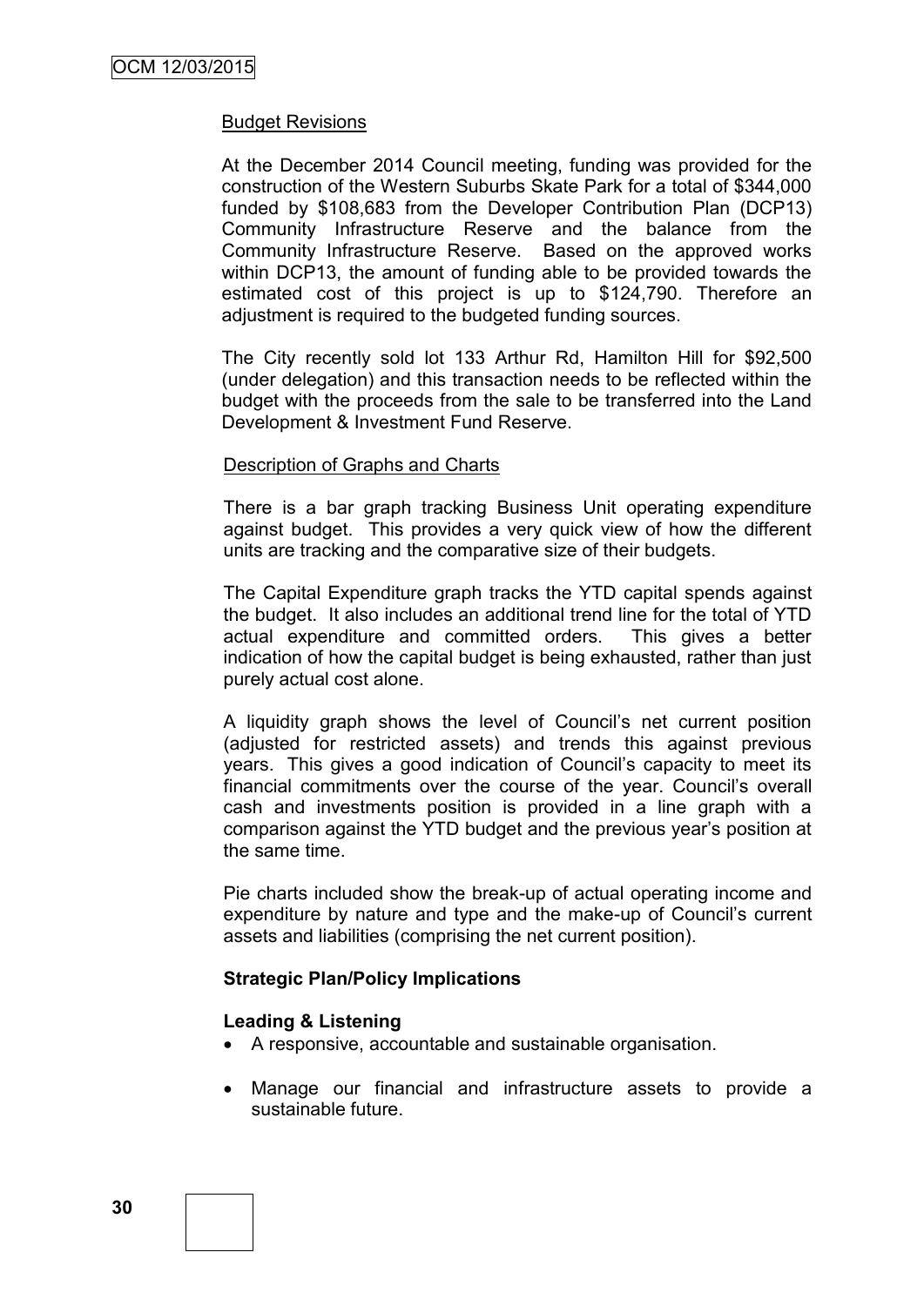Budget Revisions

At the December 2014 Council meeting, funding was provided for the construction of the Western Suburbs Skate Park for a total of $344,000 funded by $108,683 from the Developer Contribution Plan (DCP13) Community Infrastructure Reserve and the balance from the Community Infrastructure Reserve. Based on the approved works within DCP13, the amount of funding able to be provided towards the estimated cost of this project is up to $124,790. Therefore an adjustment is required to the budgeted funding sources.

The City recently sold lot 133 Arthur Rd, Hamilton Hill for $92,500 (under delegation) and this transaction needs to be reflected within the budget with the proceeds from the sale to be transferred into the Land Development & Investment Fund Reserve.

Description of Graphs and Charts

There is a bar graph tracking Business Unit operating expenditure against budget. This provides a very quick view of how the different units are tracking and the comparative size of their budgets.

The Capital Expenditure graph tracks the YTD capital spends against the budget. It also includes an additional trend line for the total of YTD actual expenditure and committed orders. This gives a better indication of how the capital budget is being exhausted, rather than just purely actual cost alone.

A liquidity graph shows the level of Council's net current position (adjusted for restricted assets) and trends this against previous years. This gives a good indication of Council's capacity to meet its financial commitments over the course of the year. Council's overall cash and investments position is provided in a line graph with a comparison against the YTD budget and the previous year's position at the same time.

Pie charts included show the break-up of actual operating income and expenditure by nature and type and the make-up of Council's current assets and liabilities (comprising the net current position).

**Strategic Plan/Policy Implications**

**Leading & Listening**

- A responsive, accountable and sustainable organisation.
- Manage our financial and infrastructure assets to provide a sustainable future.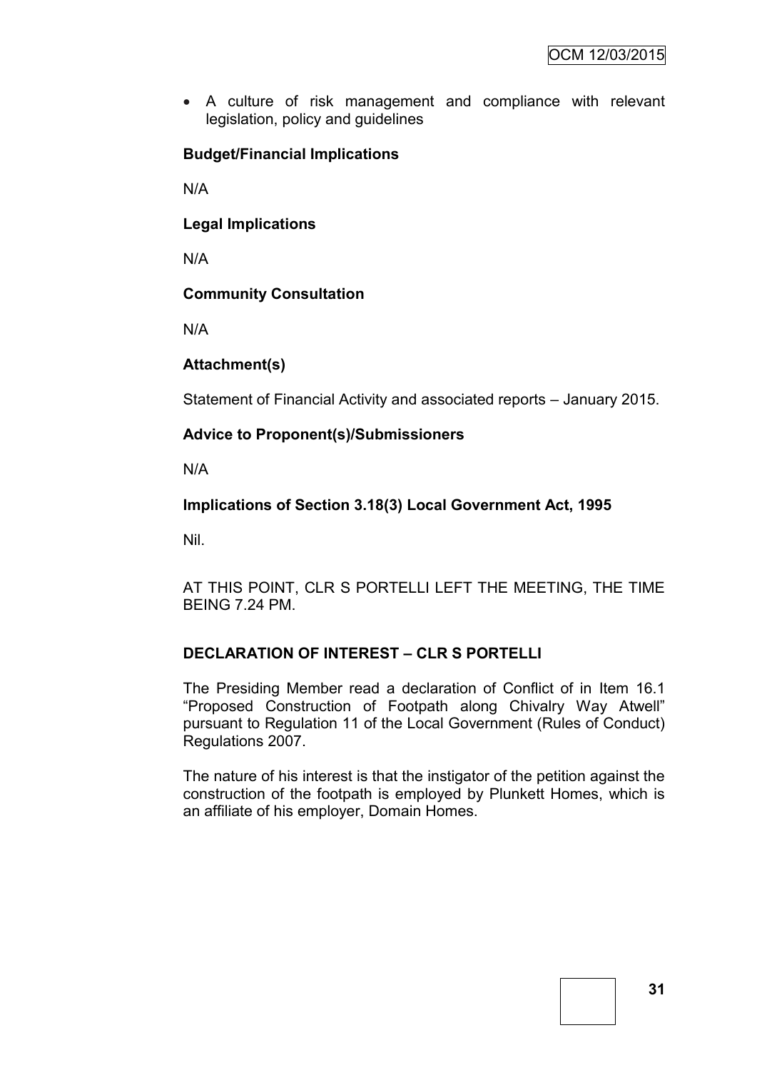- A culture of risk management and compliance with relevant legislation, policy and guidelines

**Budget/Financial Implications**

N/A

**Legal Implications**

N/A

**Community Consultation**

N/A

**Attachment(s)**

Statement of Financial Activity and associated reports – January 2015.

**Advice to Proponent(s)/Submissioners**

N/A

**Implications of Section 3.18(3) Local Government Act, 1995**

Nil.

AT THIS POINT, CLR S PORTELLI LEFT THE MEETING, THE TIME BEING 7.24 PM.

**DECLARATION OF INTEREST – CLR S PORTELLI**

The Presiding Member read a declaration of Conflict of in Item 16.1 "Proposed Construction of Footpath along Chivalry Way Atwell" pursuant to Regulation 11 of the Local Government (Rules of Conduct) Regulations 2007.

The nature of his interest is that the instigator of the petition against the construction of the footpath is employed by Plunkett Homes, which is an affiliate of his employer, Domain Homes.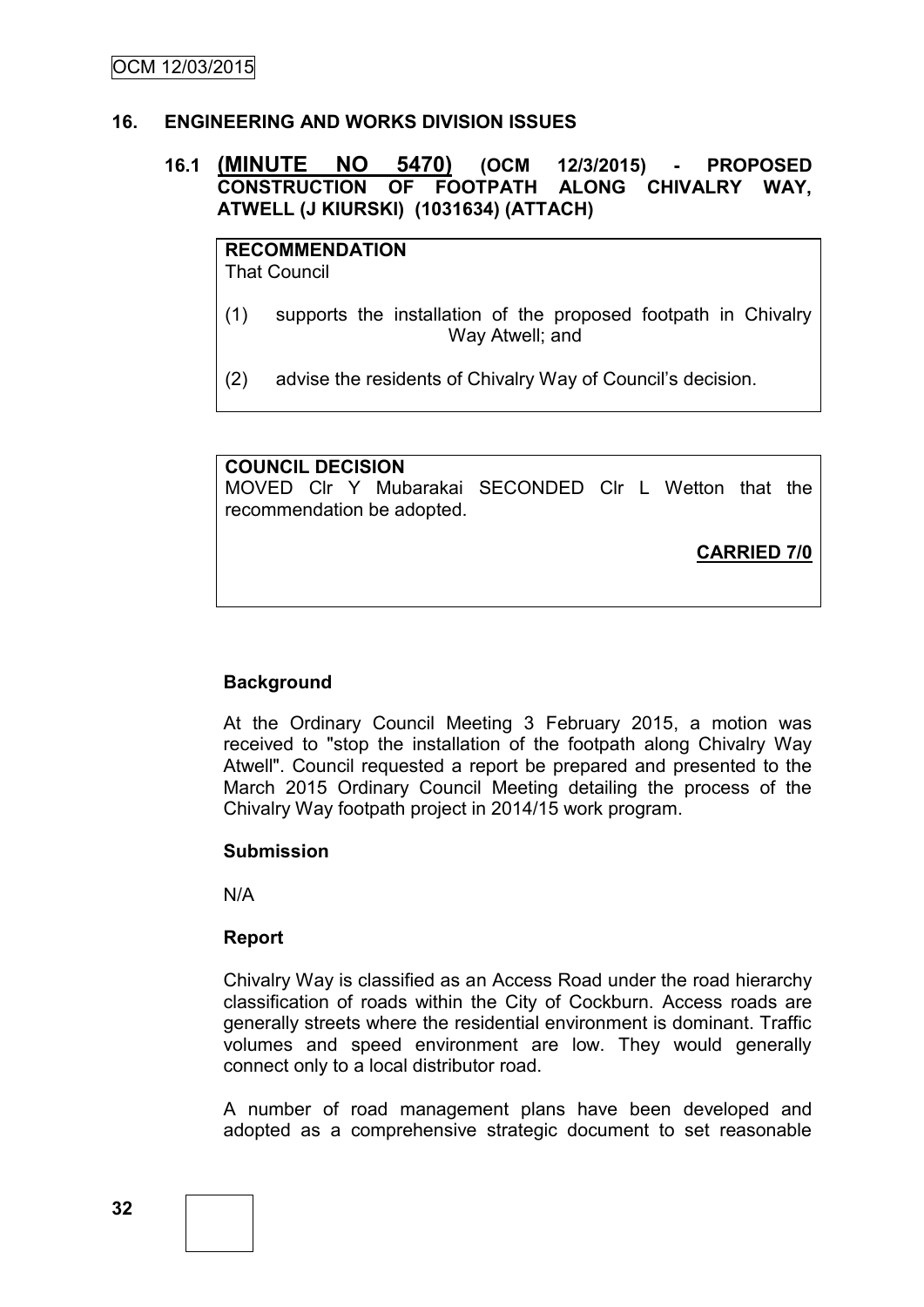## 16. ENGINEERING AND WORKS DIVISION ISSUES

### 16.1 (MINUTE NO 5470) (OCM 12/3/2015) - PROPOSED CONSTRUCTION OF FOOTPATH ALONG CHIVALRY WAY, ATWELL (J KIURSKI) (1031634) (ATTACH)

**RECOMMENDATION**
That Council

(1) supports the installation of the proposed footpath in Chivalry Way Atwell; and

(2) advise the residents of Chivalry Way of Council's decision.

**COUNCIL DECISION**
MOVED Clr Y Mubarakai SECONDED Clr L Wetton that the recommendation be adopted.

**CARRIED 7/0**

**Background**

At the Ordinary Council Meeting 3 February 2015, a motion was received to "stop the installation of the footpath along Chivalry Way Atwell". Council requested a report be prepared and presented to the March 2015 Ordinary Council Meeting detailing the process of the Chivalry Way footpath project in 2014/15 work program.

**Submission**

N/A

**Report**

Chivalry Way is classified as an Access Road under the road hierarchy classification of roads within the City of Cockburn. Access roads are generally streets where the residential environment is dominant. Traffic volumes and speed environment are low. They would generally connect only to a local distributor road.

A number of road management plans have been developed and adopted as a comprehensive strategic document to set reasonable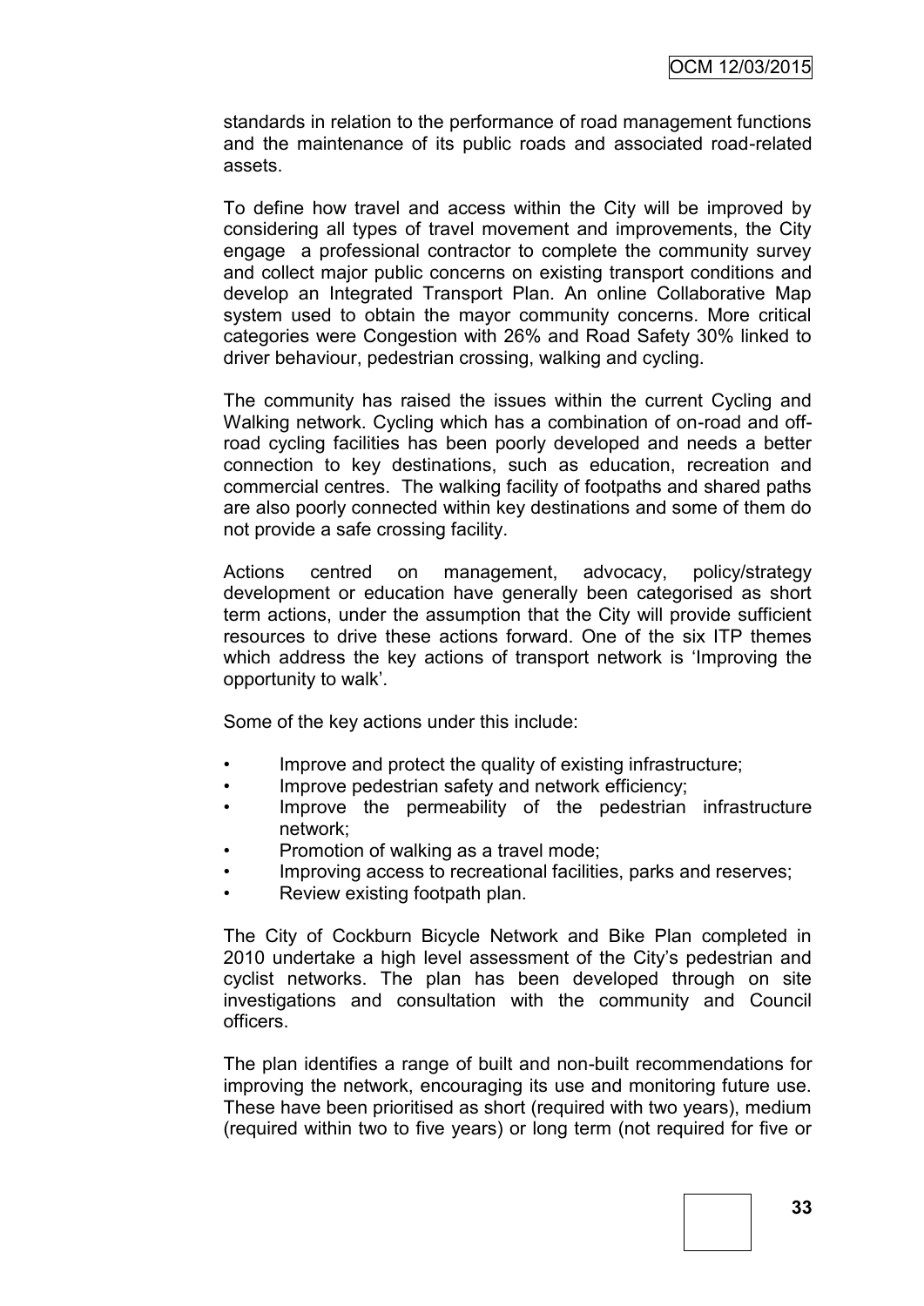standards in relation to the performance of road management functions and the maintenance of its public roads and associated road-related assets.

To define how travel and access within the City will be improved by considering all types of travel movement and improvements, the City engage a professional contractor to complete the community survey and collect major public concerns on existing transport conditions and develop an Integrated Transport Plan. An online Collaborative Map system used to obtain the mayor community concerns. More critical categories were Congestion with 26% and Road Safety 30% linked to driver behaviour, pedestrian crossing, walking and cycling.

The community has raised the issues within the current Cycling and Walking network. Cycling which has a combination of on-road and off-road cycling facilities has been poorly developed and needs a better connection to key destinations, such as education, recreation and commercial centres. The walking facility of footpaths and shared paths are also poorly connected within key destinations and some of them do not provide a safe crossing facility.

Actions centred on management, advocacy, policy/strategy development or education have generally been categorised as short term actions, under the assumption that the City will provide sufficient resources to drive these actions forward. One of the six ITP themes which address the key actions of transport network is 'Improving the opportunity to walk'.

Some of the key actions under this include:

- Improve and protect the quality of existing infrastructure;
- Improve pedestrian safety and network efficiency;
- Improve the permeability of the pedestrian infrastructure network;
- Promotion of walking as a travel mode;
- Improving access to recreational facilities, parks and reserves;
- Review existing footpath plan.

The City of Cockburn Bicycle Network and Bike Plan completed in 2010 undertake a high level assessment of the City's pedestrian and cyclist networks. The plan has been developed through on site investigations and consultation with the community and Council officers.

The plan identifies a range of built and non-built recommendations for improving the network, encouraging its use and monitoring future use. These have been prioritised as short (required with two years), medium (required within two to five years) or long term (not required for five or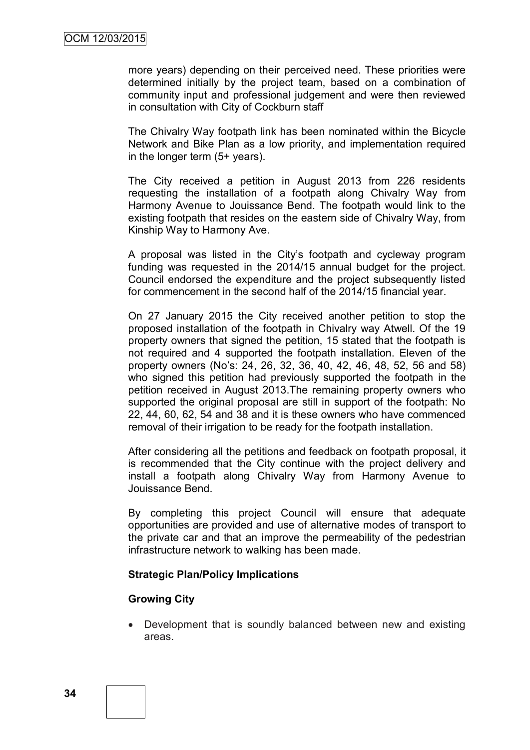more years) depending on their perceived need. These priorities were determined initially by the project team, based on a combination of community input and professional judgement and were then reviewed in consultation with City of Cockburn staff

The Chivalry Way footpath link has been nominated within the Bicycle Network and Bike Plan as a low priority, and implementation required in the longer term (5+ years).

The City received a petition in August 2013 from 226 residents requesting the installation of a footpath along Chivalry Way from Harmony Avenue to Jouissance Bend. The footpath would link to the existing footpath that resides on the eastern side of Chivalry Way, from Kinship Way to Harmony Ave.

A proposal was listed in the City's footpath and cycleway program funding was requested in the 2014/15 annual budget for the project. Council endorsed the expenditure and the project subsequently listed for commencement in the second half of the 2014/15 financial year.

On 27 January 2015 the City received another petition to stop the proposed installation of the footpath in Chivalry way Atwell. Of the 19 property owners that signed the petition, 15 stated that the footpath is not required and 4 supported the footpath installation. Eleven of the property owners (No's: 24, 26, 32, 36, 40, 42, 46, 48, 52, 56 and 58) who signed this petition had previously supported the footpath in the petition received in August 2013.The remaining property owners who supported the original proposal are still in support of the footpath: No 22, 44, 60, 62, 54 and 38 and it is these owners who have commenced removal of their irrigation to be ready for the footpath installation.

After considering all the petitions and feedback on footpath proposal, it is recommended that the City continue with the project delivery and install a footpath along Chivalry Way from Harmony Avenue to Jouissance Bend.

By completing this project Council will ensure that adequate opportunities are provided and use of alternative modes of transport to the private car and that an improve the permeability of the pedestrian infrastructure network to walking has been made.

**Strategic Plan/Policy Implications**

**Growing City**

- Development that is soundly balanced between new and existing areas.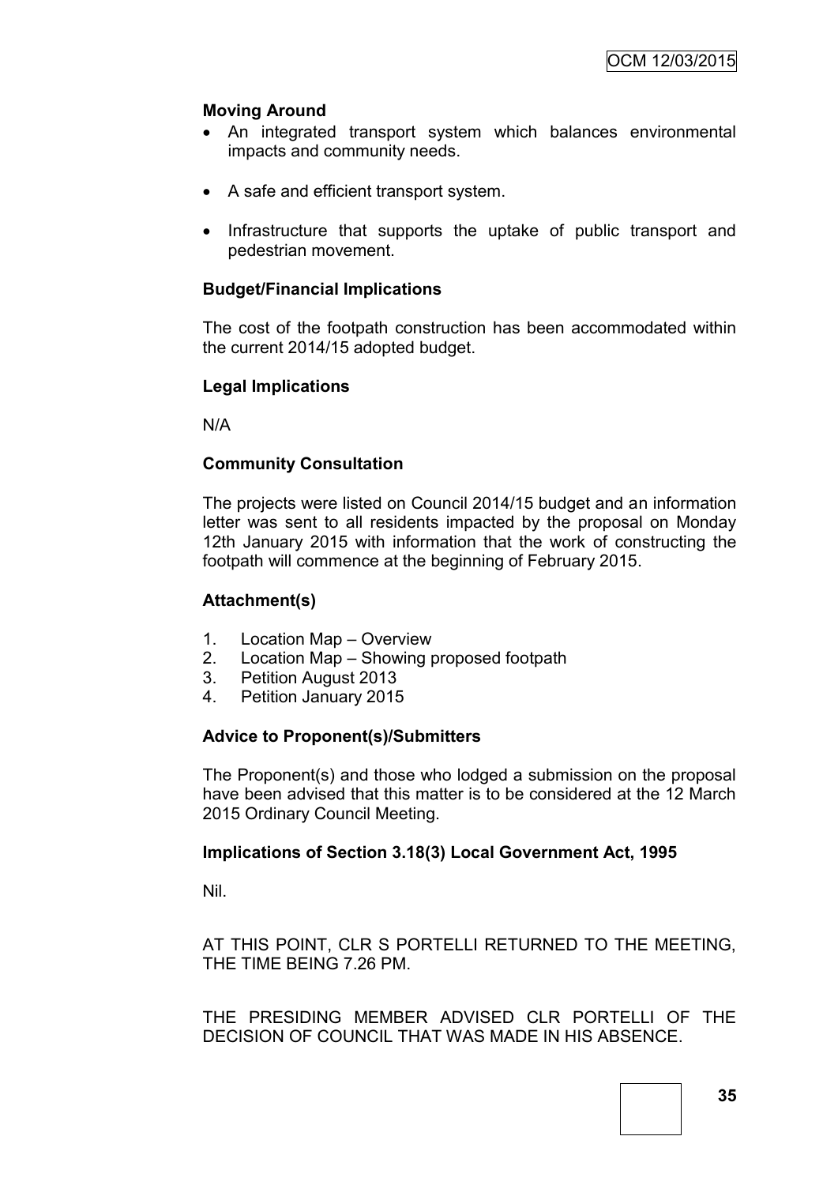**Moving Around**

- An integrated transport system which balances environmental impacts and community needs.
- A safe and efficient transport system.
- Infrastructure that supports the uptake of public transport and pedestrian movement.

**Budget/Financial Implications**

The cost of the footpath construction has been accommodated within the current 2014/15 adopted budget.

**Legal Implications**

N/A

**Community Consultation**

The projects were listed on Council 2014/15 budget and an information letter was sent to all residents impacted by the proposal on Monday 12th January 2015 with information that the work of constructing the footpath will commence at the beginning of February 2015.

**Attachment(s)**

1. Location Map – Overview
2. Location Map – Showing proposed footpath
3. Petition August 2013
4. Petition January 2015

**Advice to Proponent(s)/Submitters**

The Proponent(s) and those who lodged a submission on the proposal have been advised that this matter is to be considered at the 12 March 2015 Ordinary Council Meeting.

**Implications of Section 3.18(3) Local Government Act, 1995**

Nil.

AT THIS POINT, CLR S PORTELLI RETURNED TO THE MEETING, THE TIME BEING 7.26 PM.

THE PRESIDING MEMBER ADVISED CLR PORTELLI OF THE DECISION OF COUNCIL THAT WAS MADE IN HIS ABSENCE.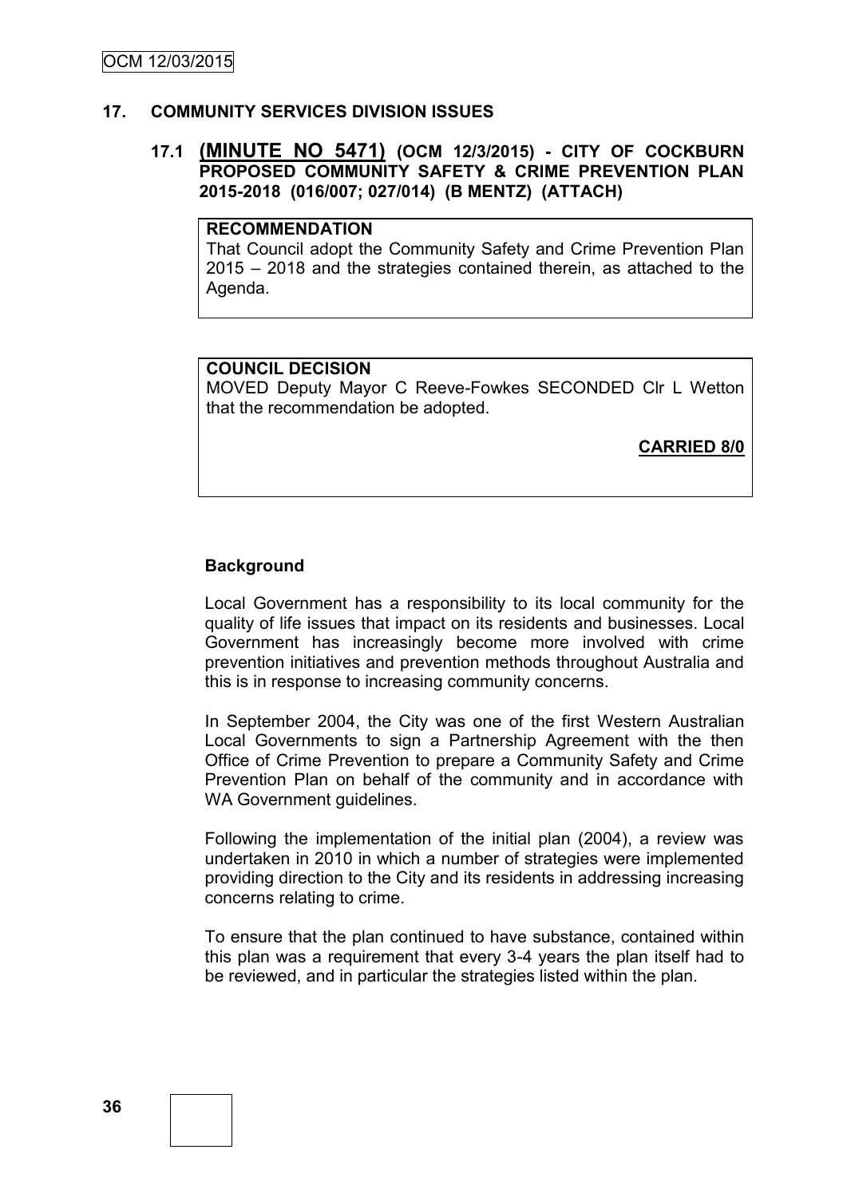## 17. COMMUNITY SERVICES DIVISION ISSUES

### 17.1 (MINUTE NO 5471) (OCM 12/3/2015) - CITY OF COCKBURN PROPOSED COMMUNITY SAFETY & CRIME PREVENTION PLAN 2015-2018 (016/007; 027/014) (B MENTZ) (ATTACH)

**RECOMMENDATION**
That Council adopt the Community Safety and Crime Prevention Plan 2015 – 2018 and the strategies contained therein, as attached to the Agenda.

**COUNCIL DECISION**
MOVED Deputy Mayor C Reeve-Fowkes SECONDED Clr L Wetton that the recommendation be adopted.

**CARRIED 8/0**

**Background**

Local Government has a responsibility to its local community for the quality of life issues that impact on its residents and businesses. Local Government has increasingly become more involved with crime prevention initiatives and prevention methods throughout Australia and this is in response to increasing community concerns.

In September 2004, the City was one of the first Western Australian Local Governments to sign a Partnership Agreement with the then Office of Crime Prevention to prepare a Community Safety and Crime Prevention Plan on behalf of the community and in accordance with WA Government guidelines.

Following the implementation of the initial plan (2004), a review was undertaken in 2010 in which a number of strategies were implemented providing direction to the City and its residents in addressing increasing concerns relating to crime.

To ensure that the plan continued to have substance, contained within this plan was a requirement that every 3-4 years the plan itself had to be reviewed, and in particular the strategies listed within the plan.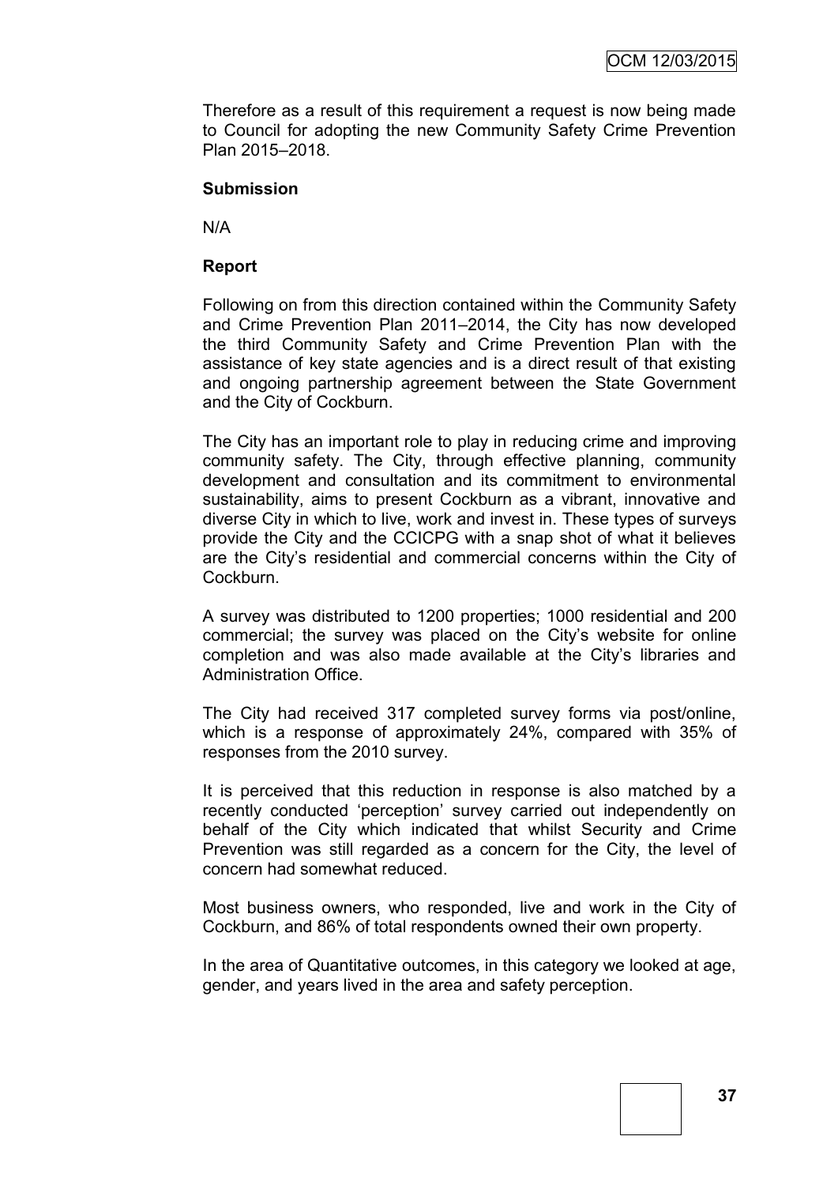Therefore as a result of this requirement a request is now being made to Council for adopting the new Community Safety Crime Prevention Plan 2015–2018.

**Submission**

N/A

**Report**

Following on from this direction contained within the Community Safety and Crime Prevention Plan 2011–2014, the City has now developed the third Community Safety and Crime Prevention Plan with the assistance of key state agencies and is a direct result of that existing and ongoing partnership agreement between the State Government and the City of Cockburn.

The City has an important role to play in reducing crime and improving community safety. The City, through effective planning, community development and consultation and its commitment to environmental sustainability, aims to present Cockburn as a vibrant, innovative and diverse City in which to live, work and invest in. These types of surveys provide the City and the CCICPG with a snap shot of what it believes are the City's residential and commercial concerns within the City of Cockburn.

A survey was distributed to 1200 properties; 1000 residential and 200 commercial; the survey was placed on the City's website for online completion and was also made available at the City's libraries and Administration Office.

The City had received 317 completed survey forms via post/online, which is a response of approximately 24%, compared with 35% of responses from the 2010 survey.

It is perceived that this reduction in response is also matched by a recently conducted 'perception' survey carried out independently on behalf of the City which indicated that whilst Security and Crime Prevention was still regarded as a concern for the City, the level of concern had somewhat reduced.

Most business owners, who responded, live and work in the City of Cockburn, and 86% of total respondents owned their own property.

In the area of Quantitative outcomes, in this category we looked at age, gender, and years lived in the area and safety perception.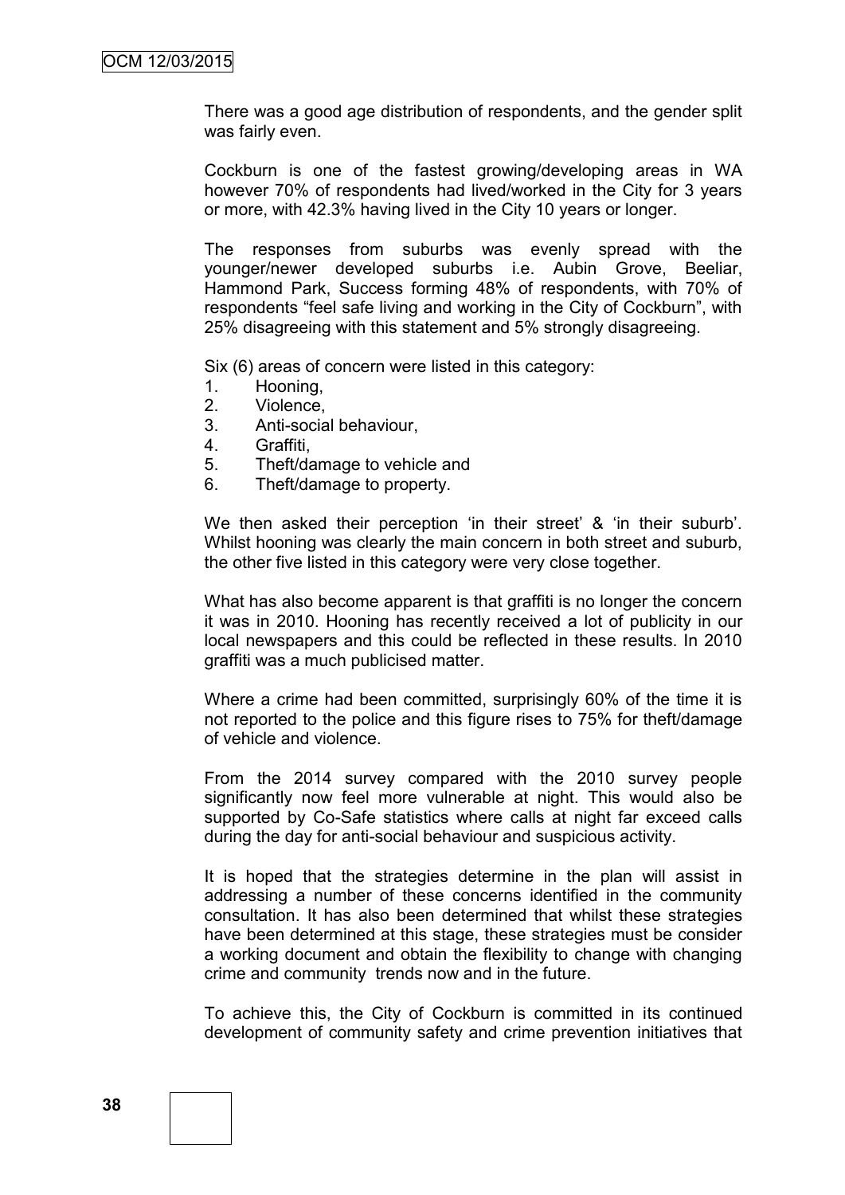There was a good age distribution of respondents, and the gender split was fairly even.

Cockburn is one of the fastest growing/developing areas in WA however 70% of respondents had lived/worked in the City for 3 years or more, with 42.3% having lived in the City 10 years or longer.

The responses from suburbs was evenly spread with the younger/newer developed suburbs i.e. Aubin Grove, Beeliar, Hammond Park, Success forming 48% of respondents, with 70% of respondents "feel safe living and working in the City of Cockburn", with 25% disagreeing with this statement and 5% strongly disagreeing.

Six (6) areas of concern were listed in this category:

1. Hooning,
2. Violence,
3. Anti-social behaviour,
4. Graffiti,
5. Theft/damage to vehicle and
6. Theft/damage to property.

We then asked their perception 'in their street' & 'in their suburb'. Whilst hooning was clearly the main concern in both street and suburb, the other five listed in this category were very close together.

What has also become apparent is that graffiti is no longer the concern it was in 2010. Hooning has recently received a lot of publicity in our local newspapers and this could be reflected in these results. In 2010 graffiti was a much publicised matter.

Where a crime had been committed, surprisingly 60% of the time it is not reported to the police and this figure rises to 75% for theft/damage of vehicle and violence.

From the 2014 survey compared with the 2010 survey people significantly now feel more vulnerable at night. This would also be supported by Co-Safe statistics where calls at night far exceed calls during the day for anti-social behaviour and suspicious activity.

It is hoped that the strategies determine in the plan will assist in addressing a number of these concerns identified in the community consultation. It has also been determined that whilst these strategies have been determined at this stage, these strategies must be consider a working document and obtain the flexibility to change with changing crime and community trends now and in the future.

To achieve this, the City of Cockburn is committed in its continued development of community safety and crime prevention initiatives that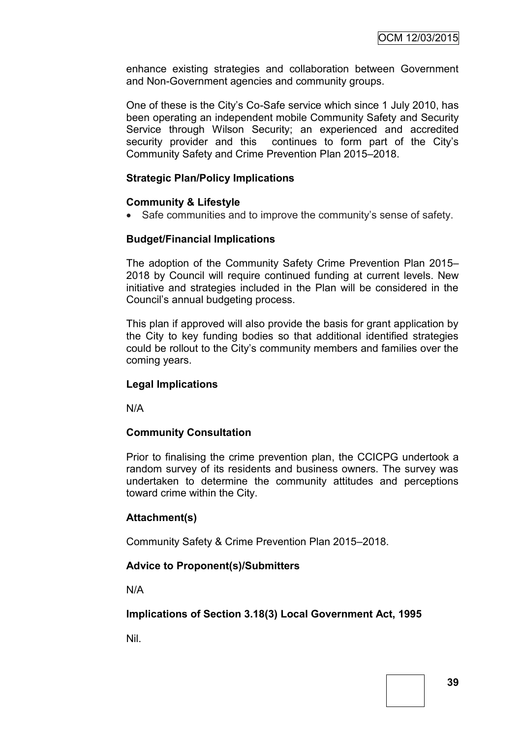enhance existing strategies and collaboration between Government and Non-Government agencies and community groups.

One of these is the City's Co-Safe service which since 1 July 2010, has been operating an independent mobile Community Safety and Security Service through Wilson Security; an experienced and accredited security provider and this continues to form part of the City's Community Safety and Crime Prevention Plan 2015–2018.

**Strategic Plan/Policy Implications**

**Community & Lifestyle**

- Safe communities and to improve the community's sense of safety.

**Budget/Financial Implications**

The adoption of the Community Safety Crime Prevention Plan 2015–2018 by Council will require continued funding at current levels. New initiative and strategies included in the Plan will be considered in the Council's annual budgeting process.

This plan if approved will also provide the basis for grant application by the City to key funding bodies so that additional identified strategies could be rollout to the City's community members and families over the coming years.

**Legal Implications**

N/A

**Community Consultation**

Prior to finalising the crime prevention plan, the CCICPG undertook a random survey of its residents and business owners. The survey was undertaken to determine the community attitudes and perceptions toward crime within the City.

**Attachment(s)**

Community Safety & Crime Prevention Plan 2015–2018.

**Advice to Proponent(s)/Submitters**

N/A

**Implications of Section 3.18(3) Local Government Act, 1995**

Nil.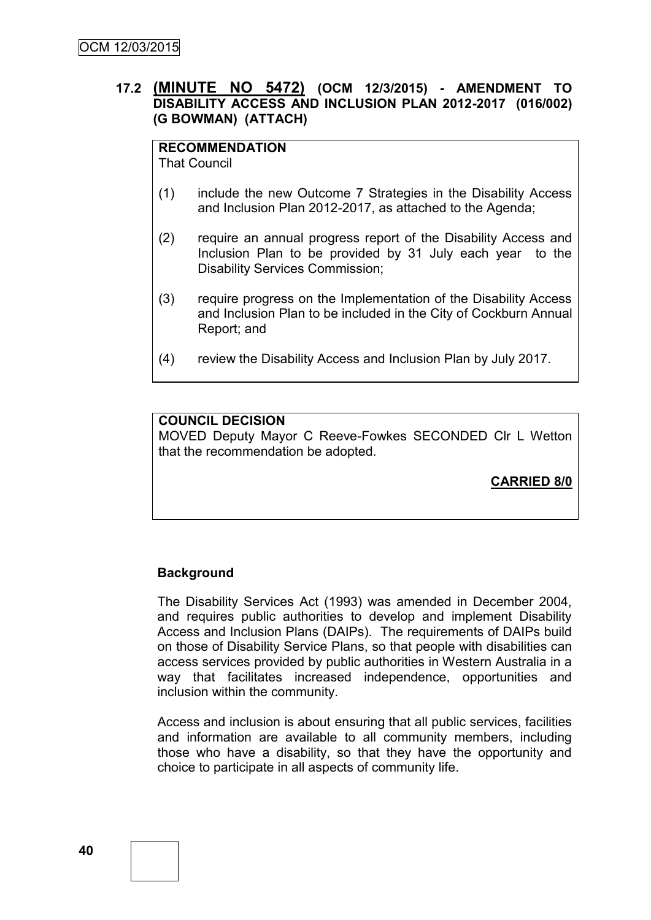### 17.2 (MINUTE NO 5472) (OCM 12/3/2015) - AMENDMENT TO DISABILITY ACCESS AND INCLUSION PLAN 2012-2017 (016/002) (G BOWMAN) (ATTACH)

**RECOMMENDATION**
That Council

(1) include the new Outcome 7 Strategies in the Disability Access and Inclusion Plan 2012-2017, as attached to the Agenda;

(2) require an annual progress report of the Disability Access and Inclusion Plan to be provided by 31 July each year to the Disability Services Commission;

(3) require progress on the Implementation of the Disability Access and Inclusion Plan to be included in the City of Cockburn Annual Report; and

(4) review the Disability Access and Inclusion Plan by July 2017.

**COUNCIL DECISION**
MOVED Deputy Mayor C Reeve-Fowkes SECONDED Clr L Wetton that the recommendation be adopted.

**CARRIED 8/0**

**Background**

The Disability Services Act (1993) was amended in December 2004, and requires public authorities to develop and implement Disability Access and Inclusion Plans (DAIPs). The requirements of DAIPs build on those of Disability Service Plans, so that people with disabilities can access services provided by public authorities in Western Australia in a way that facilitates increased independence, opportunities and inclusion within the community.

Access and inclusion is about ensuring that all public services, facilities and information are available to all community members, including those who have a disability, so that they have the opportunity and choice to participate in all aspects of community life.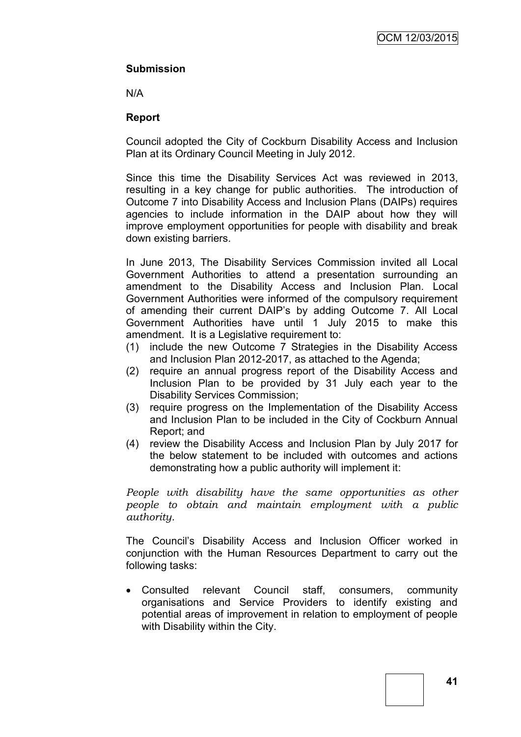**Submission**

N/A

**Report**

Council adopted the City of Cockburn Disability Access and Inclusion Plan at its Ordinary Council Meeting in July 2012.

Since this time the Disability Services Act was reviewed in 2013, resulting in a key change for public authorities. The introduction of Outcome 7 into Disability Access and Inclusion Plans (DAIPs) requires agencies to include information in the DAIP about how they will improve employment opportunities for people with disability and break down existing barriers.

In June 2013, The Disability Services Commission invited all Local Government Authorities to attend a presentation surrounding an amendment to the Disability Access and Inclusion Plan. Local Government Authorities were informed of the compulsory requirement of amending their current DAIP's by adding Outcome 7. All Local Government Authorities have until 1 July 2015 to make this amendment. It is a Legislative requirement to:

(1) include the new Outcome 7 Strategies in the Disability Access and Inclusion Plan 2012-2017, as attached to the Agenda;
(2) require an annual progress report of the Disability Access and Inclusion Plan to be provided by 31 July each year to the Disability Services Commission;
(3) require progress on the Implementation of the Disability Access and Inclusion Plan to be included in the City of Cockburn Annual Report; and
(4) review the Disability Access and Inclusion Plan by July 2017 for the below statement to be included with outcomes and actions demonstrating how a public authority will implement it:

*People with disability have the same opportunities as other people to obtain and maintain employment with a public authority.*

The Council's Disability Access and Inclusion Officer worked in conjunction with the Human Resources Department to carry out the following tasks:

- Consulted relevant Council staff, consumers, community organisations and Service Providers to identify existing and potential areas of improvement in relation to employment of people with Disability within the City.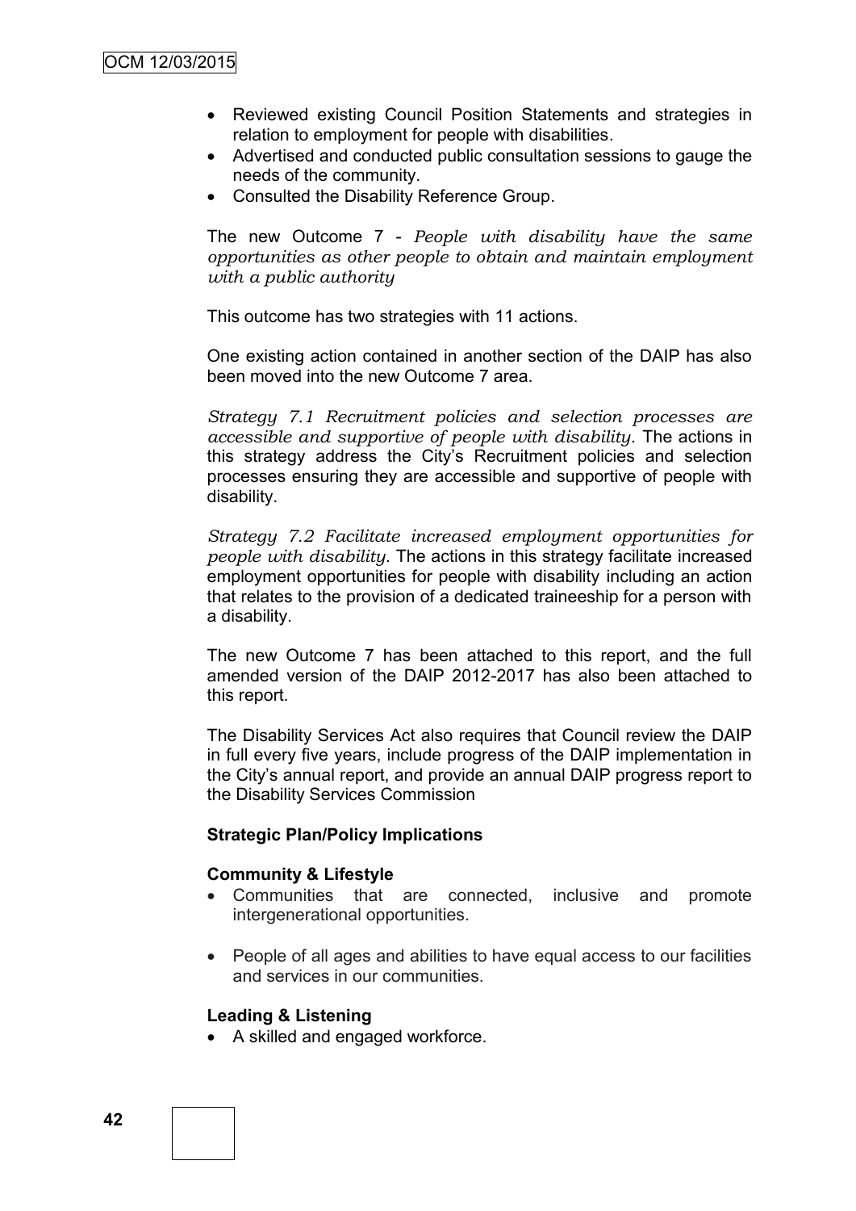- Reviewed existing Council Position Statements and strategies in relation to employment for people with disabilities.
- Advertised and conducted public consultation sessions to gauge the needs of the community.
- Consulted the Disability Reference Group.

The new Outcome 7 - *People with disability have the same opportunities as other people to obtain and maintain employment with a public authority*

This outcome has two strategies with 11 actions.

One existing action contained in another section of the DAIP has also been moved into the new Outcome 7 area.

*Strategy 7.1 Recruitment policies and selection processes are accessible and supportive of people with disability.* The actions in this strategy address the City's Recruitment policies and selection processes ensuring they are accessible and supportive of people with disability.

*Strategy 7.2 Facilitate increased employment opportunities for people with disability.* The actions in this strategy facilitate increased employment opportunities for people with disability including an action that relates to the provision of a dedicated traineeship for a person with a disability.

The new Outcome 7 has been attached to this report, and the full amended version of the DAIP 2012-2017 has also been attached to this report.

The Disability Services Act also requires that Council review the DAIP in full every five years, include progress of the DAIP implementation in the City's annual report, and provide an annual DAIP progress report to the Disability Services Commission

**Strategic Plan/Policy Implications**

**Community & Lifestyle**

- Communities that are connected, inclusive and promote intergenerational opportunities.

- People of all ages and abilities to have equal access to our facilities and services in our communities.

**Leading & Listening**

- A skilled and engaged workforce.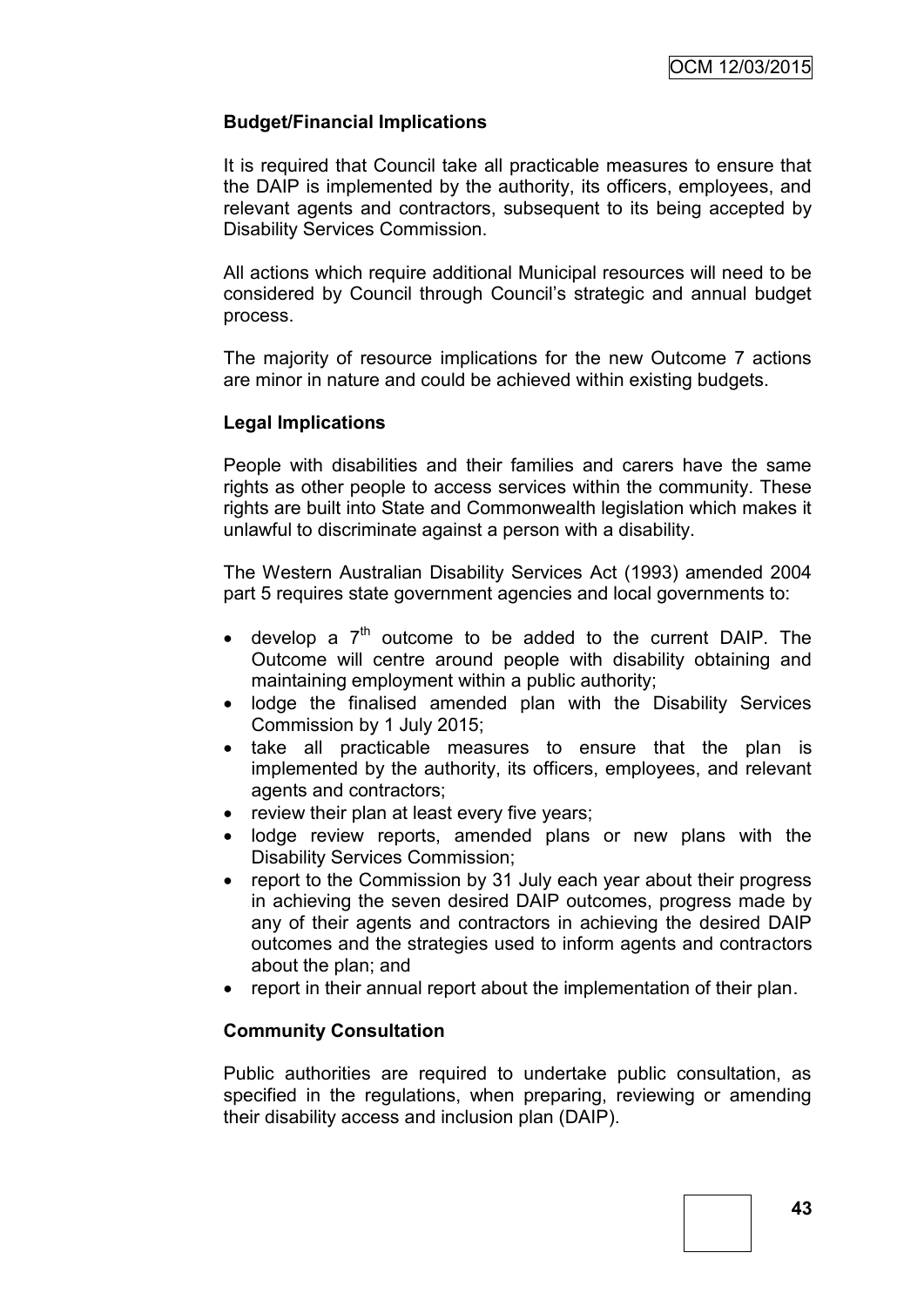**Budget/Financial Implications**

It is required that Council take all practicable measures to ensure that the DAIP is implemented by the authority, its officers, employees, and relevant agents and contractors, subsequent to its being accepted by Disability Services Commission.

All actions which require additional Municipal resources will need to be considered by Council through Council's strategic and annual budget process.

The majority of resource implications for the new Outcome 7 actions are minor in nature and could be achieved within existing budgets.

**Legal Implications**

People with disabilities and their families and carers have the same rights as other people to access services within the community. These rights are built into State and Commonwealth legislation which makes it unlawful to discriminate against a person with a disability.

The Western Australian Disability Services Act (1993) amended 2004 part 5 requires state government agencies and local governments to:

- develop a 7th outcome to be added to the current DAIP. The Outcome will centre around people with disability obtaining and maintaining employment within a public authority;
- lodge the finalised amended plan with the Disability Services Commission by 1 July 2015;
- take all practicable measures to ensure that the plan is implemented by the authority, its officers, employees, and relevant agents and contractors;
- review their plan at least every five years;
- lodge review reports, amended plans or new plans with the Disability Services Commission;
- report to the Commission by 31 July each year about their progress in achieving the seven desired DAIP outcomes, progress made by any of their agents and contractors in achieving the desired DAIP outcomes and the strategies used to inform agents and contractors about the plan; and
- report in their annual report about the implementation of their plan.

**Community Consultation**

Public authorities are required to undertake public consultation, as specified in the regulations, when preparing, reviewing or amending their disability access and inclusion plan (DAIP).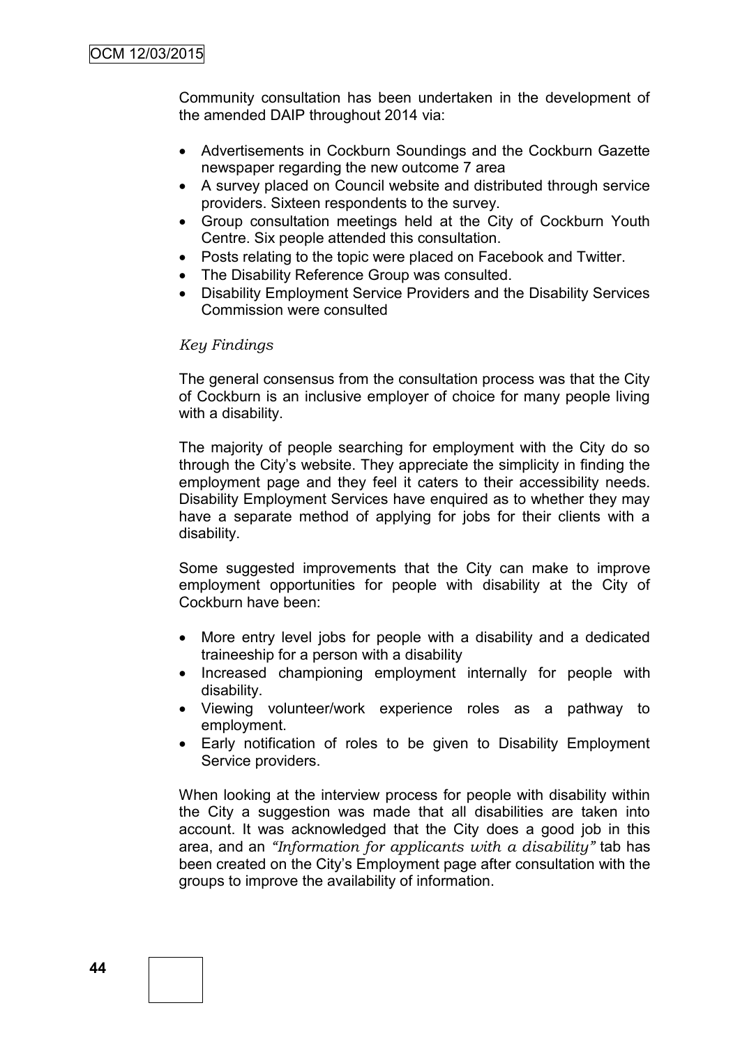Community consultation has been undertaken in the development of the amended DAIP throughout 2014 via:

- Advertisements in Cockburn Soundings and the Cockburn Gazette newspaper regarding the new outcome 7 area
- A survey placed on Council website and distributed through service providers. Sixteen respondents to the survey.
- Group consultation meetings held at the City of Cockburn Youth Centre. Six people attended this consultation.
- Posts relating to the topic were placed on Facebook and Twitter.
- The Disability Reference Group was consulted.
- Disability Employment Service Providers and the Disability Services Commission were consulted

*Key Findings*

The general consensus from the consultation process was that the City of Cockburn is an inclusive employer of choice for many people living with a disability.

The majority of people searching for employment with the City do so through the City's website. They appreciate the simplicity in finding the employment page and they feel it caters to their accessibility needs. Disability Employment Services have enquired as to whether they may have a separate method of applying for jobs for their clients with a disability.

Some suggested improvements that the City can make to improve employment opportunities for people with disability at the City of Cockburn have been:

- More entry level jobs for people with a disability and a dedicated traineeship for a person with a disability
- Increased championing employment internally for people with disability.
- Viewing volunteer/work experience roles as a pathway to employment.
- Early notification of roles to be given to Disability Employment Service providers.

When looking at the interview process for people with disability within the City a suggestion was made that all disabilities are taken into account. It was acknowledged that the City does a good job in this area, and an *"Information for applicants with a disability"* tab has been created on the City's Employment page after consultation with the groups to improve the availability of information.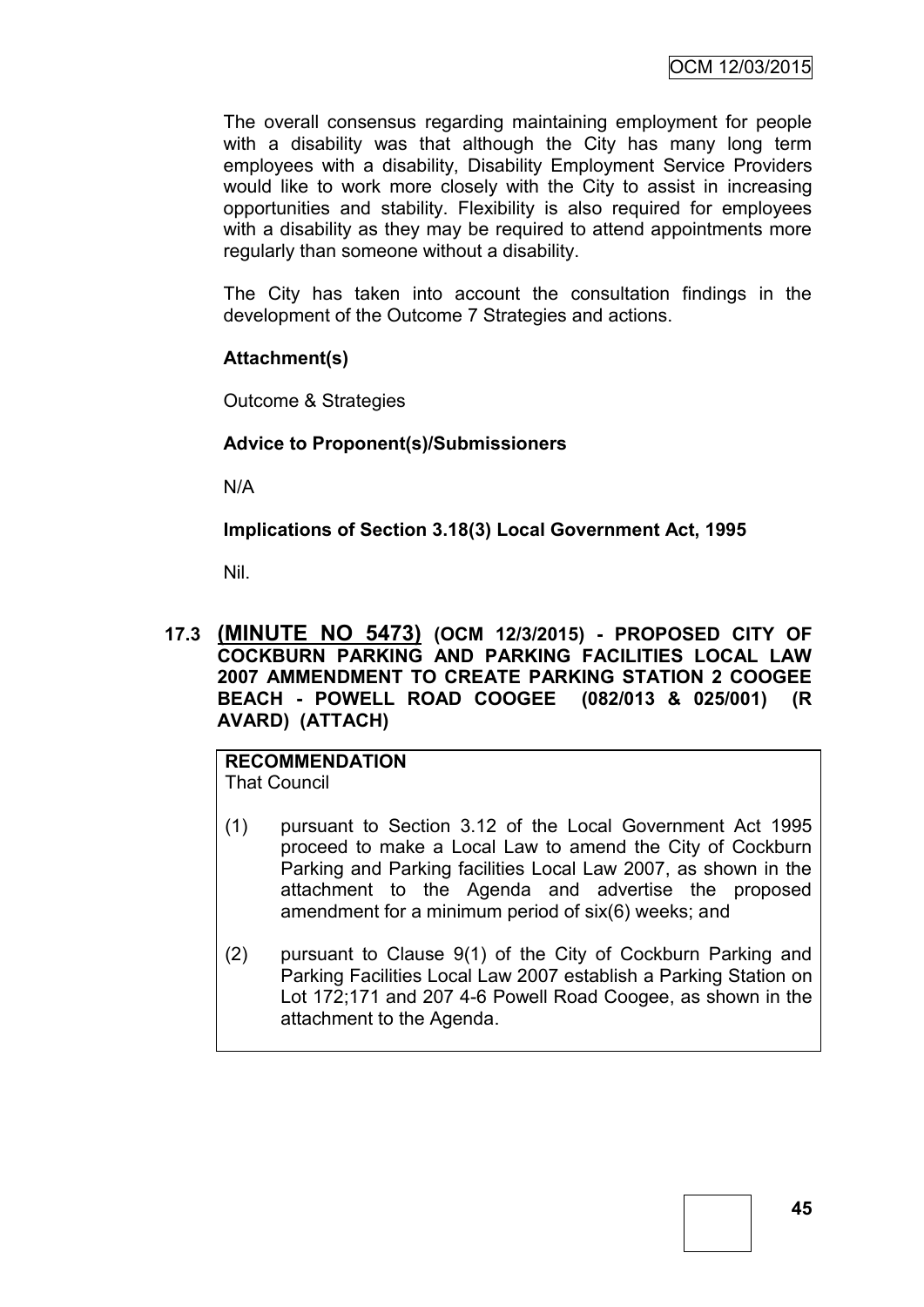The overall consensus regarding maintaining employment for people with a disability was that although the City has many long term employees with a disability, Disability Employment Service Providers would like to work more closely with the City to assist in increasing opportunities and stability. Flexibility is also required for employees with a disability as they may be required to attend appointments more regularly than someone without a disability.

The City has taken into account the consultation findings in the development of the Outcome 7 Strategies and actions.

**Attachment(s)**

Outcome & Strategies

**Advice to Proponent(s)/Submissioners**

N/A

**Implications of Section 3.18(3) Local Government Act, 1995**

Nil.

## 17.3 (MINUTE NO 5473) (OCM 12/3/2015) - PROPOSED CITY OF COCKBURN PARKING AND PARKING FACILITIES LOCAL LAW 2007 AMMENDMENT TO CREATE PARKING STATION 2 COOGEE BEACH - POWELL ROAD COOGEE (082/013 & 025/001) (R AVARD) (ATTACH)

**RECOMMENDATION**
That Council

(1) pursuant to Section 3.12 of the Local Government Act 1995 proceed to make a Local Law to amend the City of Cockburn Parking and Parking facilities Local Law 2007, as shown in the attachment to the Agenda and advertise the proposed amendment for a minimum period of six(6) weeks; and

(2) pursuant to Clause 9(1) of the City of Cockburn Parking and Parking Facilities Local Law 2007 establish a Parking Station on Lot 172;171 and 207 4-6 Powell Road Coogee, as shown in the attachment to the Agenda.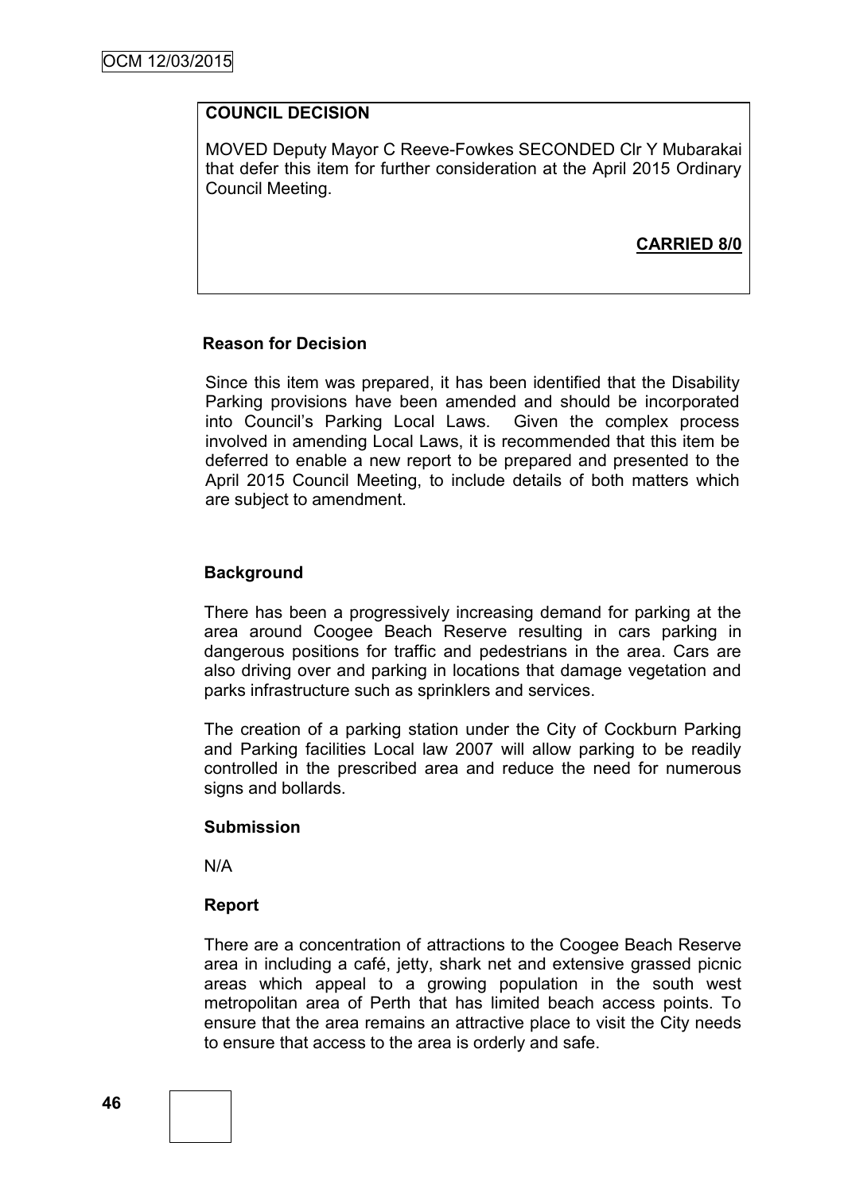**COUNCIL DECISION**

MOVED Deputy Mayor C Reeve-Fowkes SECONDED Clr Y Mubarakai that defer this item for further consideration at the April 2015 Ordinary Council Meeting.

**CARRIED 8/0**

**Reason for Decision**

Since this item was prepared, it has been identified that the Disability Parking provisions have been amended and should be incorporated into Council's Parking Local Laws. Given the complex process involved in amending Local Laws, it is recommended that this item be deferred to enable a new report to be prepared and presented to the April 2015 Council Meeting, to include details of both matters which are subject to amendment.

**Background**

There has been a progressively increasing demand for parking at the area around Coogee Beach Reserve resulting in cars parking in dangerous positions for traffic and pedestrians in the area. Cars are also driving over and parking in locations that damage vegetation and parks infrastructure such as sprinklers and services.

The creation of a parking station under the City of Cockburn Parking and Parking facilities Local law 2007 will allow parking to be readily controlled in the prescribed area and reduce the need for numerous signs and bollards.

**Submission**

N/A

**Report**

There are a concentration of attractions to the Coogee Beach Reserve area in including a café, jetty, shark net and extensive grassed picnic areas which appeal to a growing population in the south west metropolitan area of Perth that has limited beach access points. To ensure that the area remains an attractive place to visit the City needs to ensure that access to the area is orderly and safe.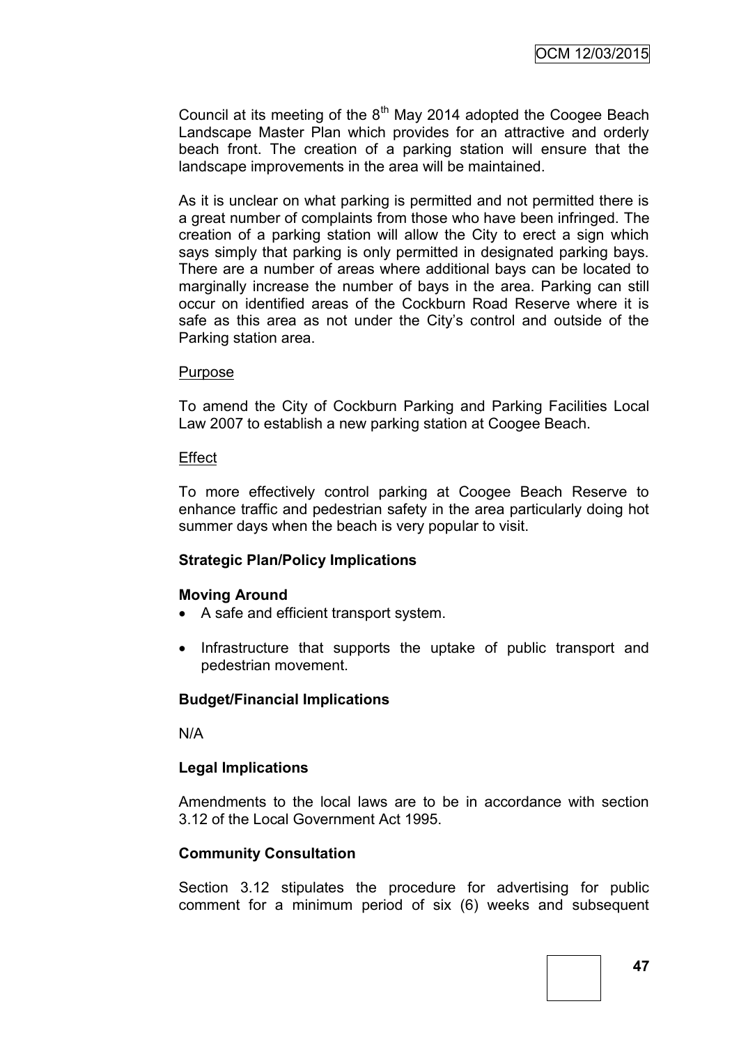Council at its meeting of the 8th May 2014 adopted the Coogee Beach Landscape Master Plan which provides for an attractive and orderly beach front. The creation of a parking station will ensure that the landscape improvements in the area will be maintained.

As it is unclear on what parking is permitted and not permitted there is a great number of complaints from those who have been infringed. The creation of a parking station will allow the City to erect a sign which says simply that parking is only permitted in designated parking bays. There are a number of areas where additional bays can be located to marginally increase the number of bays in the area. Parking can still occur on identified areas of the Cockburn Road Reserve where it is safe as this area as not under the City's control and outside of the Parking station area.

Purpose

To amend the City of Cockburn Parking and Parking Facilities Local Law 2007 to establish a new parking station at Coogee Beach.

Effect

To more effectively control parking at Coogee Beach Reserve to enhance traffic and pedestrian safety in the area particularly doing hot summer days when the beach is very popular to visit.

**Strategic Plan/Policy Implications**

**Moving Around**

- A safe and efficient transport system.
- Infrastructure that supports the uptake of public transport and pedestrian movement.

**Budget/Financial Implications**

N/A

**Legal Implications**

Amendments to the local laws are to be in accordance with section 3.12 of the Local Government Act 1995.

**Community Consultation**

Section 3.12 stipulates the procedure for advertising for public comment for a minimum period of six (6) weeks and subsequent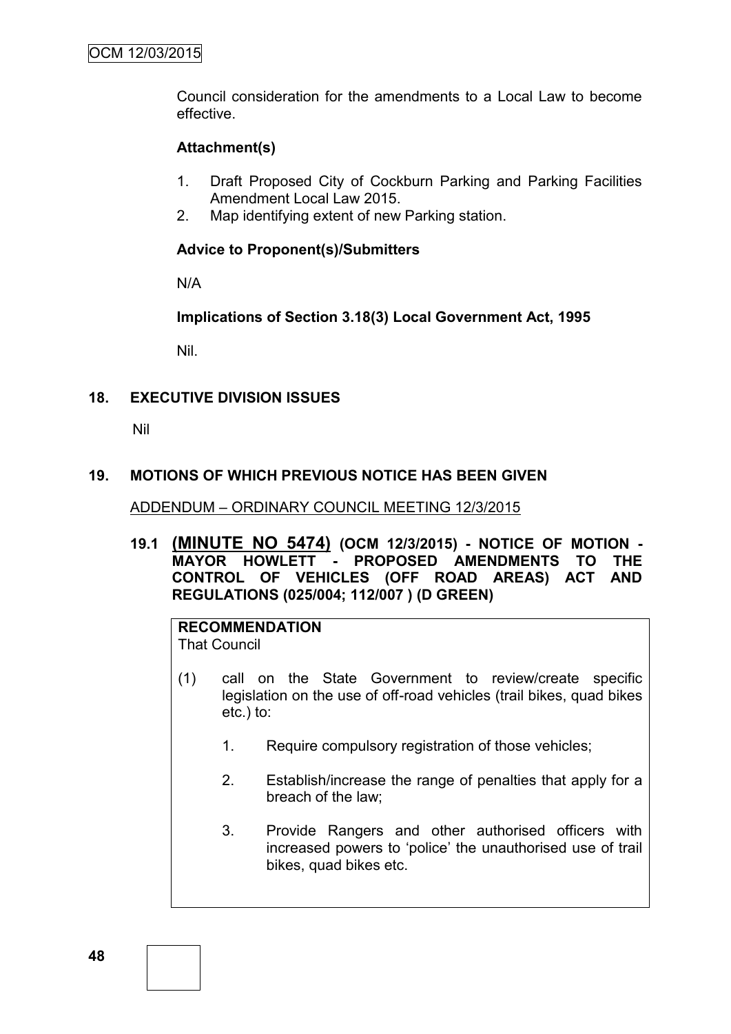Council consideration for the amendments to a Local Law to become effective.

**Attachment(s)**

1. Draft Proposed City of Cockburn Parking and Parking Facilities Amendment Local Law 2015.
2. Map identifying extent of new Parking station.

**Advice to Proponent(s)/Submitters**

N/A

**Implications of Section 3.18(3) Local Government Act, 1995**

Nil.

## 18. EXECUTIVE DIVISION ISSUES

Nil

## 19. MOTIONS OF WHICH PREVIOUS NOTICE HAS BEEN GIVEN

ADDENDUM – ORDINARY COUNCIL MEETING 12/3/2015

### 19.1 (MINUTE NO 5474) (OCM 12/3/2015) - NOTICE OF MOTION - MAYOR HOWLETT - PROPOSED AMENDMENTS TO THE CONTROL OF VEHICLES (OFF ROAD AREAS) ACT AND REGULATIONS (025/004; 112/007 ) (D GREEN)

**RECOMMENDATION**
That Council

(1) call on the State Government to review/create specific legislation on the use of off-road vehicles (trail bikes, quad bikes etc.) to:

1. Require compulsory registration of those vehicles;
2. Establish/increase the range of penalties that apply for a breach of the law;
3. Provide Rangers and other authorised officers with increased powers to 'police' the unauthorised use of trail bikes, quad bikes etc.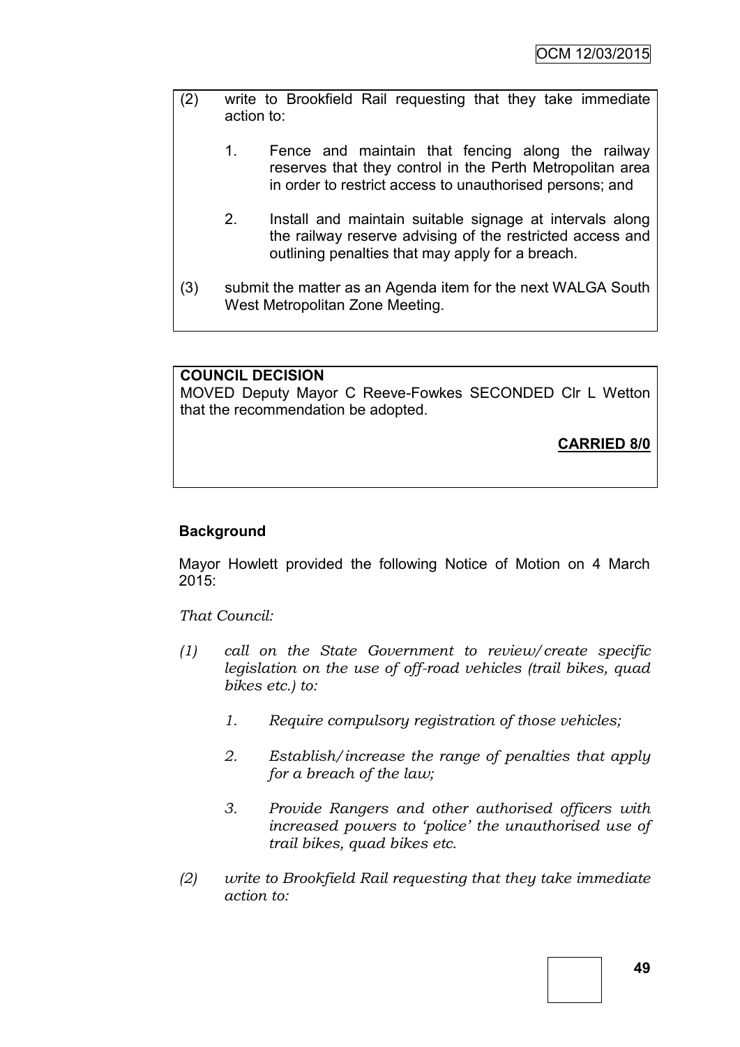(2) write to Brookfield Rail requesting that they take immediate action to:

    1. Fence and maintain that fencing along the railway reserves that they control in the Perth Metropolitan area in order to restrict access to unauthorised persons; and

    2. Install and maintain suitable signage at intervals along the railway reserve advising of the restricted access and outlining penalties that may apply for a breach.

(3) submit the matter as an Agenda item for the next WALGA South West Metropolitan Zone Meeting.

**COUNCIL DECISION**

MOVED Deputy Mayor C Reeve-Fowkes SECONDED Clr L Wetton that the recommendation be adopted.

**CARRIED 8/0**

## Background

Mayor Howlett provided the following Notice of Motion on 4 March 2015:

*That Council:*

*(1) call on the State Government to review/create specific legislation on the use of off-road vehicles (trail bikes, quad bikes etc.) to:*

    *1. Require compulsory registration of those vehicles;*

    *2. Establish/increase the range of penalties that apply for a breach of the law;*

    *3. Provide Rangers and other authorised officers with increased powers to 'police' the unauthorised use of trail bikes, quad bikes etc.*

*(2) write to Brookfield Rail requesting that they take immediate action to:*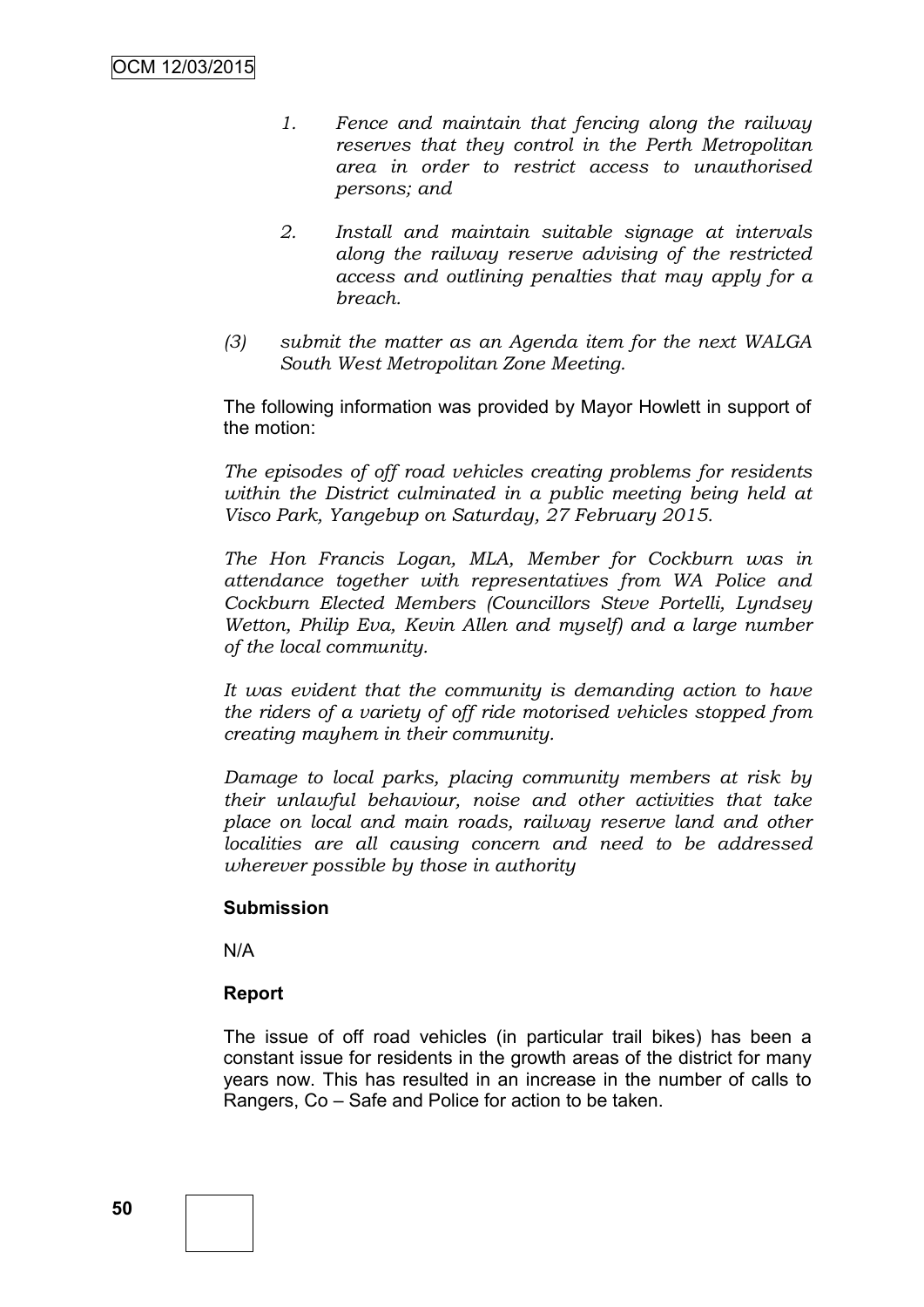1. *Fence and maintain that fencing along the railway reserves that they control in the Perth Metropolitan area in order to restrict access to unauthorised persons; and*

2. *Install and maintain suitable signage at intervals along the railway reserve advising of the restricted access and outlining penalties that may apply for a breach.*

*(3) submit the matter as an Agenda item for the next WALGA South West Metropolitan Zone Meeting.*

The following information was provided by Mayor Howlett in support of the motion:

*The episodes of off road vehicles creating problems for residents within the District culminated in a public meeting being held at Visco Park, Yangebup on Saturday, 27 February 2015.*

*The Hon Francis Logan, MLA, Member for Cockburn was in attendance together with representatives from WA Police and Cockburn Elected Members (Councillors Steve Portelli, Lyndsey Wetton, Philip Eva, Kevin Allen and myself) and a large number of the local community.*

*It was evident that the community is demanding action to have the riders of a variety of off ride motorised vehicles stopped from creating mayhem in their community.*

*Damage to local parks, placing community members at risk by their unlawful behaviour, noise and other activities that take place on local and main roads, railway reserve land and other localities are all causing concern and need to be addressed wherever possible by those in authority*

**Submission**

N/A

**Report**

The issue of off road vehicles (in particular trail bikes) has been a constant issue for residents in the growth areas of the district for many years now. This has resulted in an increase in the number of calls to Rangers, Co – Safe and Police for action to be taken.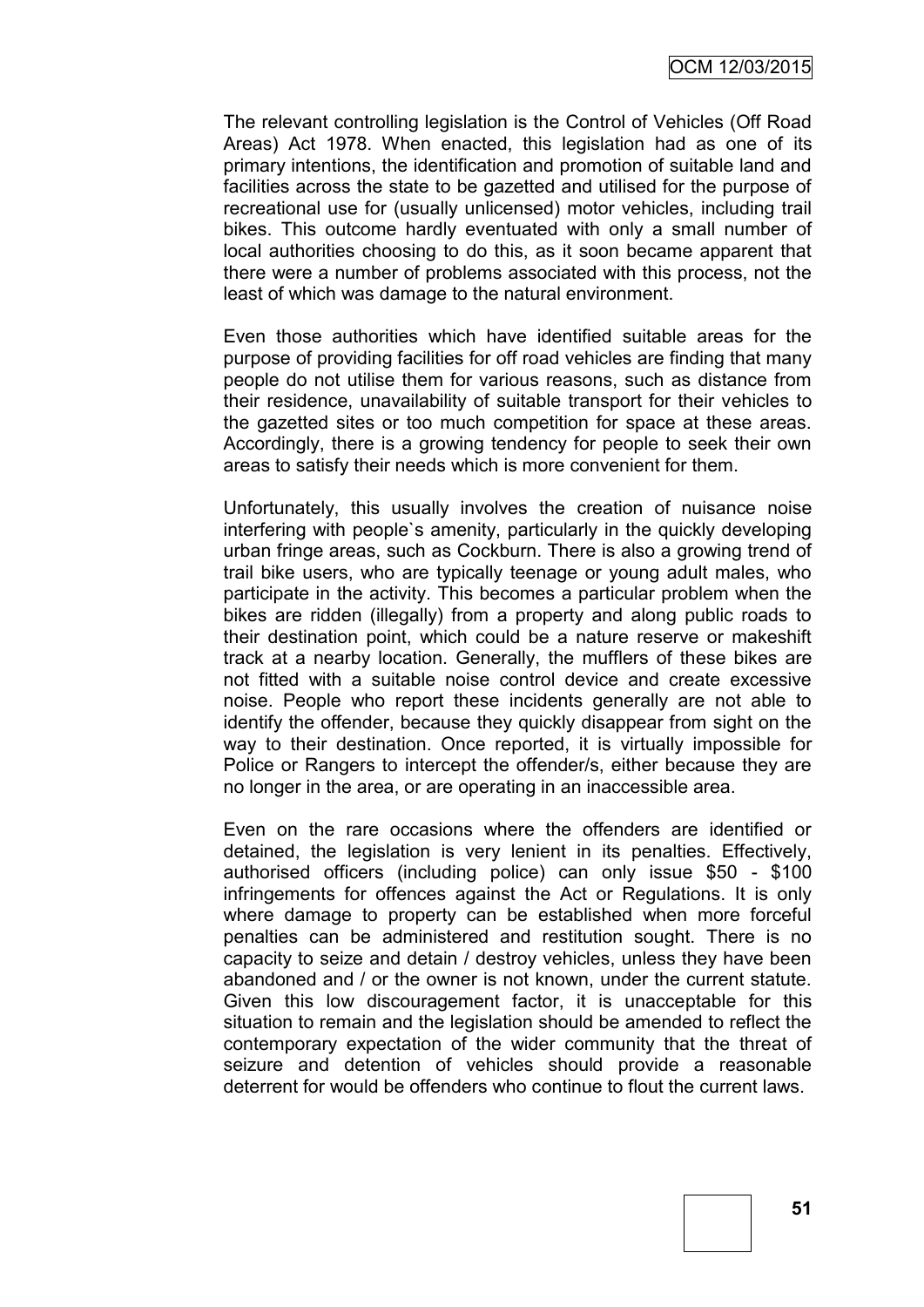The relevant controlling legislation is the Control of Vehicles (Off Road Areas) Act 1978. When enacted, this legislation had as one of its primary intentions, the identification and promotion of suitable land and facilities across the state to be gazetted and utilised for the purpose of recreational use for (usually unlicensed) motor vehicles, including trail bikes. This outcome hardly eventuated with only a small number of local authorities choosing to do this, as it soon became apparent that there were a number of problems associated with this process, not the least of which was damage to the natural environment.

Even those authorities which have identified suitable areas for the purpose of providing facilities for off road vehicles are finding that many people do not utilise them for various reasons, such as distance from their residence, unavailability of suitable transport for their vehicles to the gazetted sites or too much competition for space at these areas. Accordingly, there is a growing tendency for people to seek their own areas to satisfy their needs which is more convenient for them.

Unfortunately, this usually involves the creation of nuisance noise interfering with people`s amenity, particularly in the quickly developing urban fringe areas, such as Cockburn. There is also a growing trend of trail bike users, who are typically teenage or young adult males, who participate in the activity. This becomes a particular problem when the bikes are ridden (illegally) from a property and along public roads to their destination point, which could be a nature reserve or makeshift track at a nearby location. Generally, the mufflers of these bikes are not fitted with a suitable noise control device and create excessive noise. People who report these incidents generally are not able to identify the offender, because they quickly disappear from sight on the way to their destination. Once reported, it is virtually impossible for Police or Rangers to intercept the offender/s, either because they are no longer in the area, or are operating in an inaccessible area.

Even on the rare occasions where the offenders are identified or detained, the legislation is very lenient in its penalties. Effectively, authorised officers (including police) can only issue $50 - $100 infringements for offences against the Act or Regulations. It is only where damage to property can be established when more forceful penalties can be administered and restitution sought. There is no capacity to seize and detain / destroy vehicles, unless they have been abandoned and / or the owner is not known, under the current statute. Given this low discouragement factor, it is unacceptable for this situation to remain and the legislation should be amended to reflect the contemporary expectation of the wider community that the threat of seizure and detention of vehicles should provide a reasonable deterrent for would be offenders who continue to flout the current laws.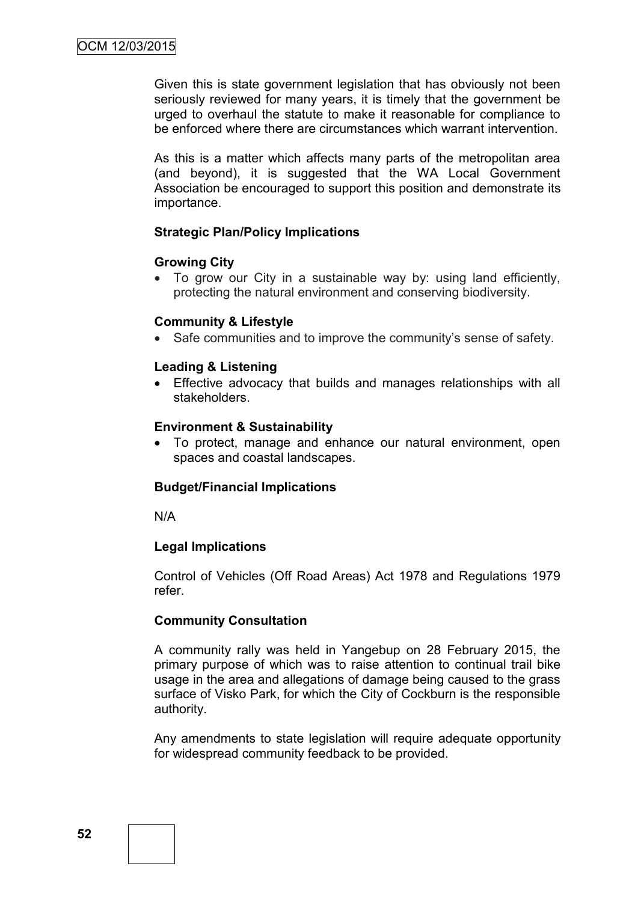Given this is state government legislation that has obviously not been seriously reviewed for many years, it is timely that the government be urged to overhaul the statute to make it reasonable for compliance to be enforced where there are circumstances which warrant intervention.

As this is a matter which affects many parts of the metropolitan area (and beyond), it is suggested that the WA Local Government Association be encouraged to support this position and demonstrate its importance.

**Strategic Plan/Policy Implications**

**Growing City**

- To grow our City in a sustainable way by: using land efficiently, protecting the natural environment and conserving biodiversity.

**Community & Lifestyle**

- Safe communities and to improve the community's sense of safety.

**Leading & Listening**

- Effective advocacy that builds and manages relationships with all stakeholders.

**Environment & Sustainability**

- To protect, manage and enhance our natural environment, open spaces and coastal landscapes.

**Budget/Financial Implications**

N/A

**Legal Implications**

Control of Vehicles (Off Road Areas) Act 1978 and Regulations 1979 refer.

**Community Consultation**

A community rally was held in Yangebup on 28 February 2015, the primary purpose of which was to raise attention to continual trail bike usage in the area and allegations of damage being caused to the grass surface of Visko Park, for which the City of Cockburn is the responsible authority.

Any amendments to state legislation will require adequate opportunity for widespread community feedback to be provided.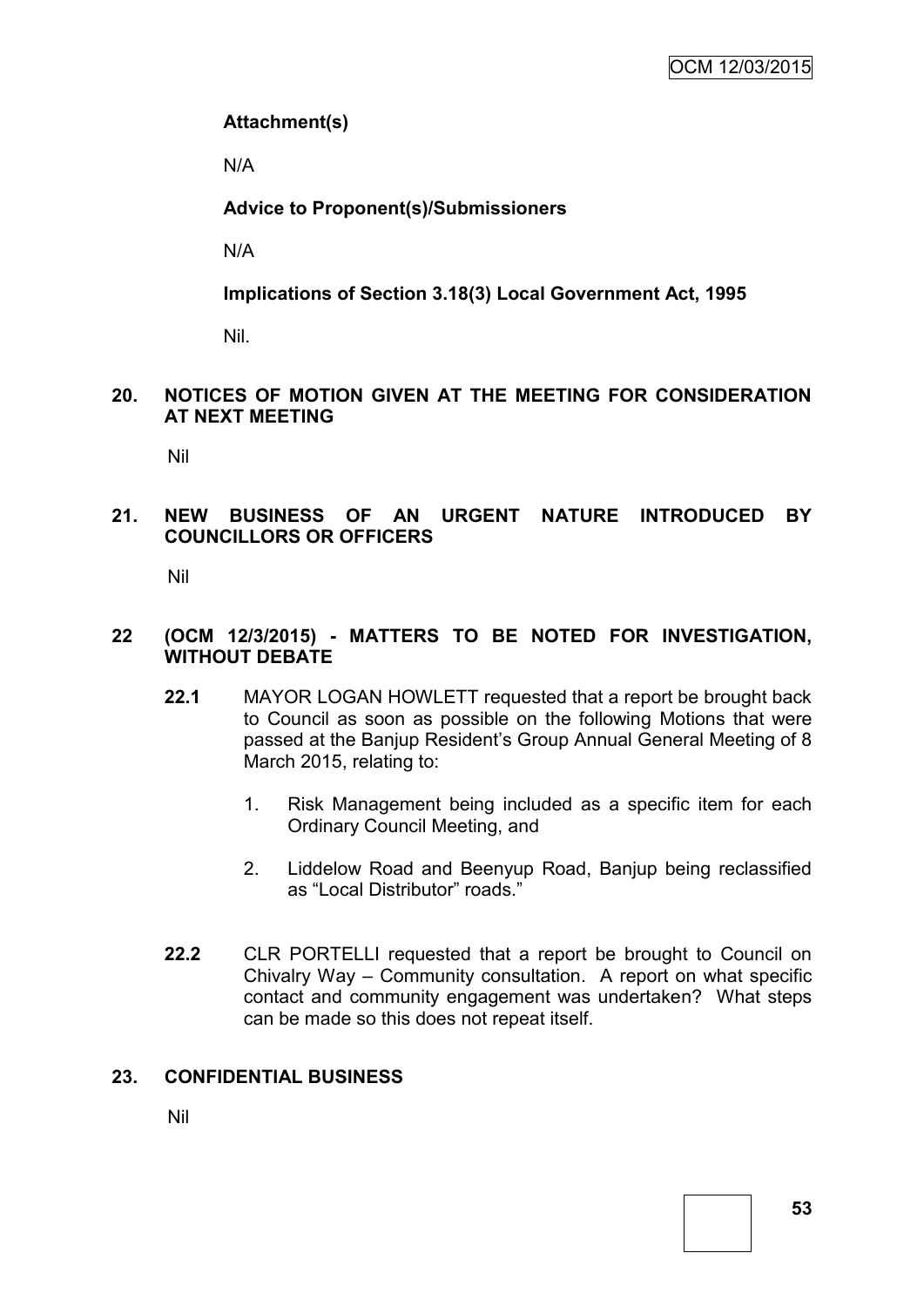**Attachment(s)**

N/A

**Advice to Proponent(s)/Submissioners**

N/A

**Implications of Section 3.18(3) Local Government Act, 1995**

Nil.

## 20. NOTICES OF MOTION GIVEN AT THE MEETING FOR CONSIDERATION AT NEXT MEETING

Nil

## 21. NEW BUSINESS OF AN URGENT NATURE INTRODUCED BY COUNCILLORS OR OFFICERS

Nil

## 22 (OCM 12/3/2015) - MATTERS TO BE NOTED FOR INVESTIGATION, WITHOUT DEBATE

**22.1** MAYOR LOGAN HOWLETT requested that a report be brought back to Council as soon as possible on the following Motions that were passed at the Banjup Resident's Group Annual General Meeting of 8 March 2015, relating to:

1. Risk Management being included as a specific item for each Ordinary Council Meeting, and

2. Liddelow Road and Beenyup Road, Banjup being reclassified as "Local Distributor" roads."

**22.2** CLR PORTELLI requested that a report be brought to Council on Chivalry Way – Community consultation. A report on what specific contact and community engagement was undertaken? What steps can be made so this does not repeat itself.

## 23. CONFIDENTIAL BUSINESS

Nil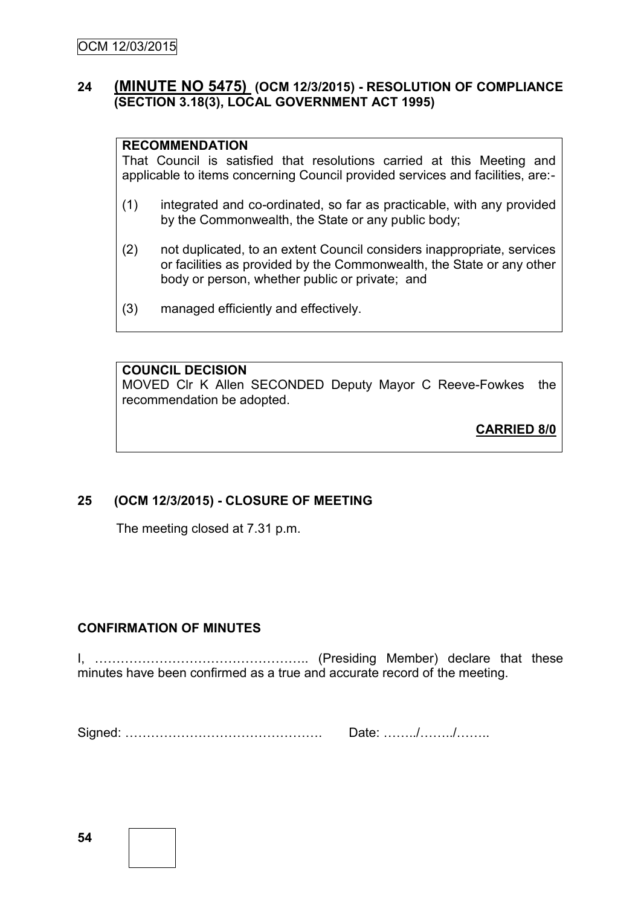## 24 (MINUTE NO 5475) (OCM 12/3/2015) - RESOLUTION OF COMPLIANCE (SECTION 3.18(3), LOCAL GOVERNMENT ACT 1995)

**RECOMMENDATION**

That Council is satisfied that resolutions carried at this Meeting and applicable to items concerning Council provided services and facilities, are:-

(1) integrated and co-ordinated, so far as practicable, with any provided by the Commonwealth, the State or any public body;

(2) not duplicated, to an extent Council considers inappropriate, services or facilities as provided by the Commonwealth, the State or any other body or person, whether public or private; and

(3) managed efficiently and effectively.

**COUNCIL DECISION**

MOVED Clr K Allen SECONDED Deputy Mayor C Reeve-Fowkes the recommendation be adopted.

**CARRIED 8/0**

## 25 (OCM 12/3/2015) - CLOSURE OF MEETING

The meeting closed at 7.31 p.m.

**CONFIRMATION OF MINUTES**

I, ………………………………………….. (Presiding Member) declare that these minutes have been confirmed as a true and accurate record of the meeting.

Signed: ………………………………………. Date: ……../……../……..